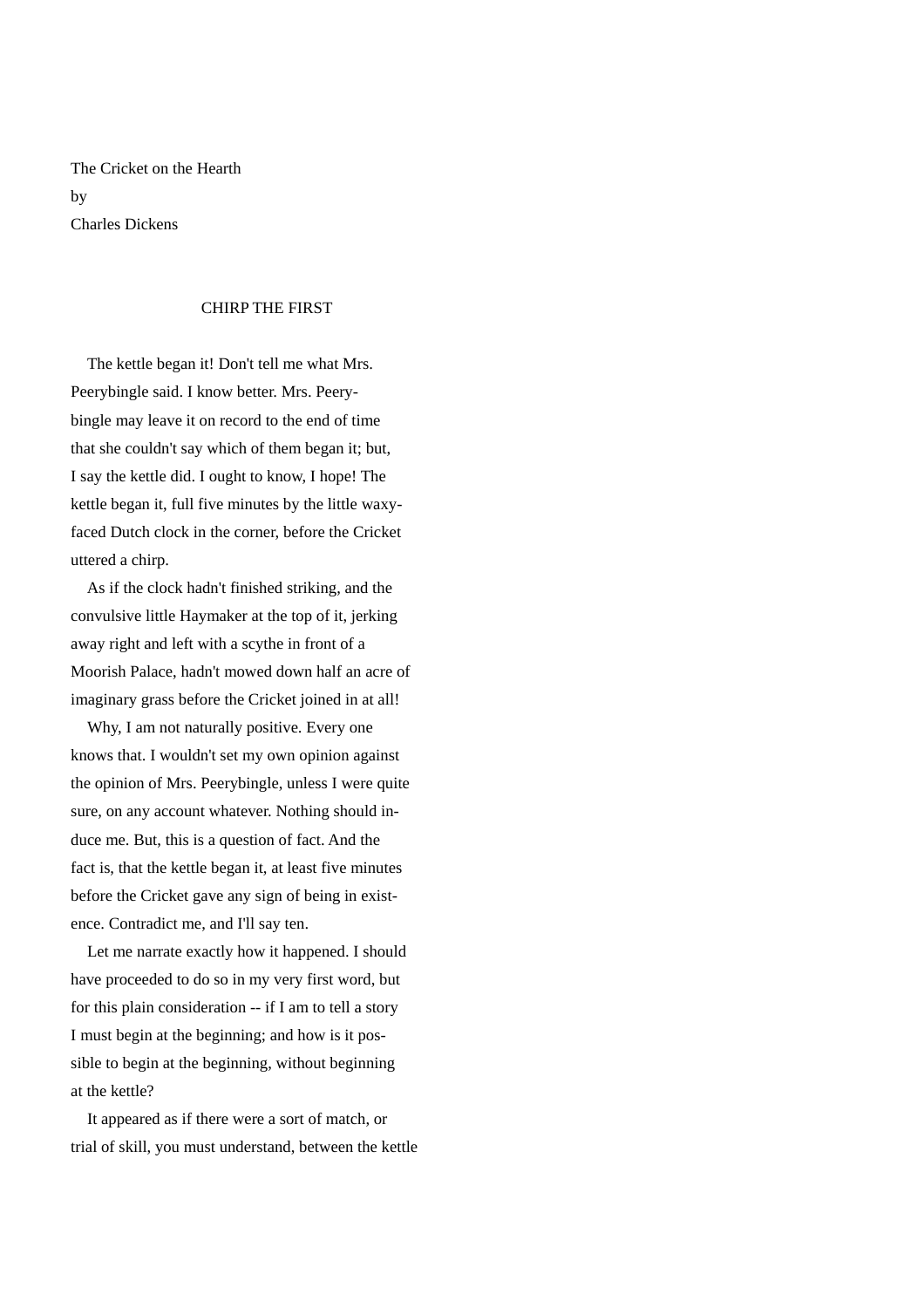The Cricket on the Hearth

by

Charles Dickens

## CHIRP THE FIRST

The kettle began it! Don't tell me what Mrs. Peerybingle said. I know better. Mrs. Peerybingle may leave it on record to the end of time that she couldn't say which of them began it; but, I say the kettle did. I ought to know, I hope! The kettle began it, full five minutes by the little waxy-faced Dutch clock in the corner, before the Cricket uttered a chirp.

As if the clock hadn't finished striking, and the convulsive little Haymaker at the top of it, jerking away right and left with a scythe in front of a Moorish Palace, hadn't mowed down half an acre of imaginary grass before the Cricket joined in at all!

Why, I am not naturally positive. Every one knows that. I wouldn't set my own opinion against the opinion of Mrs. Peerybingle, unless I were quite sure, on any account whatever. Nothing should induce me. But, this is a question of fact. And the fact is, that the kettle began it, at least five minutes before the Cricket gave any sign of being in existence. Contradict me, and I'll say ten.

Let me narrate exactly how it happened. I should have proceeded to do so in my very first word, but for this plain consideration -- if I am to tell a story I must begin at the beginning; and how is it possible to begin at the beginning, without beginning at the kettle?

It appeared as if there were a sort of match, or trial of skill, you must understand, between the kettle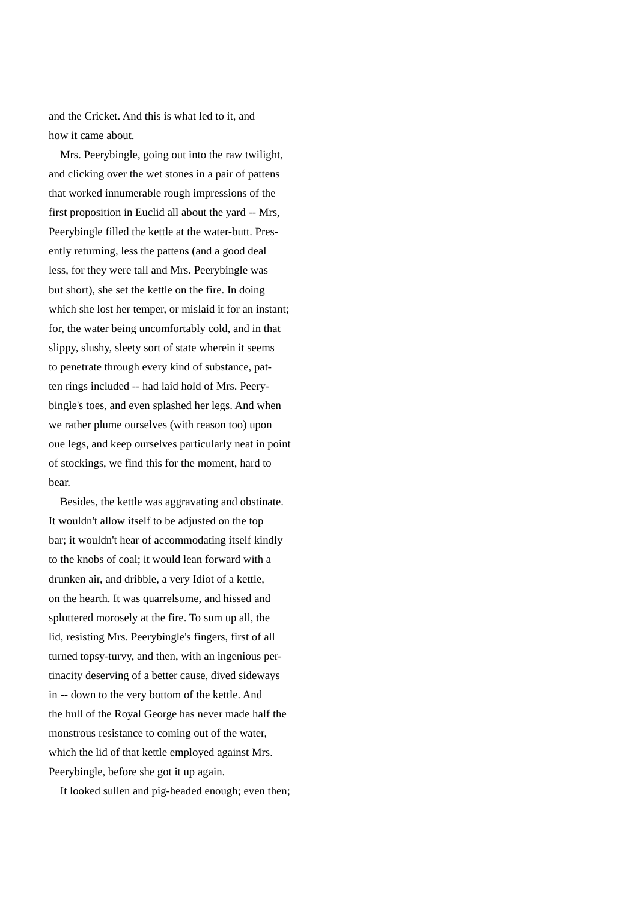and the Cricket. And this is what led to it, and how it came about.

Mrs. Peerybingle, going out into the raw twilight, and clicking over the wet stones in a pair of pattens that worked innumerable rough impressions of the first proposition in Euclid all about the yard -- Mrs, Peerybingle filled the kettle at the water-butt. Presently returning, less the pattens (and a good deal less, for they were tall and Mrs. Peerybingle was but short), she set the kettle on the fire. In doing which she lost her temper, or mislaid it for an instant; for, the water being uncomfortably cold, and in that slippy, slushy, sleety sort of state wherein it seems to penetrate through every kind of substance, patten rings included -- had laid hold of Mrs. Peerybingle's toes, and even splashed her legs. And when we rather plume ourselves (with reason too) upon oue legs, and keep ourselves particularly neat in point of stockings, we find this for the moment, hard to bear.

Besides, the kettle was aggravating and obstinate. It wouldn't allow itself to be adjusted on the top bar; it wouldn't hear of accommodating itself kindly to the knobs of coal; it would lean forward with a drunken air, and dribble, a very Idiot of a kettle, on the hearth. It was quarrelsome, and hissed and spluttered morosely at the fire. To sum up all, the lid, resisting Mrs. Peerybingle's fingers, first of all turned topsy-turvy, and then, with an ingenious pertinacity deserving of a better cause, dived sideways in -- down to the very bottom of the kettle. And the hull of the Royal George has never made half the monstrous resistance to coming out of the water, which the lid of that kettle employed against Mrs. Peerybingle, before she got it up again.

It looked sullen and pig-headed enough; even then;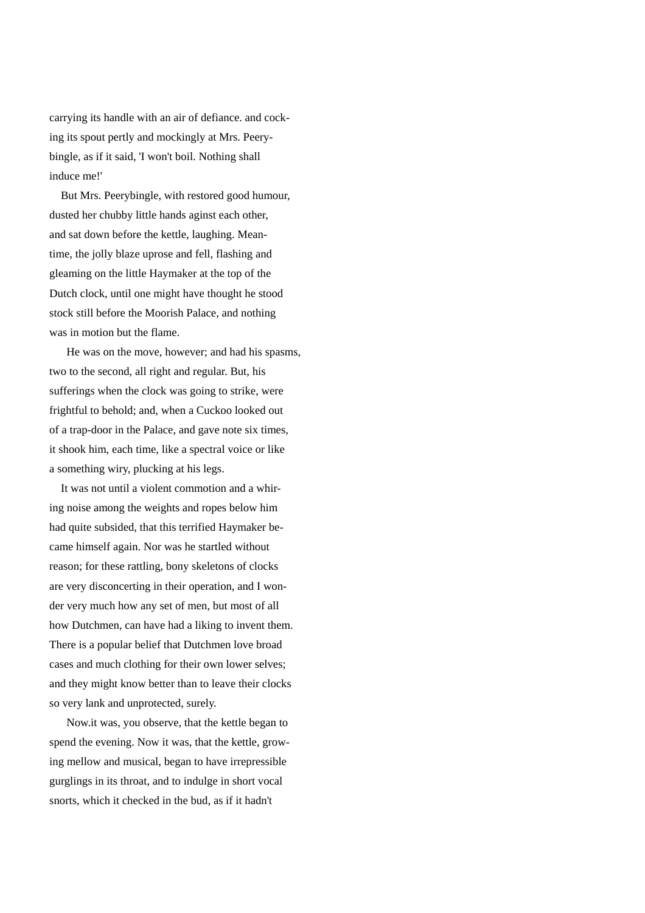carrying its handle with an air of defiance. and cocking its spout pertly and mockingly at Mrs. Peerybingle, as if it said, 'I won't boil. Nothing shall induce me!'

But Mrs. Peerybingle, with restored good humour, dusted her chubby little hands aginst each other, and sat down before the kettle, laughing. Meantime, the jolly blaze uprose and fell, flashing and gleaming on the little Haymaker at the top of the Dutch clock, until one might have thought he stood stock still before the Moorish Palace, and nothing was in motion but the flame.

He was on the move, however; and had his spasms, two to the second, all right and regular. But, his sufferings when the clock was going to strike, were frightful to behold; and, when a Cuckoo looked out of a trap-door in the Palace, and gave note six times, it shook him, each time, like a spectral voice or like a something wiry, plucking at his legs.

It was not until a violent commotion and a whirring noise among the weights and ropes below him had quite subsided, that this terrified Haymaker became himself again. Nor was he startled without reason; for these rattling, bony skeletons of clocks are very disconcerting in their operation, and I wonder very much how any set of men, but most of all how Dutchmen, can have had a liking to invent them. There is a popular belief that Dutchmen love broad cases and much clothing for their own lower selves; and they might know better than to leave their clocks so very lank and unprotected, surely.

Now.it was, you observe, that the kettle began to spend the evening. Now it was, that the kettle, growing mellow and musical, began to have irrepressible gurglings in its throat, and to indulge in short vocal snorts, which it checked in the bud, as if it hadn't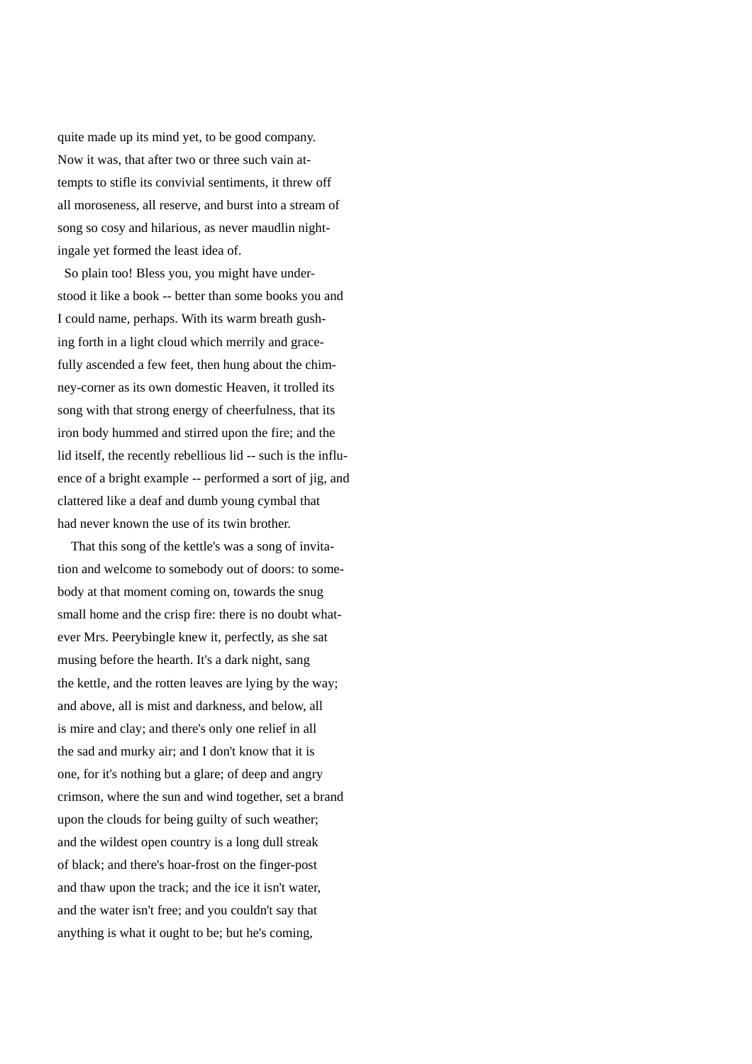quite made up its mind yet, to be good company. Now it was, that after two or three such vain attempts to stifle its convivial sentiments, it threw off all moroseness, all reserve, and burst into a stream of song so cosy and hilarious, as never maudlin nightingale yet formed the least idea of.

So plain too! Bless you, you might have understood it like a book -- better than some books you and I could name, perhaps. With its warm breath gushing forth in a light cloud which merrily and gracefully ascended a few feet, then hung about the chimney-corner as its own domestic Heaven, it trolled its song with that strong energy of cheerfulness, that its iron body hummed and stirred upon the fire; and the lid itself, the recently rebellious lid -- such is the influence of a bright example -- performed a sort of jig, and clattered like a deaf and dumb young cymbal that had never known the use of its twin brother.

That this song of the kettle's was a song of invitation and welcome to somebody out of doors: to somebody at that moment coming on, towards the snug small home and the crisp fire: there is no doubt whatever Mrs. Peerybingle knew it, perfectly, as she sat musing before the hearth. It's a dark night, sang the kettle, and the rotten leaves are lying by the way; and above, all is mist and darkness, and below, all is mire and clay; and there's only one relief in all the sad and murky air; and I don't know that it is one, for it's nothing but a glare; of deep and angry crimson, where the sun and wind together, set a brand upon the clouds for being guilty of such weather; and the wildest open country is a long dull streak of black; and there's hoar-frost on the finger-post and thaw upon the track; and the ice it isn't water, and the water isn't free; and you couldn't say that anything is what it ought to be; but he's coming,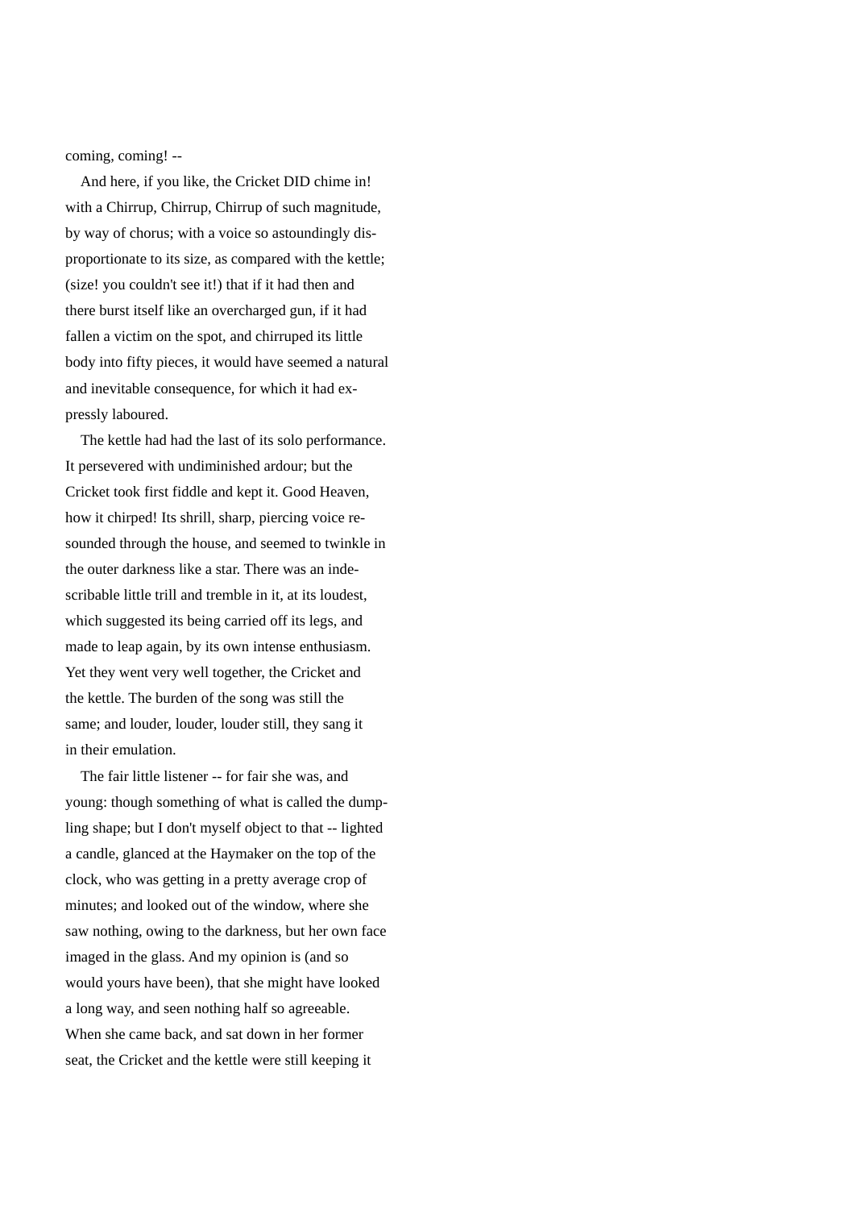coming, coming! --

And here, if you like, the Cricket DID chime in! with a Chirrup, Chirrup, Chirrup of such magnitude, by way of chorus; with a voice so astoundingly disproportionate to its size, as compared with the kettle; (size! you couldn't see it!) that if it had then and there burst itself like an overcharged gun, if it had fallen a victim on the spot, and chirruped its little body into fifty pieces, it would have seemed a natural and inevitable consequence, for which it had expressly laboured.

The kettle had had the last of its solo performance. It persevered with undiminished ardour; but the Cricket took first fiddle and kept it. Good Heaven, how it chirped! Its shrill, sharp, piercing voice resounded through the house, and seemed to twinkle in the outer darkness like a star. There was an indescribable little trill and tremble in it, at its loudest, which suggested its being carried off its legs, and made to leap again, by its own intense enthusiasm. Yet they went very well together, the Cricket and the kettle. The burden of the song was still the same; and louder, louder, louder still, they sang it in their emulation.

The fair little listener -- for fair she was, and young: though something of what is called the dumpling shape; but I don't myself object to that -- lighted a candle, glanced at the Haymaker on the top of the clock, who was getting in a pretty average crop of minutes; and looked out of the window, where she saw nothing, owing to the darkness, but her own face imaged in the glass. And my opinion is (and so would yours have been), that she might have looked a long way, and seen nothing half so agreeable. When she came back, and sat down in her former seat, the Cricket and the kettle were still keeping it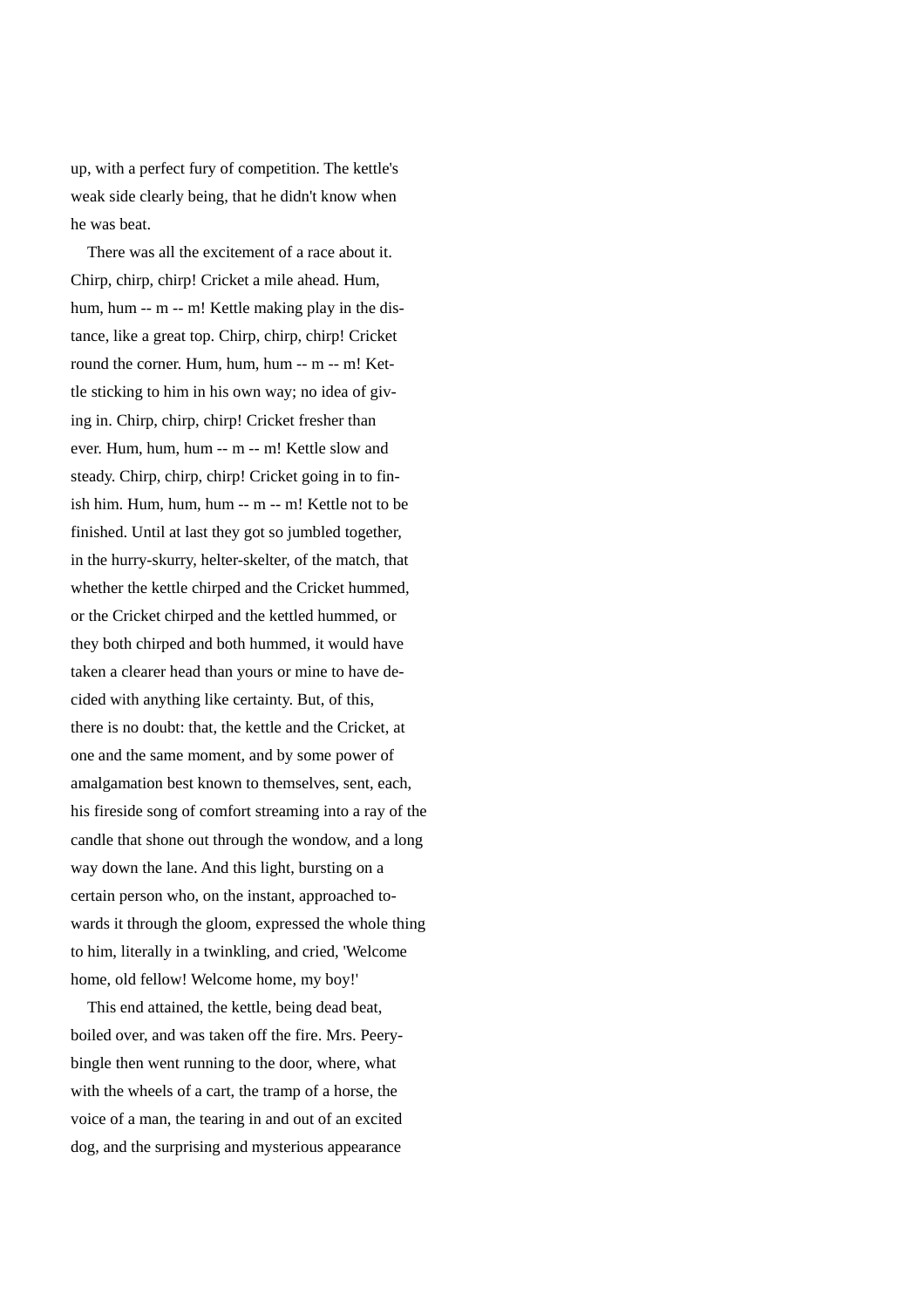up, with a perfect fury of competition. The kettle's weak side clearly being, that he didn't know when he was beat.

There was all the excitement of a race about it. Chirp, chirp, chirp! Cricket a mile ahead. Hum, hum, hum -- m -- m! Kettle making play in the distance, like a great top. Chirp, chirp, chirp! Cricket round the corner. Hum, hum, hum -- m -- m! Kettle sticking to him in his own way; no idea of giving in. Chirp, chirp, chirp! Cricket fresher than ever. Hum, hum, hum -- m -- m! Kettle slow and steady. Chirp, chirp, chirp! Cricket going in to finish him. Hum, hum, hum -- m -- m! Kettle not to be finished. Until at last they got so jumbled together, in the hurry-skurry, helter-skelter, of the match, that whether the kettle chirped and the Cricket hummed, or the Cricket chirped and the kettled hummed, or they both chirped and both hummed, it would have taken a clearer head than yours or mine to have decided with anything like certainty. But, of this, there is no doubt: that, the kettle and the Cricket, at one and the same moment, and by some power of amalgamation best known to themselves, sent, each, his fireside song of comfort streaming into a ray of the candle that shone out through the wondow, and a long way down the lane. And this light, bursting on a certain person who, on the instant, approached towards it through the gloom, expressed the whole thing to him, literally in a twinkling, and cried, 'Welcome home, old fellow! Welcome home, my boy!'

This end attained, the kettle, being dead beat, boiled over, and was taken off the fire. Mrs. Peerybingle then went running to the door, where, what with the wheels of a cart, the tramp of a horse, the voice of a man, the tearing in and out of an excited dog, and the surprising and mysterious appearance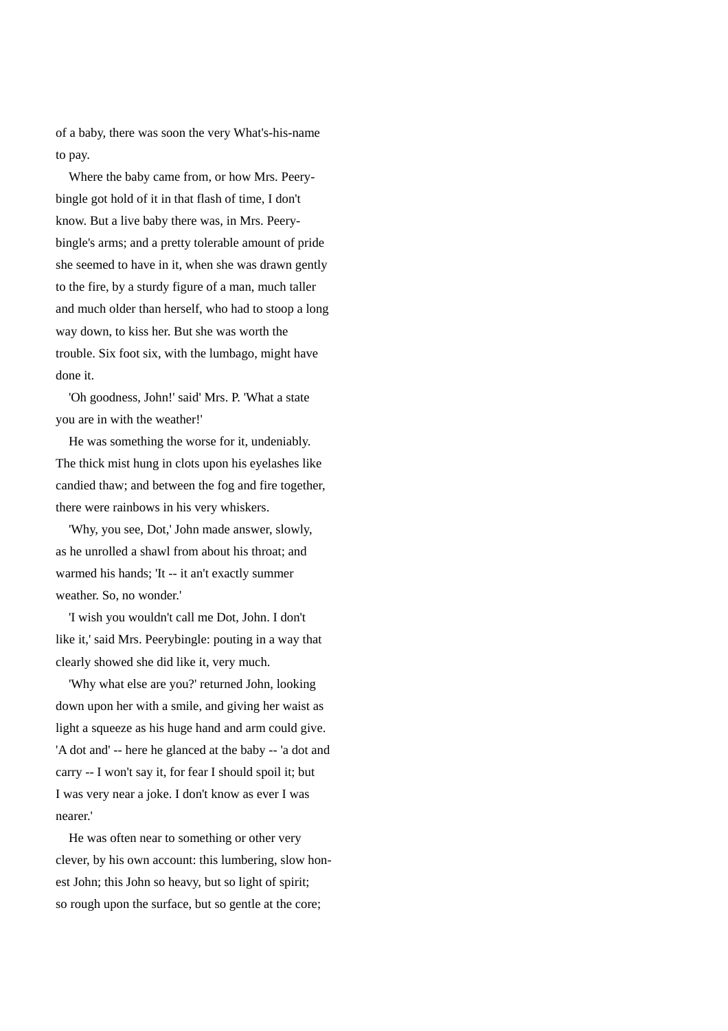of a baby, there was soon the very What's-his-name to pay.

Where the baby came from, or how Mrs. Peerybingle got hold of it in that flash of time, I don't know. But a live baby there was, in Mrs. Peerybingle's arms; and a pretty tolerable amount of pride she seemed to have in it, when she was drawn gently to the fire, by a sturdy figure of a man, much taller and much older than herself, who had to stoop a long way down, to kiss her. But she was worth the trouble. Six foot six, with the lumbago, might have done it.

'Oh goodness, John!' said' Mrs. P. 'What a state you are in with the weather!'

He was something the worse for it, undeniably. The thick mist hung in clots upon his eyelashes like candied thaw; and between the fog and fire together, there were rainbows in his very whiskers.

'Why, you see, Dot,' John made answer, slowly, as he unrolled a shawl from about his throat; and warmed his hands; 'It -- it an't exactly summer weather. So, no wonder.'

'I wish you wouldn't call me Dot, John. I don't like it,' said Mrs. Peerybingle: pouting in a way that clearly showed she did like it, very much.

'Why what else are you?' returned John, looking down upon her with a smile, and giving her waist as light a squeeze as his huge hand and arm could give. 'A dot and' -- here he glanced at the baby -- 'a dot and carry -- I won't say it, for fear I should spoil it; but I was very near a joke. I don't know as ever I was nearer.'

He was often near to something or other very clever, by his own account: this lumbering, slow honest John; this John so heavy, but so light of spirit; so rough upon the surface, but so gentle at the core;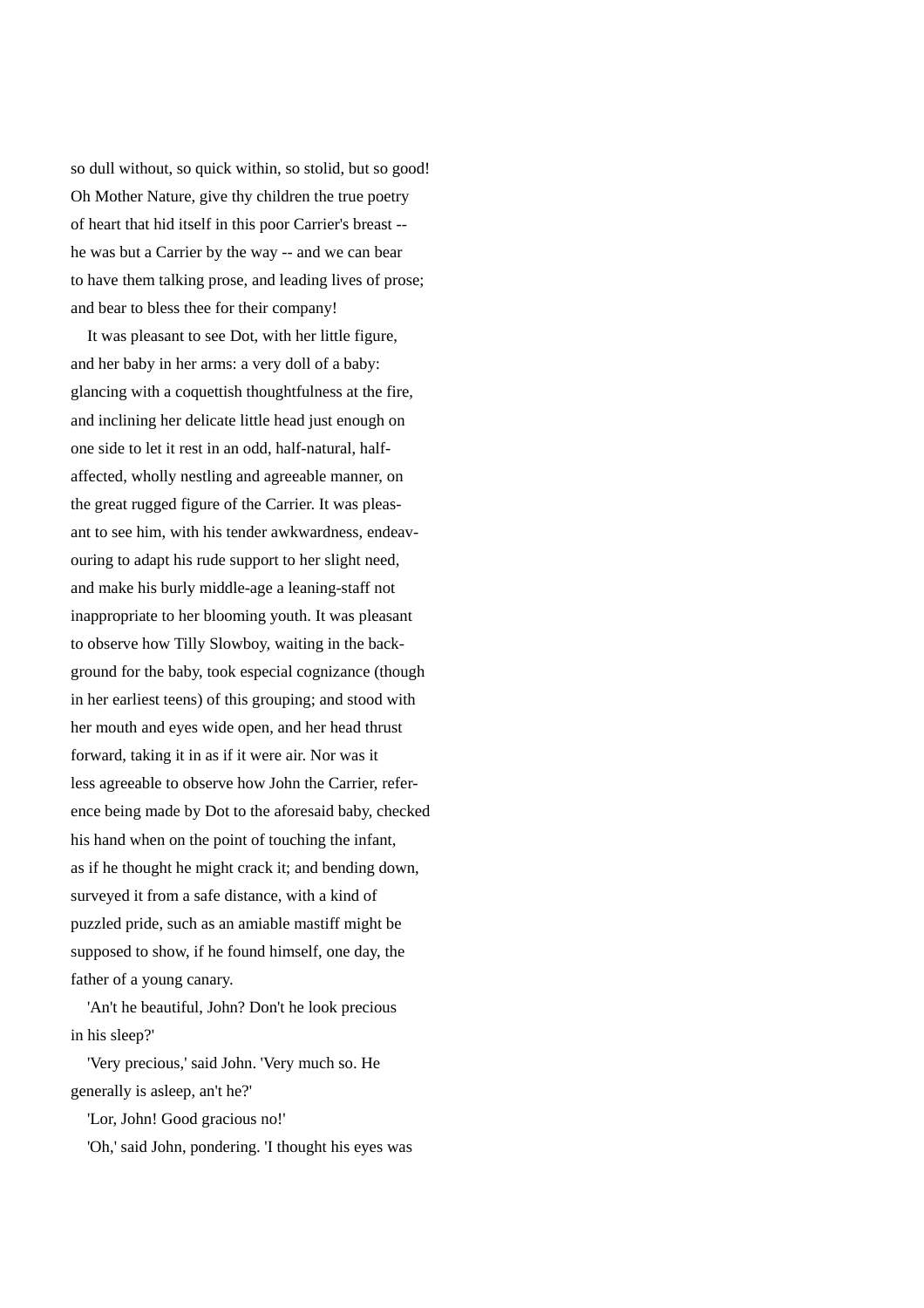so dull without, so quick within, so stolid, but so good! Oh Mother Nature, give thy children the true poetry of heart that hid itself in this poor Carrier's breast -- he was but a Carrier by the way -- and we can bear to have them talking prose, and leading lives of prose; and bear to bless thee for their company!

It was pleasant to see Dot, with her little figure, and her baby in her arms: a very doll of a baby: glancing with a coquettish thoughtfulness at the fire, and inclining her delicate little head just enough on one side to let it rest in an odd, half-natural, half-affected, wholly nestling and agreeable manner, on the great rugged figure of the Carrier. It was pleasant to see him, with his tender awkwardness, endeavouring to adapt his rude support to her slight need, and make his burly middle-age a leaning-staff not inappropriate to her blooming youth. It was pleasant to observe how Tilly Slowboy, waiting in the background for the baby, took especial cognizance (though in her earliest teens) of this grouping; and stood with her mouth and eyes wide open, and her head thrust forward, taking it in as if it were air. Nor was it less agreeable to observe how John the Carrier, reference being made by Dot to the aforesaid baby, checked his hand when on the point of touching the infant, as if he thought he might crack it; and bending down, surveyed it from a safe distance, with a kind of puzzled pride, such as an amiable mastiff might be supposed to show, if he found himself, one day, the father of a young canary.

'An't he beautiful, John? Don't he look precious in his sleep?'

'Very precious,' said John. 'Very much so. He generally is asleep, an't he?'

'Lor, John! Good gracious no!'

'Oh,' said John, pondering. 'I thought his eyes was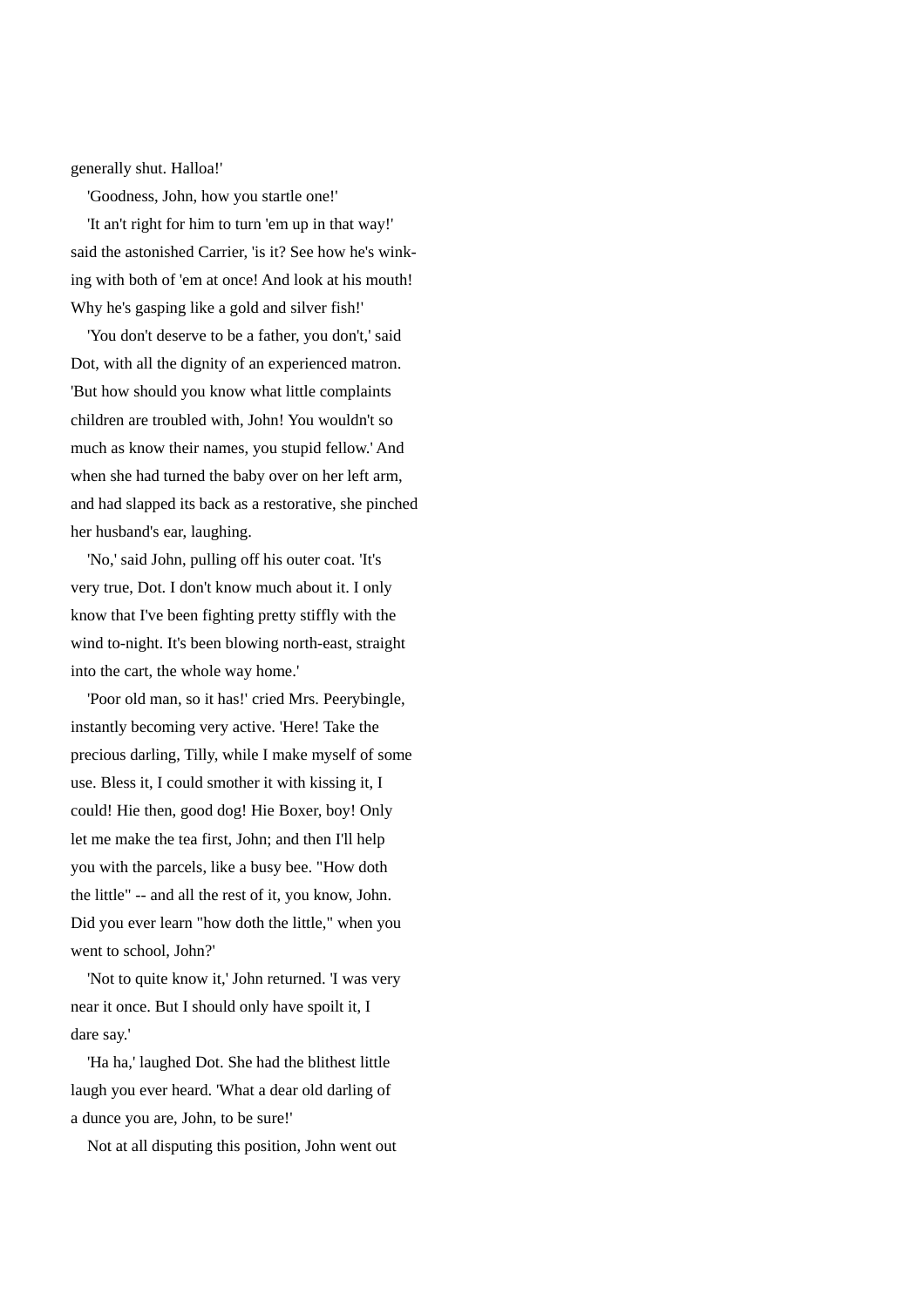generally shut. Halloa!'

'Goodness, John, how you startle one!'

'It an't right for him to turn 'em up in that way!' said the astonished Carrier, 'is it? See how he's winking with both of 'em at once! And look at his mouth! Why he's gasping like a gold and silver fish!'

'You don't deserve to be a father, you don't,' said Dot, with all the dignity of an experienced matron. 'But how should you know what little complaints children are troubled with, John! You wouldn't so much as know their names, you stupid fellow.' And when she had turned the baby over on her left arm, and had slapped its back as a restorative, she pinched her husband's ear, laughing.

'No,' said John, pulling off his outer coat. 'It's very true, Dot. I don't know much about it. I only know that I've been fighting pretty stiffly with the wind to-night. It's been blowing north-east, straight into the cart, the whole way home.'

'Poor old man, so it has!' cried Mrs. Peerybingle, instantly becoming very active. 'Here! Take the precious darling, Tilly, while I make myself of some use. Bless it, I could smother it with kissing it, I could! Hie then, good dog! Hie Boxer, boy! Only let me make the tea first, John; and then I'll help you with the parcels, like a busy bee. "How doth the little" -- and all the rest of it, you know, John. Did you ever learn "how doth the little," when you went to school, John?'

'Not to quite know it,' John returned. 'I was very near it once. But I should only have spoilt it, I dare say.'

'Ha ha,' laughed Dot. She had the blithest little laugh you ever heard. 'What a dear old darling of a dunce you are, John, to be sure!'

Not at all disputing this position, John went out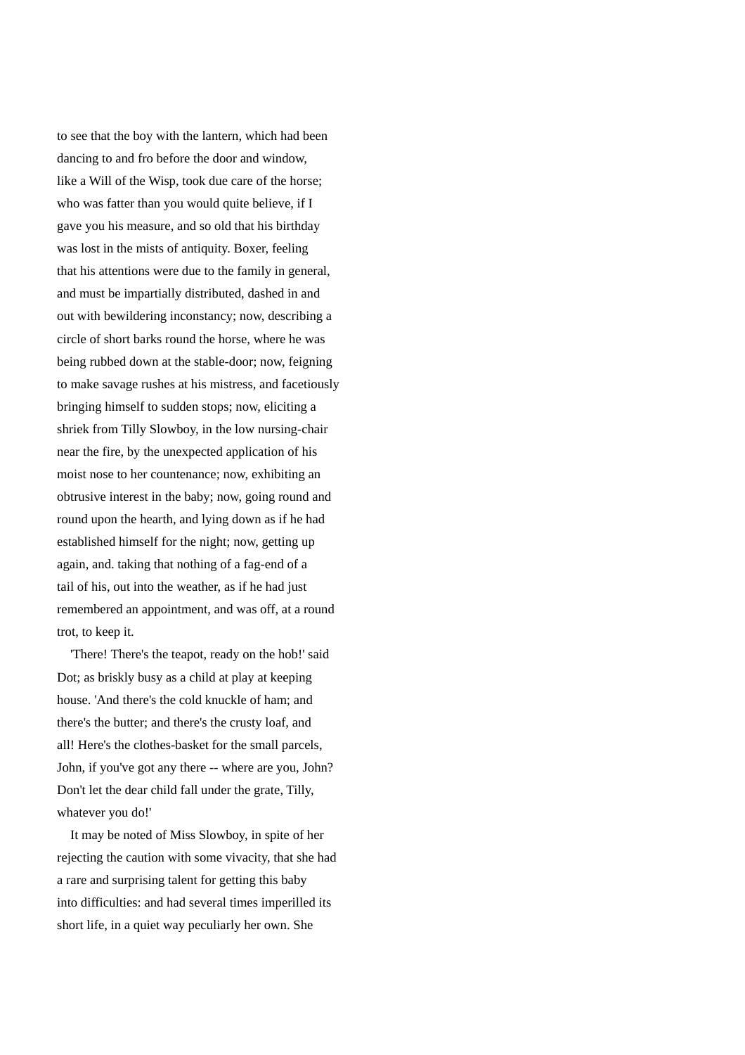to see that the boy with the lantern, which had been dancing to and fro before the door and window, like a Will of the Wisp, took due care of the horse; who was fatter than you would quite believe, if I gave you his measure, and so old that his birthday was lost in the mists of antiquity. Boxer, feeling that his attentions were due to the family in general, and must be impartially distributed, dashed in and out with bewildering inconstancy; now, describing a circle of short barks round the horse, where he was being rubbed down at the stable-door; now, feigning to make savage rushes at his mistress, and facetiously bringing himself to sudden stops; now, eliciting a shriek from Tilly Slowboy, in the low nursing-chair near the fire, by the unexpected application of his moist nose to her countenance; now, exhibiting an obtrusive interest in the baby; now, going round and round upon the hearth, and lying down as if he had established himself for the night; now, getting up again, and. taking that nothing of a fag-end of a tail of his, out into the weather, as if he had just remembered an appointment, and was off, at a round trot, to keep it.

'There! There's the teapot, ready on the hob!' said Dot; as briskly busy as a child at play at keeping house. 'And there's the cold knuckle of ham; and there's the butter; and there's the crusty loaf, and all! Here's the clothes-basket for the small parcels, John, if you've got any there -- where are you, John? Don't let the dear child fall under the grate, Tilly, whatever you do!'

It may be noted of Miss Slowboy, in spite of her rejecting the caution with some vivacity, that she had a rare and surprising talent for getting this baby into difficulties: and had several times imperilled its short life, in a quiet way peculiarly her own. She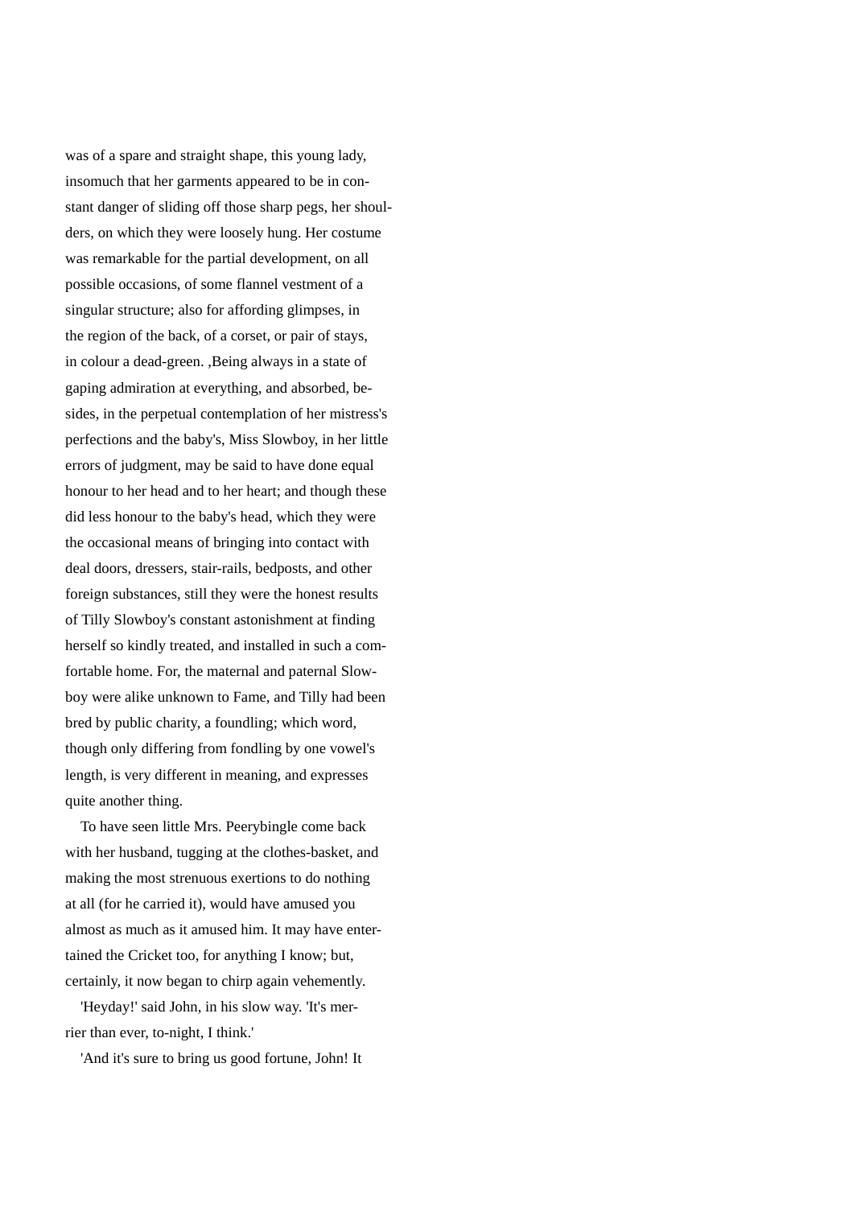was of a spare and straight shape, this young lady, insomuch that her garments appeared to be in constant danger of sliding off those sharp pegs, her shoulders, on which they were loosely hung. Her costume was remarkable for the partial development, on all possible occasions, of some flannel vestment of a singular structure; also for affording glimpses, in the region of the back, of a corset, or pair of stays, in colour a dead-green. ‚Being always in a state of gaping admiration at everything, and absorbed, besides, in the perpetual contemplation of her mistress's perfections and the baby's, Miss Slowboy, in her little errors of judgment, may be said to have done equal honour to her head and to her heart; and though these did less honour to the baby's head, which they were the occasional means of bringing into contact with deal doors, dressers, stair-rails, bedposts, and other foreign substances, still they were the honest results of Tilly Slowboy's constant astonishment at finding herself so kindly treated, and installed in such a comfortable home. For, the maternal and paternal Slowboy were alike unknown to Fame, and Tilly had been bred by public charity, a foundling; which word, though only differing from fondling by one vowel's length, is very different in meaning, and expresses quite another thing.

To have seen little Mrs. Peerybingle come back with her husband, tugging at the clothes-basket, and making the most strenuous exertions to do nothing at all (for he carried it), would have amused you almost as much as it amused him. It may have entertained the Cricket too, for anything I know; but, certainly, it now began to chirp again vehemently.

'Heyday!' said John, in his slow way. 'It's merrier than ever, to-night, I think.'

'And it's sure to bring us good fortune, John! It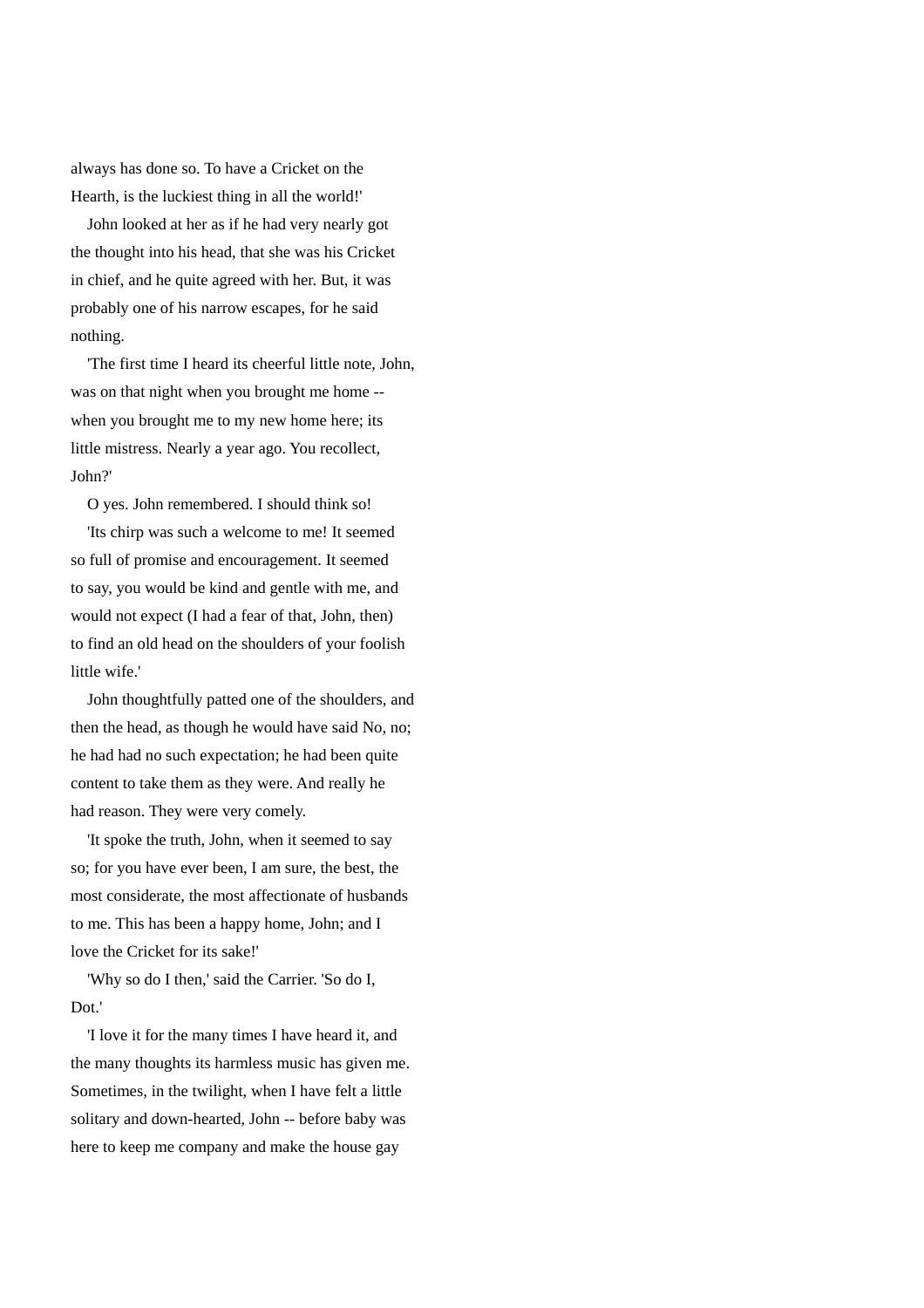always has done so. To have a Cricket on the Hearth, is the luckiest thing in all the world!'

John looked at her as if he had very nearly got the thought into his head, that she was his Cricket in chief, and he quite agreed with her. But, it was probably one of his narrow escapes, for he said nothing.

'The first time I heard its cheerful little note, John, was on that night when you brought me home -- when you brought me to my new home here; its little mistress. Nearly a year ago. You recollect, John?'

O yes. John remembered. I should think so!

'Its chirp was such a welcome to me! It seemed so full of promise and encouragement. It seemed to say, you would be kind and gentle with me, and would not expect (I had a fear of that, John, then) to find an old head on the shoulders of your foolish little wife.'

John thoughtfully patted one of the shoulders, and then the head, as though he would have said No, no; he had had no such expectation; he had been quite content to take them as they were. And really he had reason. They were very comely.

'It spoke the truth, John, when it seemed to say so; for you have ever been, I am sure, the best, the most considerate, the most affectionate of husbands to me. This has been a happy home, John; and I love the Cricket for its sake!'

'Why so do I then,' said the Carrier. 'So do I, Dot.'

'I love it for the many times I have heard it, and the many thoughts its harmless music has given me. Sometimes, in the twilight, when I have felt a little solitary and down-hearted, John -- before baby was here to keep me company and make the house gay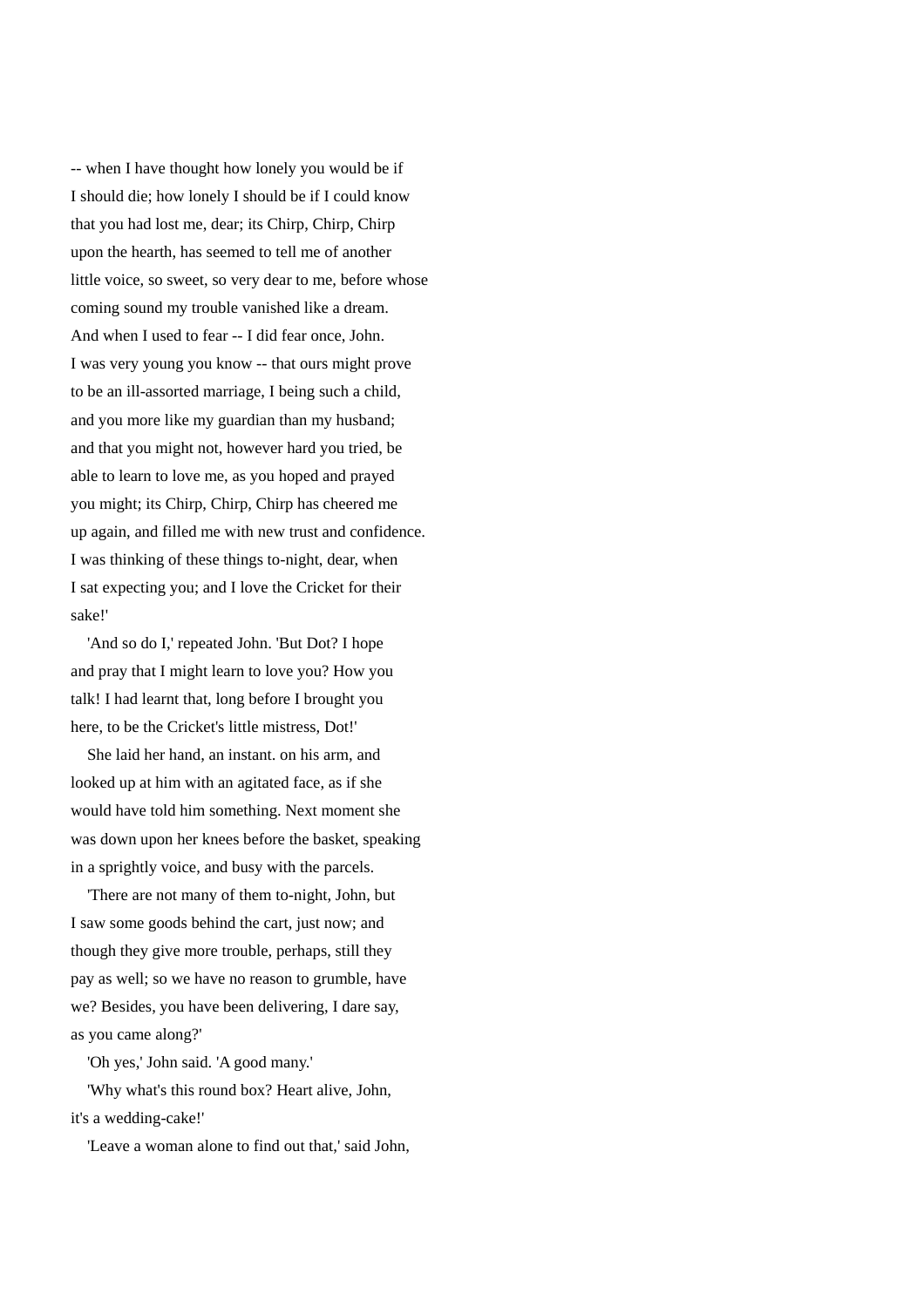-- when I have thought how lonely you would be if I should die; how lonely I should be if I could know that you had lost me, dear; its Chirp, Chirp, Chirp upon the hearth, has seemed to tell me of another little voice, so sweet, so very dear to me, before whose coming sound my trouble vanished like a dream. And when I used to fear -- I did fear once, John. I was very young you know -- that ours might prove to be an ill-assorted marriage, I being such a child, and you more like my guardian than my husband; and that you might not, however hard you tried, be able to learn to love me, as you hoped and prayed you might; its Chirp, Chirp, Chirp has cheered me up again, and filled me with new trust and confidence. I was thinking of these things to-night, dear, when I sat expecting you; and I love the Cricket for their sake!'

'And so do I,' repeated John. 'But Dot? I hope and pray that I might learn to love you? How you talk! I had learnt that, long before I brought you here, to be the Cricket's little mistress, Dot!'

She laid her hand, an instant. on his arm, and looked up at him with an agitated face, as if she would have told him something. Next moment she was down upon her knees before the basket, speaking in a sprightly voice, and busy with the parcels.

'There are not many of them to-night, John, but I saw some goods behind the cart, just now; and though they give more trouble, perhaps, still they pay as well; so we have no reason to grumble, have we? Besides, you have been delivering, I dare say, as you came along?'

'Oh yes,' John said. 'A good many.'

'Why what's this round box? Heart alive, John, it's a wedding-cake!'

'Leave a woman alone to find out that,' said John,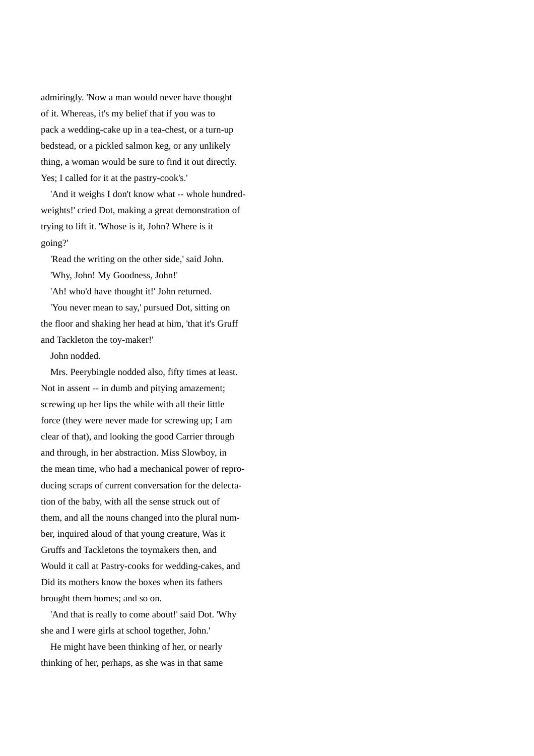admiringly. 'Now a man would never have thought of it. Whereas, it's my belief that if you was to pack a wedding-cake up in a tea-chest, or a turn-up bedstead, or a pickled salmon keg, or any unlikely thing, a woman would be sure to find it out directly. Yes; I called for it at the pastry-cook's.'

'And it weighs I don't know what -- whole hundred-weights!' cried Dot, making a great demonstration of trying to lift it. 'Whose is it, John? Where is it going?'

'Read the writing on the other side,' said John.

'Why, John! My Goodness, John!'

'Ah! who'd have thought it!' John returned.

'You never mean to say,' pursued Dot, sitting on the floor and shaking her head at him, 'that it's Gruff and Tackleton the toy-maker!'

John nodded.

Mrs. Peerybingle nodded also, fifty times at least. Not in assent -- in dumb and pitying amazement; screwing up her lips the while with all their little force (they were never made for screwing up; I am clear of that), and looking the good Carrier through and through, in her abstraction. Miss Slowboy, in the mean time, who had a mechanical power of reproducing scraps of current conversation for the delectation of the baby, with all the sense struck out of them, and all the nouns changed into the plural number, inquired aloud of that young creature, Was it Gruffs and Tackletons the toymakers then, and Would it call at Pastry-cooks for wedding-cakes, and Did its mothers know the boxes when its fathers brought them homes; and so on.

'And that is really to come about!' said Dot. 'Why she and I were girls at school together, John.'

He might have been thinking of her, or nearly thinking of her, perhaps, as she was in that same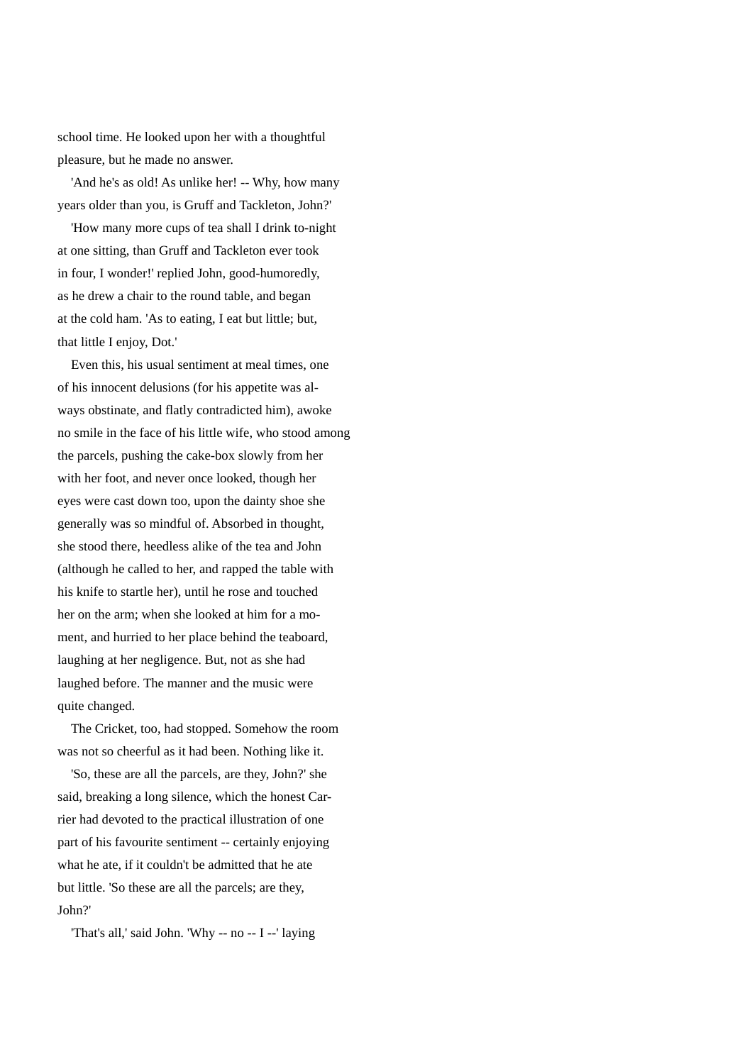school time. He looked upon her with a thoughtful pleasure, but he made no answer.

'And he's as old! As unlike her! -- Why, how many years older than you, is Gruff and Tackleton, John?'

'How many more cups of tea shall I drink to-night at one sitting, than Gruff and Tackleton ever took in four, I wonder!' replied John, good-humoredly, as he drew a chair to the round table, and began at the cold ham. 'As to eating, I eat but little; but, that little I enjoy, Dot.'

Even this, his usual sentiment at meal times, one of his innocent delusions (for his appetite was always obstinate, and flatly contradicted him), awoke no smile in the face of his little wife, who stood among the parcels, pushing the cake-box slowly from her with her foot, and never once looked, though her eyes were cast down too, upon the dainty shoe she generally was so mindful of. Absorbed in thought, she stood there, heedless alike of the tea and John (although he called to her, and rapped the table with his knife to startle her), until he rose and touched her on the arm; when she looked at him for a moment, and hurried to her place behind the teaboard, laughing at her negligence. But, not as she had laughed before. The manner and the music were quite changed.

The Cricket, too, had stopped. Somehow the room was not so cheerful as it had been. Nothing like it.

'So, these are all the parcels, are they, John?' she said, breaking a long silence, which the honest Carrier had devoted to the practical illustration of one part of his favourite sentiment -- certainly enjoying what he ate, if it couldn't be admitted that he ate but little. 'So these are all the parcels; are they, John?'

'That's all,' said John. 'Why -- no -- I --' laying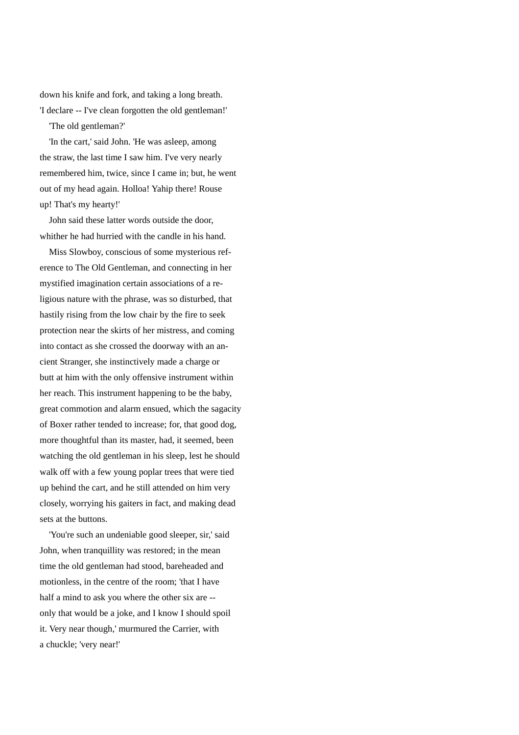down his knife and fork, and taking a long breath. 'I declare -- I've clean forgotten the old gentleman!'

'The old gentleman?'

'In the cart,' said John. 'He was asleep, among the straw, the last time I saw him. I've very nearly remembered him, twice, since I came in; but, he went out of my head again. Holloa! Yahip there! Rouse up! That's my hearty!'

John said these latter words outside the door, whither he had hurried with the candle in his hand.

Miss Slowboy, conscious of some mysterious reference to The Old Gentleman, and connecting in her mystified imagination certain associations of a religious nature with the phrase, was so disturbed, that hastily rising from the low chair by the fire to seek protection near the skirts of her mistress, and coming into contact as she crossed the doorway with an ancient Stranger, she instinctively made a charge or butt at him with the only offensive instrument within her reach. This instrument happening to be the baby, great commotion and alarm ensued, which the sagacity of Boxer rather tended to increase; for, that good dog, more thoughtful than its master, had, it seemed, been watching the old gentleman in his sleep, lest he should walk off with a few young poplar trees that were tied up behind the cart, and he still attended on him very closely, worrying his gaiters in fact, and making dead sets at the buttons.

'You're such an undeniable good sleeper, sir,' said John, when tranquillity was restored; in the mean time the old gentleman had stood, bareheaded and motionless, in the centre of the room; 'that I have half a mind to ask you where the other six are -- only that would be a joke, and I know I should spoil it. Very near though,' murmured the Carrier, with a chuckle; 'very near!'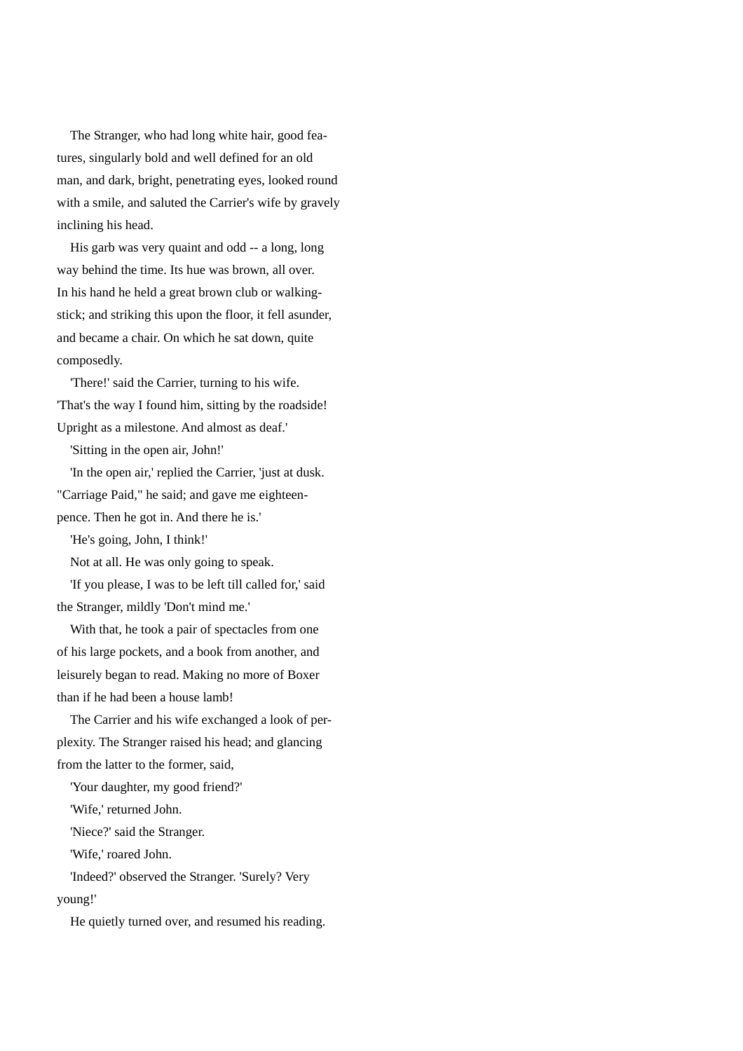The Stranger, who had long white hair, good features, singularly bold and well defined for an old man, and dark, bright, penetrating eyes, looked round with a smile, and saluted the Carrier's wife by gravely inclining his head.

His garb was very quaint and odd -- a long, long way behind the time. Its hue was brown, all over. In his hand he held a great brown club or walking-stick; and striking this upon the floor, it fell asunder, and became a chair. On which he sat down, quite composedly.

'There!' said the Carrier, turning to his wife. 'That's the way I found him, sitting by the roadside! Upright as a milestone. And almost as deaf.'

'Sitting in the open air, John!'

'In the open air,' replied the Carrier, 'just at dusk. "Carriage Paid," he said; and gave me eighteen-pence. Then he got in. And there he is.'

'He's going, John, I think!'

Not at all. He was only going to speak.

'If you please, I was to be left till called for,' said the Stranger, mildly 'Don't mind me.'

With that, he took a pair of spectacles from one of his large pockets, and a book from another, and leisurely began to read. Making no more of Boxer than if he had been a house lamb!

The Carrier and his wife exchanged a look of perplexity. The Stranger raised his head; and glancing from the latter to the former, said,

'Your daughter, my good friend?'

'Wife,' returned John.

'Niece?' said the Stranger.

'Wife,' roared John.

'Indeed?' observed the Stranger. 'Surely? Very young!'

He quietly turned over, and resumed his reading.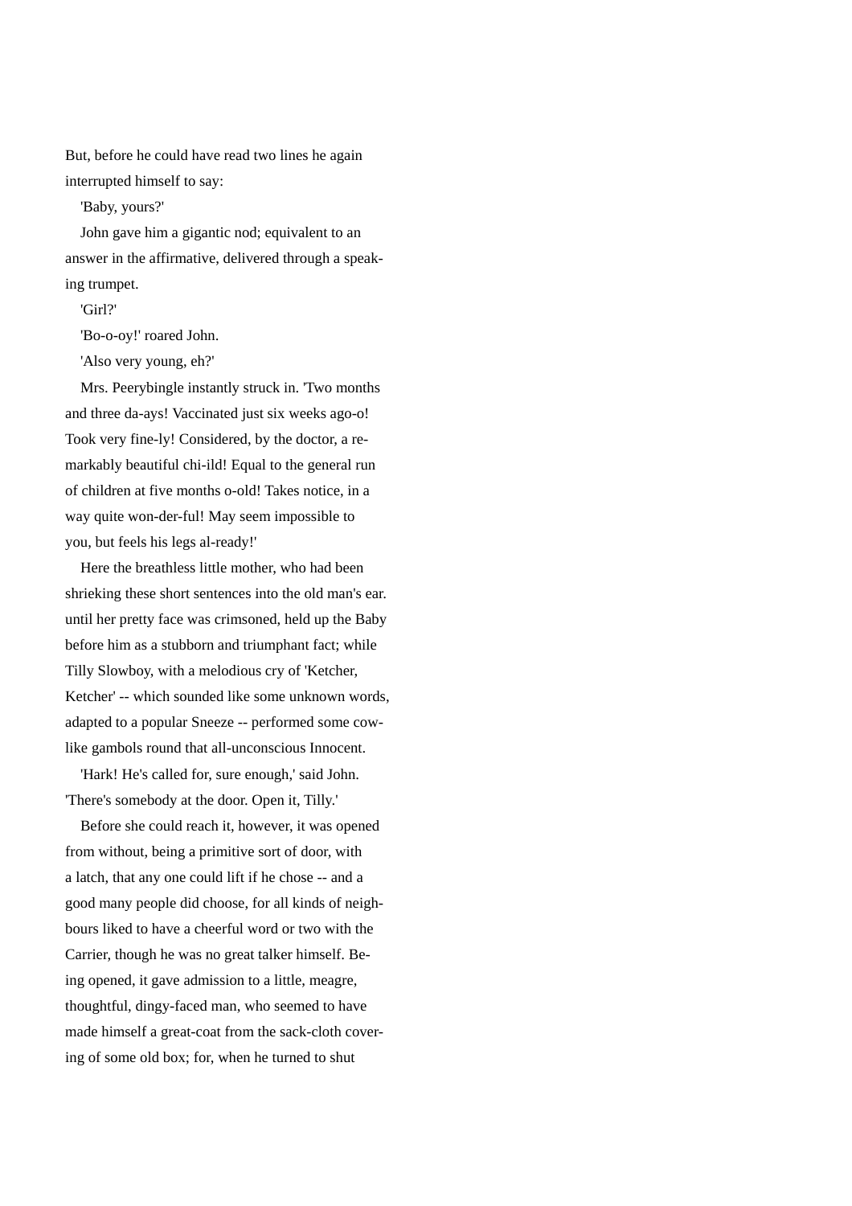But, before he could have read two lines he again interrupted himself to say:

'Baby, yours?'

John gave him a gigantic nod; equivalent to an answer in the affirmative, delivered through a speaking trumpet.

'Girl?'

'Bo-o-oy!' roared John.

'Also very young, eh?'

Mrs. Peerybingle instantly struck in. 'Two months and three da-ays! Vaccinated just six weeks ago-o! Took very fine-ly! Considered, by the doctor, a remarkably beautiful chi-ild! Equal to the general run of children at five months o-old! Takes notice, in a way quite won-der-ful! May seem impossible to you, but feels his legs al-ready!'

Here the breathless little mother, who had been shrieking these short sentences into the old man's ear. until her pretty face was crimsoned, held up the Baby before him as a stubborn and triumphant fact; while Tilly Slowboy, with a melodious cry of 'Ketcher, Ketcher' -- which sounded like some unknown words, adapted to a popular Sneeze -- performed some cow-like gambols round that all-unconscious Innocent.

'Hark! He's called for, sure enough,' said John. 'There's somebody at the door. Open it, Tilly.'

Before she could reach it, however, it was opened from without, being a primitive sort of door, with a latch, that any one could lift if he chose -- and a good many people did choose, for all kinds of neighbours liked to have a cheerful word or two with the Carrier, though he was no great talker himself. Being opened, it gave admission to a little, meagre, thoughtful, dingy-faced man, who seemed to have made himself a great-coat from the sack-cloth covering of some old box; for, when he turned to shut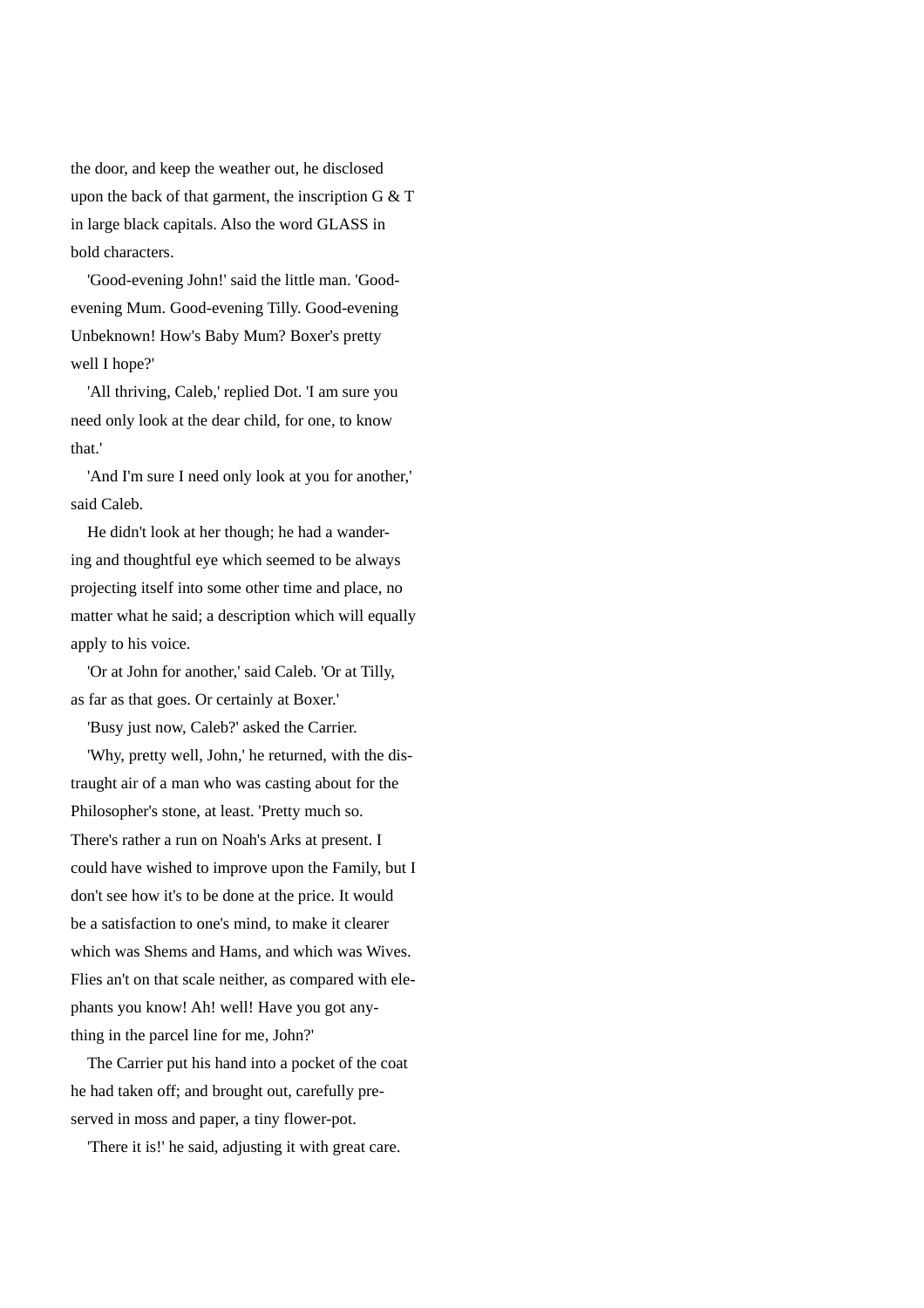the door, and keep the weather out, he disclosed upon the back of that garment, the inscription G & T in large black capitals. Also the word GLASS in bold characters.

'Good-evening John!' said the little man. 'Good-evening Mum. Good-evening Tilly. Good-evening Unbeknown! How's Baby Mum? Boxer's pretty well I hope?'

'All thriving, Caleb,' replied Dot. 'I am sure you need only look at the dear child, for one, to know that.'

'And I'm sure I need only look at you for another,' said Caleb.

He didn't look at her though; he had a wandering and thoughtful eye which seemed to be always projecting itself into some other time and place, no matter what he said; a description which will equally apply to his voice.

'Or at John for another,' said Caleb. 'Or at Tilly, as far as that goes. Or certainly at Boxer.'

'Busy just now, Caleb?' asked the Carrier.

'Why, pretty well, John,' he returned, with the distraught air of a man who was casting about for the Philosopher's stone, at least. 'Pretty much so. There's rather a run on Noah's Arks at present. I could have wished to improve upon the Family, but I don't see how it's to be done at the price. It would be a satisfaction to one's mind, to make it clearer which was Shems and Hams, and which was Wives. Flies an't on that scale neither, as compared with elephants you know! Ah! well! Have you got anything in the parcel line for me, John?'

The Carrier put his hand into a pocket of the coat he had taken off; and brought out, carefully preserved in moss and paper, a tiny flower-pot.

'There it is!' he said, adjusting it with great care.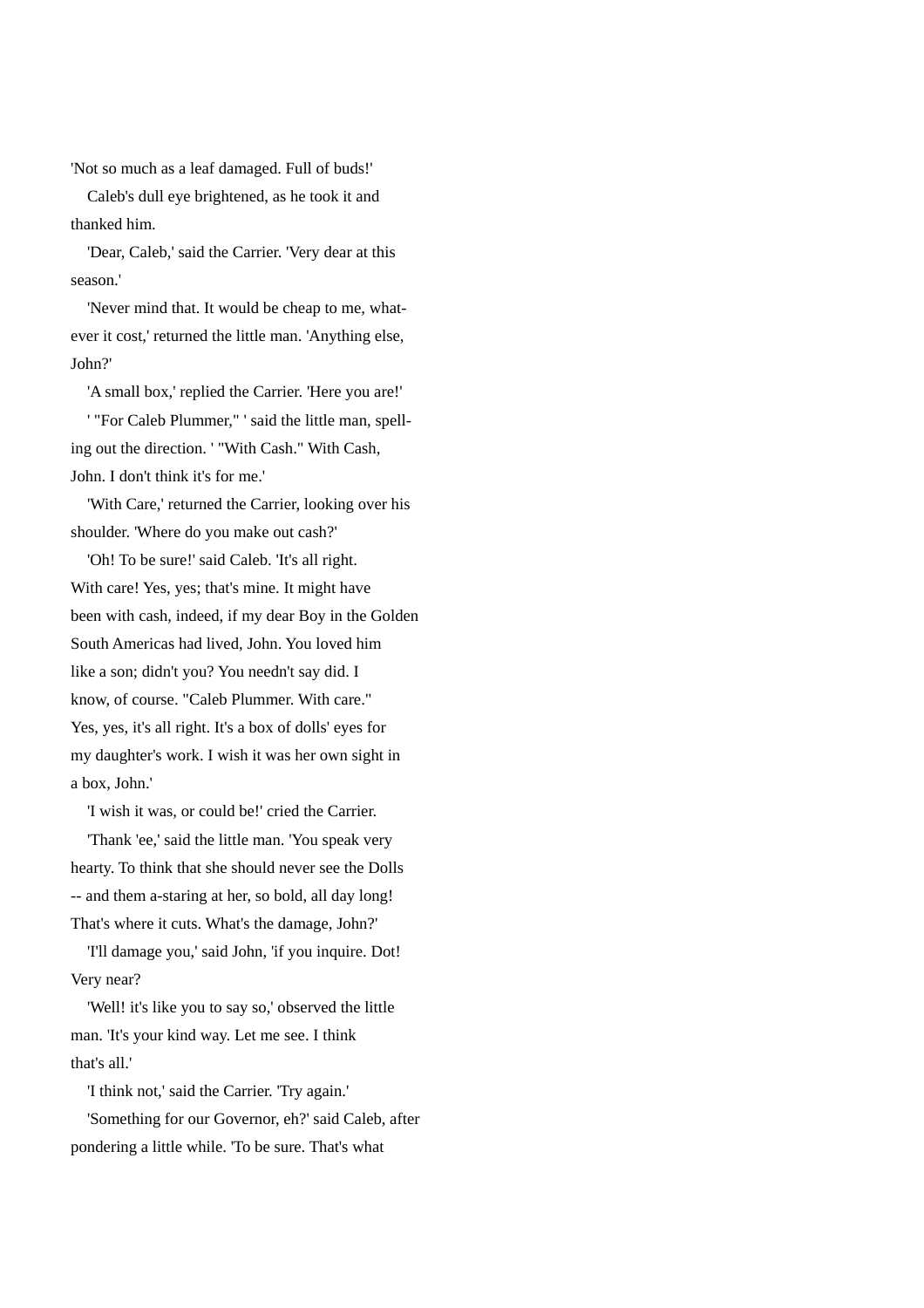'Not so much as a leaf damaged. Full of buds!'

Caleb's dull eye brightened, as he took it and thanked him.

'Dear, Caleb,' said the Carrier. 'Very dear at this season.'

'Never mind that. It would be cheap to me, whatever it cost,' returned the little man. 'Anything else, John?'

'A small box,' replied the Carrier. 'Here you are!'

' "For Caleb Plummer," ' said the little man, spelling out the direction. ' "With Cash." With Cash, John. I don't think it's for me.'

'With Care,' returned the Carrier, looking over his shoulder. 'Where do you make out cash?'

'Oh! To be sure!' said Caleb. 'It's all right. With care! Yes, yes; that's mine. It might have been with cash, indeed, if my dear Boy in the Golden South Americas had lived, John. You loved him like a son; didn't you? You needn't say did. I know, of course. "Caleb Plummer. With care." Yes, yes, it's all right. It's a box of dolls' eyes for my daughter's work. I wish it was her own sight in a box, John.'

'I wish it was, or could be!' cried the Carrier.

'Thank 'ee,' said the little man. 'You speak very hearty. To think that she should never see the Dolls -- and them a-staring at her, so bold, all day long! That's where it cuts. What's the damage, John?'

'I'll damage you,' said John, 'if you inquire. Dot! Very near?

'Well! it's like you to say so,' observed the little man. 'It's your kind way. Let me see. I think that's all.'

'I think not,' said the Carrier. 'Try again.'

'Something for our Governor, eh?' said Caleb, after pondering a little while. 'To be sure. That's what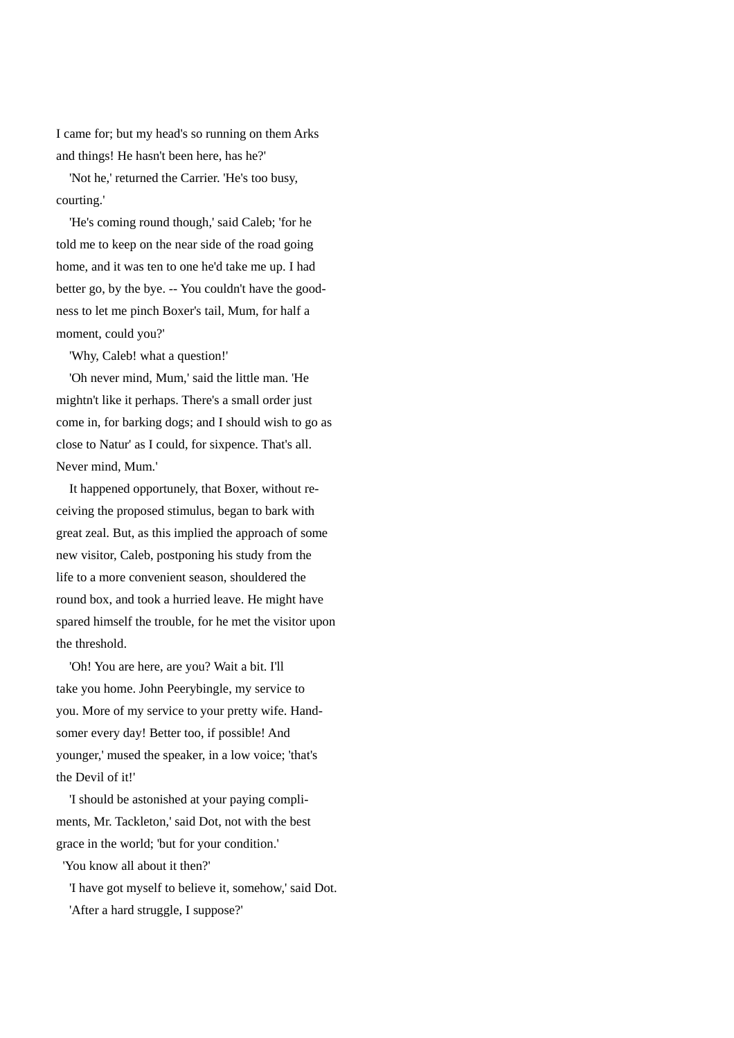I came for; but my head's so running on them Arks and things! He hasn't been here, has he?'

'Not he,' returned the Carrier. 'He's too busy, courting.'

'He's coming round though,' said Caleb; 'for he told me to keep on the near side of the road going home, and it was ten to one he'd take me up. I had better go, by the bye. -- You couldn't have the goodness to let me pinch Boxer's tail, Mum, for half a moment, could you?'

'Why, Caleb! what a question!'

'Oh never mind, Mum,' said the little man. 'He mightn't like it perhaps. There's a small order just come in, for barking dogs; and I should wish to go as close to Natur' as I could, for sixpence. That's all. Never mind, Mum.'

It happened opportunely, that Boxer, without receiving the proposed stimulus, began to bark with great zeal. But, as this implied the approach of some new visitor, Caleb, postponing his study from the life to a more convenient season, shouldered the round box, and took a hurried leave. He might have spared himself the trouble, for he met the visitor upon the threshold.

'Oh! You are here, are you? Wait a bit. I'll take you home. John Peerybingle, my service to you. More of my service to your pretty wife. Handsomer every day! Better too, if possible! And younger,' mused the speaker, in a low voice; 'that's the Devil of it!'

'I should be astonished at your paying compliments, Mr. Tackleton,' said Dot, not with the best grace in the world; 'but for your condition.'

'You know all about it then?'

'I have got myself to believe it, somehow,' said Dot.

'After a hard struggle, I suppose?'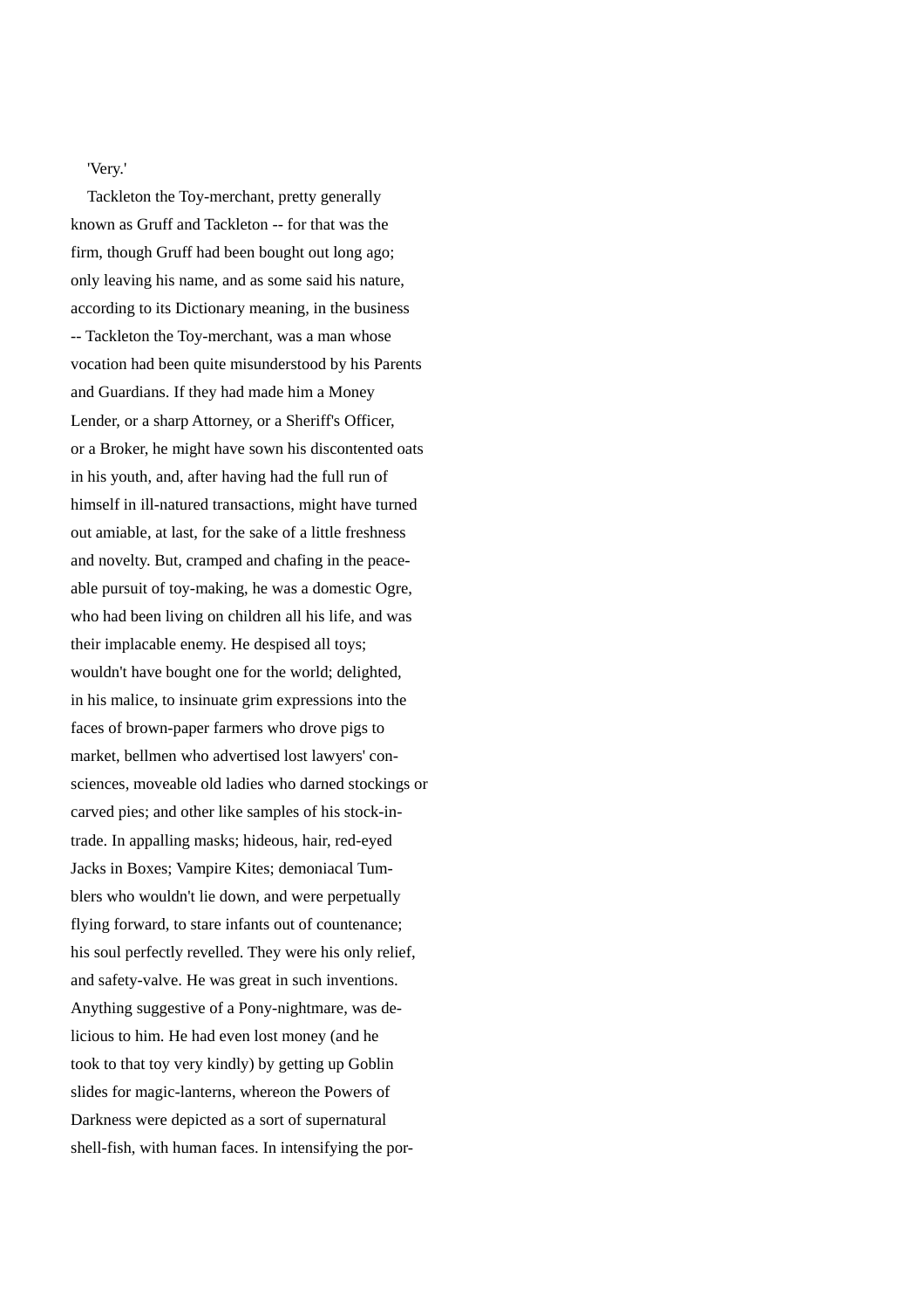'Very.'

Tackleton the Toy-merchant, pretty generally known as Gruff and Tackleton -- for that was the firm, though Gruff had been bought out long ago; only leaving his name, and as some said his nature, according to its Dictionary meaning, in the business -- Tackleton the Toy-merchant, was a man whose vocation had been quite misunderstood by his Parents and Guardians. If they had made him a Money Lender, or a sharp Attorney, or a Sheriff's Officer, or a Broker, he might have sown his discontented oats in his youth, and, after having had the full run of himself in ill-natured transactions, might have turned out amiable, at last, for the sake of a little freshness and novelty. But, cramped and chafing in the peaceable pursuit of toy-making, he was a domestic Ogre, who had been living on children all his life, and was their implacable enemy. He despised all toys; wouldn't have bought one for the world; delighted, in his malice, to insinuate grim expressions into the faces of brown-paper farmers who drove pigs to market, bellmen who advertised lost lawyers' consciences, moveable old ladies who darned stockings or carved pies; and other like samples of his stock-in-trade. In appalling masks; hideous, hair, red-eyed Jacks in Boxes; Vampire Kites; demoniacal Tumblers who wouldn't lie down, and were perpetually flying forward, to stare infants out of countenance; his soul perfectly revelled. They were his only relief, and safety-valve. He was great in such inventions. Anything suggestive of a Pony-nightmare, was delicious to him. He had even lost money (and he took to that toy very kindly) by getting up Goblin slides for magic-lanterns, whereon the Powers of Darkness were depicted as a sort of supernatural shell-fish, with human faces. In intensifying the por-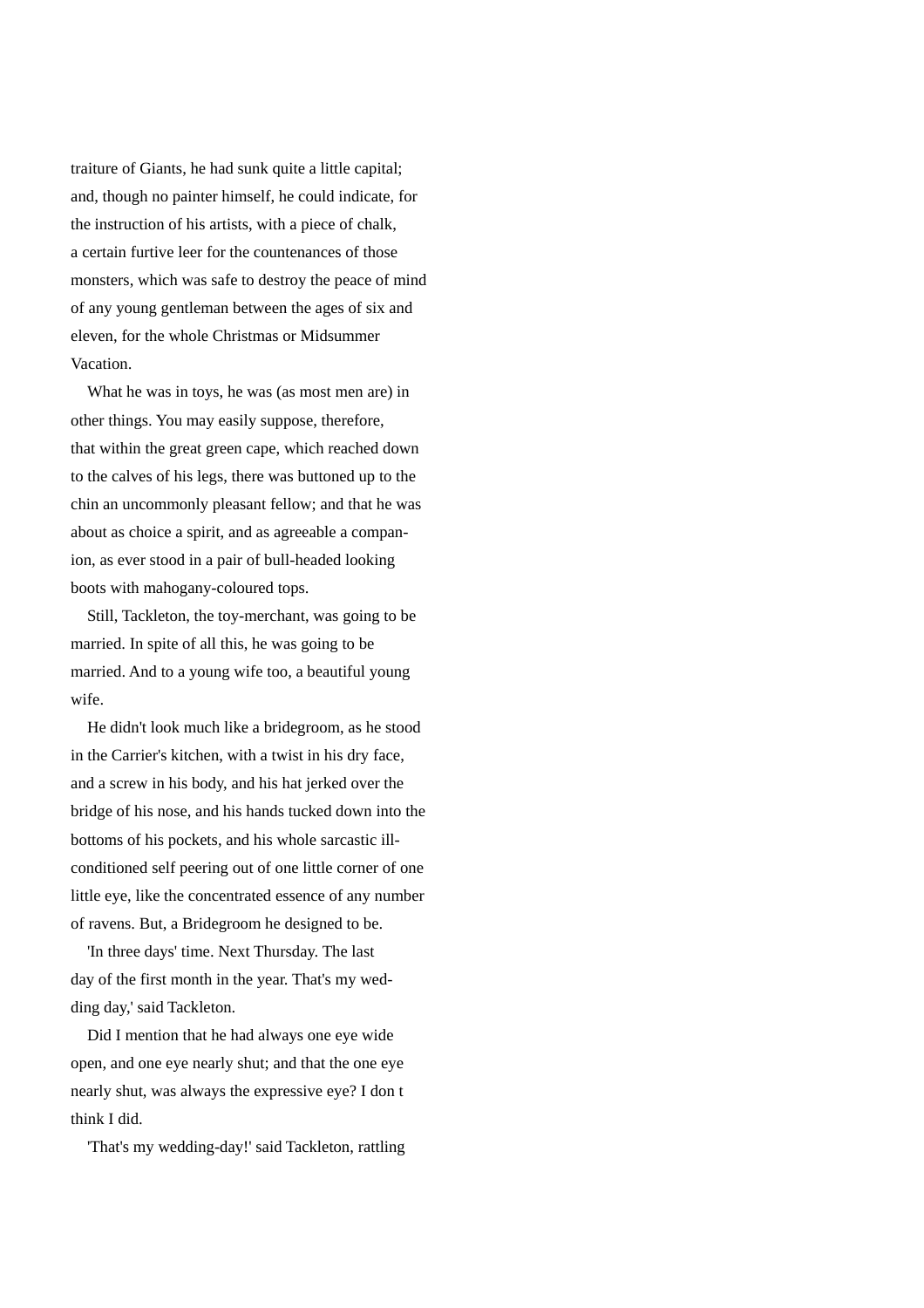traiture of Giants, he had sunk quite a little capital; and, though no painter himself, he could indicate, for the instruction of his artists, with a piece of chalk, a certain furtive leer for the countenances of those monsters, which was safe to destroy the peace of mind of any young gentleman between the ages of six and eleven, for the whole Christmas or Midsummer Vacation.

What he was in toys, he was (as most men are) in other things. You may easily suppose, therefore, that within the great green cape, which reached down to the calves of his legs, there was buttoned up to the chin an uncommonly pleasant fellow; and that he was about as choice a spirit, and as agreeable a companion, as ever stood in a pair of bull-headed looking boots with mahogany-coloured tops.

Still, Tackleton, the toy-merchant, was going to be married. In spite of all this, he was going to be married. And to a young wife too, a beautiful young wife.

He didn't look much like a bridegroom, as he stood in the Carrier's kitchen, with a twist in his dry face, and a screw in his body, and his hat jerked over the bridge of his nose, and his hands tucked down into the bottoms of his pockets, and his whole sarcastic ill-conditioned self peering out of one little corner of one little eye, like the concentrated essence of any number of ravens. But, a Bridegroom he designed to be.

'In three days' time. Next Thursday. The last day of the first month in the year. That's my wedding day,' said Tackleton.

Did I mention that he had always one eye wide open, and one eye nearly shut; and that the one eye nearly shut, was always the expressive eye? I don t think I did.

'That's my wedding-day!' said Tackleton, rattling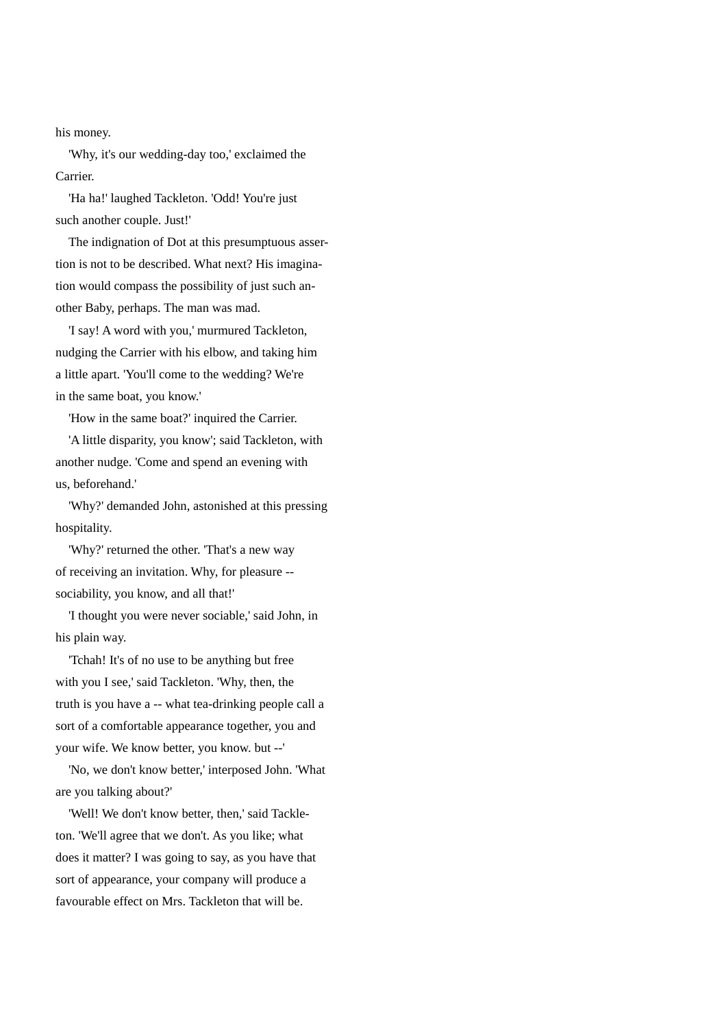his money.

'Why, it's our wedding-day too,' exclaimed the Carrier.

'Ha ha!' laughed Tackleton. 'Odd! You're just such another couple. Just!'

The indignation of Dot at this presumptuous assertion is not to be described. What next? His imagination would compass the possibility of just such another Baby, perhaps. The man was mad.

'I say! A word with you,' murmured Tackleton, nudging the Carrier with his elbow, and taking him a little apart. 'You'll come to the wedding? We're in the same boat, you know.'

'How in the same boat?' inquired the Carrier.

'A little disparity, you know'; said Tackleton, with another nudge. 'Come and spend an evening with us, beforehand.'

'Why?' demanded John, astonished at this pressing hospitality.

'Why?' returned the other. 'That's a new way of receiving an invitation. Why, for pleasure -- sociability, you know, and all that!'

'I thought you were never sociable,' said John, in his plain way.

'Tchah! It's of no use to be anything but free with you I see,' said Tackleton. 'Why, then, the truth is you have a -- what tea-drinking people call a sort of a comfortable appearance together, you and your wife. We know better, you know. but --'

'No, we don't know better,' interposed John. 'What are you talking about?'

'Well! We don't know better, then,' said Tackleton. 'We'll agree that we don't. As you like; what does it matter? I was going to say, as you have that sort of appearance, your company will produce a favourable effect on Mrs. Tackleton that will be.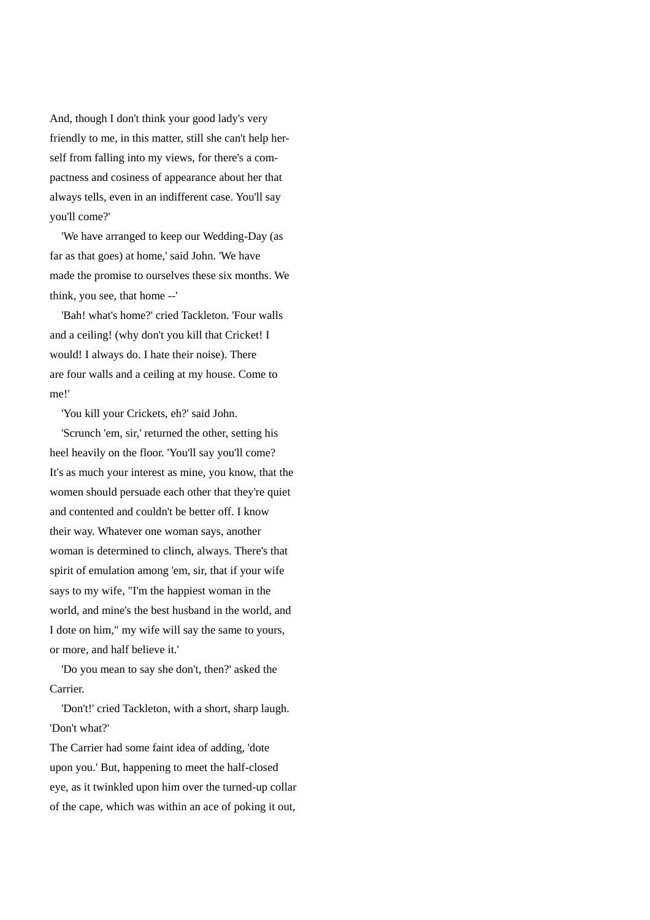And, though I don't think your good lady's very friendly to me, in this matter, still she can't help herself from falling into my views, for there's a compactness and cosiness of appearance about her that always tells, even in an indifferent case. You'll say you'll come?'

'We have arranged to keep our Wedding-Day (as far as that goes) at home,' said John. 'We have made the promise to ourselves these six months. We think, you see, that home --'

'Bah! what's home?' cried Tackleton. 'Four walls and a ceiling! (why don't you kill that Cricket! I would! I always do. I hate their noise). There are four walls and a ceiling at my house. Come to me!'

'You kill your Crickets, eh?' said John.

'Scrunch 'em, sir,' returned the other, setting his heel heavily on the floor. 'You'll say you'll come? It's as much your interest as mine, you know, that the women should persuade each other that they're quiet and contented and couldn't be better off. I know their way. Whatever one woman says, another woman is determined to clinch, always. There's that spirit of emulation among 'em, sir, that if your wife says to my wife, "I'm the happiest woman in the world, and mine's the best husband in the world, and I dote on him," my wife will say the same to yours, or more, and half believe it.'

'Do you mean to say she don't, then?' asked the Carrier.

'Don't!' cried Tackleton, with a short, sharp laugh. 'Don't what?'

The Carrier had some faint idea of adding, 'dote upon you.' But, happening to meet the half-closed eye, as it twinkled upon him over the turned-up collar of the cape, which was within an ace of poking it out,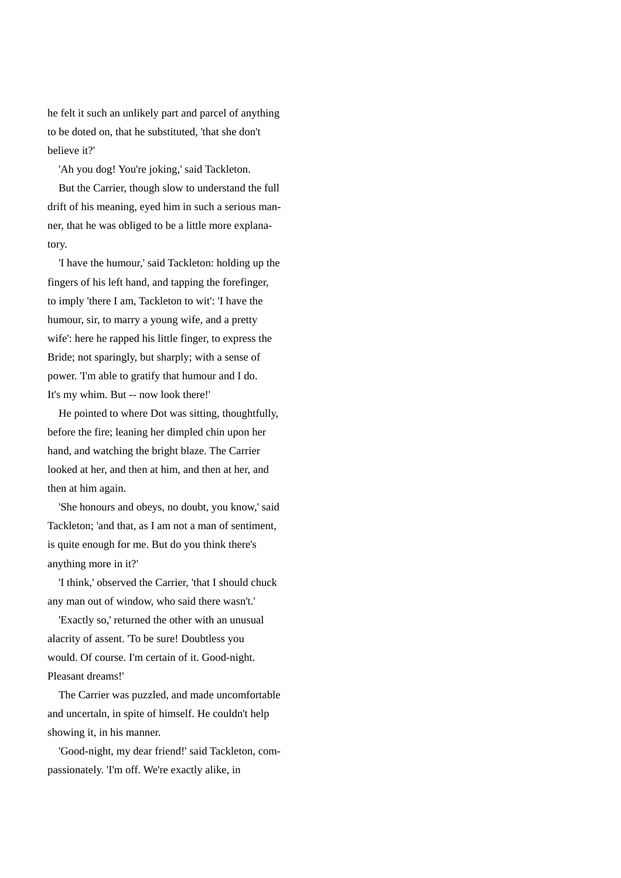he felt it such an unlikely part and parcel of anything to be doted on, that he substituted, 'that she don't believe it?'

'Ah you dog! You're joking,' said Tackleton.

But the Carrier, though slow to understand the full drift of his meaning, eyed him in such a serious manner, that he was obliged to be a little more explanatory.

'I have the humour,' said Tackleton: holding up the fingers of his left hand, and tapping the forefinger, to imply 'there I am, Tackleton to wit': 'I have the humour, sir, to marry a young wife, and a pretty wife': here he rapped his little finger, to express the Bride; not sparingly, but sharply; with a sense of power. 'I'm able to gratify that humour and I do. It's my whim. But -- now look there!'

He pointed to where Dot was sitting, thoughtfully, before the fire; leaning her dimpled chin upon her hand, and watching the bright blaze. The Carrier looked at her, and then at him, and then at her, and then at him again.

'She honours and obeys, no doubt, you know,' said Tackleton; 'and that, as I am not a man of sentiment, is quite enough for me. But do you think there's anything more in it?'

'I think,' observed the Carrier, 'that I should chuck any man out of window, who said there wasn't.'

'Exactly so,' returned the other with an unusual alacrity of assent. 'To be sure! Doubtless you would. Of course. I'm certain of it. Good-night. Pleasant dreams!'

The Carrier was puzzled, and made uncomfortable and uncertaln, in spite of himself. He couldn't help showing it, in his manner.

'Good-night, my dear friend!' said Tackleton, compassionately. 'I'm off. We're exactly alike, in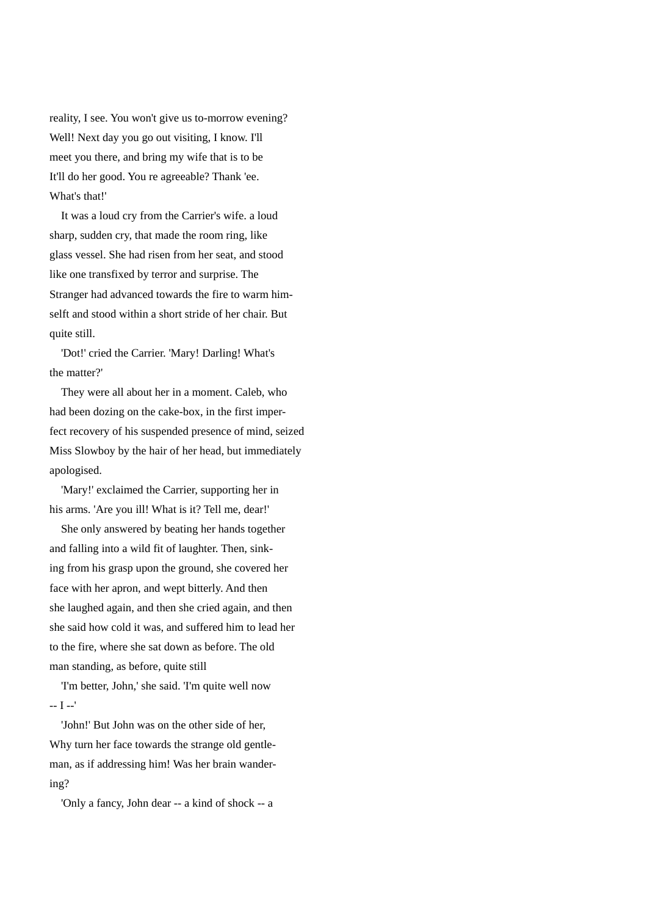reality, I see. You won't give us to-morrow evening? Well! Next day you go out visiting, I know. I'll meet you there, and bring my wife that is to be It'll do her good. You re agreeable? Thank 'ee. What's that!'

It was a loud cry from the Carrier's wife. a loud sharp, sudden cry, that made the room ring, like glass vessel. She had risen from her seat, and stood like one transfixed by terror and surprise. The Stranger had advanced towards the fire to warm him-selft and stood within a short stride of her chair. But quite still.

'Dot!' cried the Carrier. 'Mary! Darling! What's the matter?'

They were all about her in a moment. Caleb, who had been dozing on the cake-box, in the first imper-fect recovery of his suspended presence of mind, seized Miss Slowboy by the hair of her head, but immediately apologised.

'Mary!' exclaimed the Carrier, supporting her in his arms. 'Are you ill! What is it? Tell me, dear!'

She only answered by beating her hands together and falling into a wild fit of laughter. Then, sink-ing from his grasp upon the ground, she covered her face with her apron, and wept bitterly. And then she laughed again, and then she cried again, and then she said how cold it was, and suffered him to lead her to the fire, where she sat down as before. The old man standing, as before, quite still

'I'm better, John,' she said. 'I'm quite well now -- I --'

'John!' But John was on the other side of her, Why turn her face towards the strange old gentle-man, as if addressing him! Was her brain wander-ing?

'Only a fancy, John dear -- a kind of shock -- a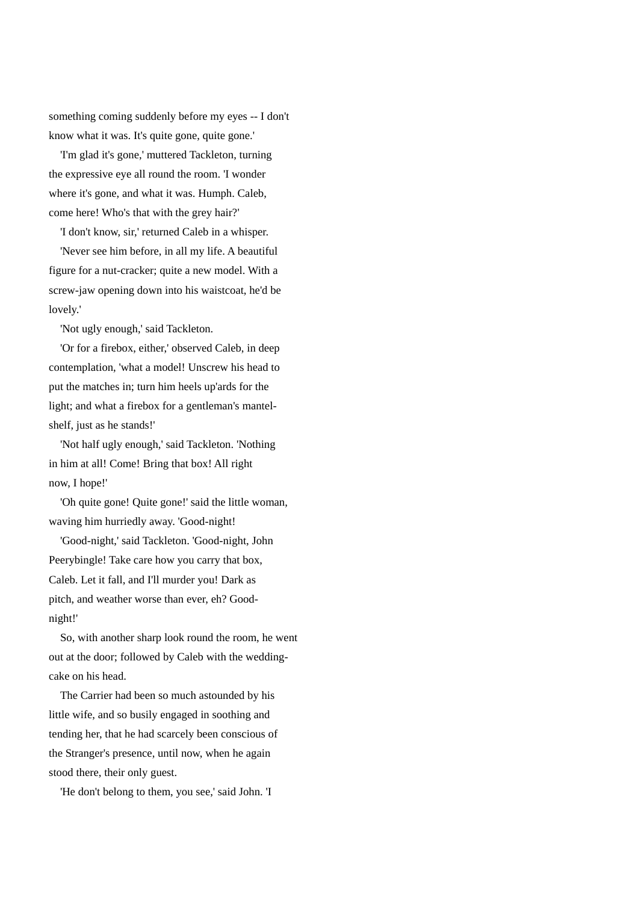something coming suddenly before my eyes -- I don't know what it was. It's quite gone, quite gone.'

'I'm glad it's gone,' muttered Tackleton, turning the expressive eye all round the room. 'I wonder where it's gone, and what it was. Humph. Caleb, come here! Who's that with the grey hair?'

'I don't know, sir,' returned Caleb in a whisper. 'Never see him before, in all my life. A beautiful figure for a nut-cracker; quite a new model. With a screw-jaw opening down into his waistcoat, he'd be lovely.'

'Not ugly enough,' said Tackleton.

'Or for a firebox, either,' observed Caleb, in deep contemplation, 'what a model! Unscrew his head to put the matches in; turn him heels up'ards for the light; and what a firebox for a gentleman's mantel-shelf, just as he stands!'

'Not half ugly enough,' said Tackleton. 'Nothing in him at all! Come! Bring that box! All right now, I hope!'

'Oh quite gone! Quite gone!' said the little woman, waving him hurriedly away. 'Good-night!

'Good-night,' said Tackleton. 'Good-night, John Peerybingle! Take care how you carry that box, Caleb. Let it fall, and I'll murder you! Dark as pitch, and weather worse than ever, eh? Good-night!'

So, with another sharp look round the room, he went out at the door; followed by Caleb with the wedding-cake on his head.

The Carrier had been so much astounded by his little wife, and so busily engaged in soothing and tending her, that he had scarcely been conscious of the Stranger's presence, until now, when he again stood there, their only guest.

'He don't belong to them, you see,' said John. 'I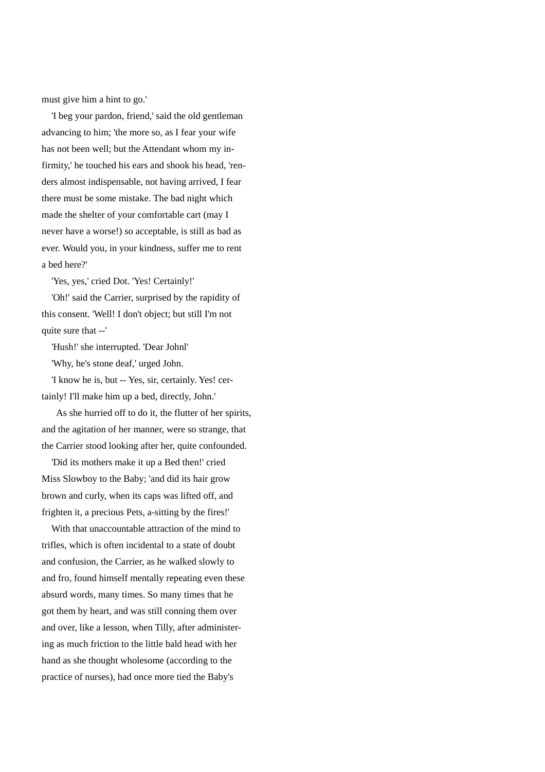must give him a hint to go.'

'I beg your pardon, friend,' said the old gentleman advancing to him; 'the more so, as I fear your wife has not been well; but the Attendant whom my infirmity,' he touched his ears and shook his head, 'renders almost indispensable, not having arrived, I fear there must be some mistake. The bad night which made the shelter of your comfortable cart (may I never have a worse!) so acceptable, is still as bad as ever. Would you, in your kindness, suffer me to rent a bed here?'

'Yes, yes,' cried Dot. 'Yes! Certainly!'

'Oh!' said the Carrier, surprised by the rapidity of this consent. 'Well! I don't object; but still I'm not quite sure that --'

'Hush!' she interrupted. 'Dear Johnl'

'Why, he's stone deaf,' urged John.

'I know he is, but -- Yes, sir, certainly. Yes! certainly! I'll make him up a bed, directly, John.'

As she hurried off to do it, the flutter of her spirits, and the agitation of her manner, were so strange, that the Carrier stood looking after her, quite confounded.

'Did its mothers make it up a Bed then!' cried Miss Slowboy to the Baby; 'and did its hair grow brown and curly, when its caps was lifted off, and frighten it, a precious Pets, a-sitting by the fires!'

With that unaccountable attraction of the mind to trifles, which is often incidental to a state of doubt and confusion, the Carrier, as he walked slowly to and fro, found himself mentally repeating even these absurd words, many times. So many times that he got them by heart, and was still conning them over and over, like a lesson, when Tilly, after administering as much friction to the little bald head with her hand as she thought wholesome (according to the practice of nurses), had once more tied the Baby's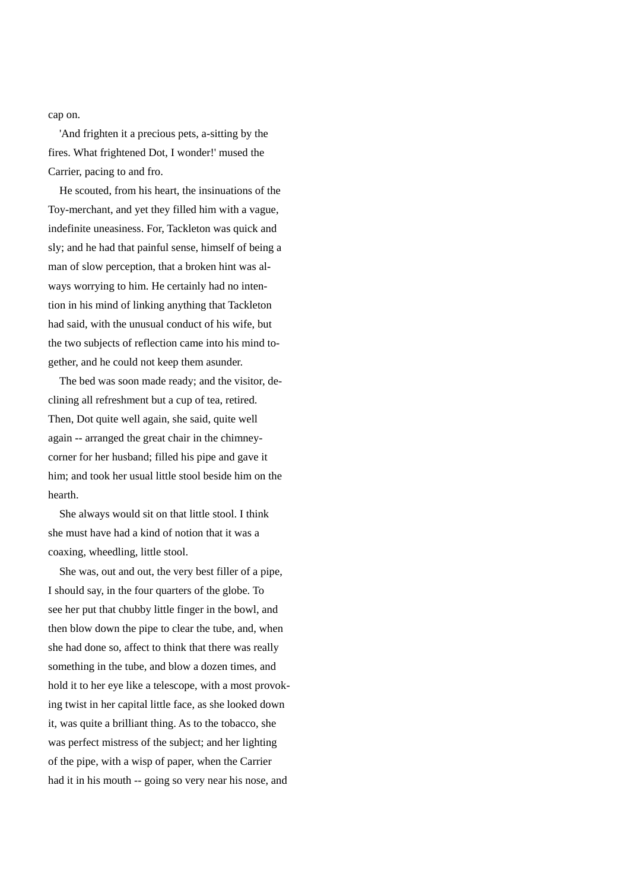cap on.

'And frighten it a precious pets, a-sitting by the fires. What frightened Dot, I wonder!' mused the Carrier, pacing to and fro.

He scouted, from his heart, the insinuations of the Toy-merchant, and yet they filled him with a vague, indefinite uneasiness. For, Tackleton was quick and sly; and he had that painful sense, himself of being a man of slow perception, that a broken hint was always worrying to him. He certainly had no intention in his mind of linking anything that Tackleton had said, with the unusual conduct of his wife, but the two subjects of reflection came into his mind together, and he could not keep them asunder.

The bed was soon made ready; and the visitor, declining all refreshment but a cup of tea, retired. Then, Dot quite well again, she said, quite well again -- arranged the great chair in the chimney-corner for her husband; filled his pipe and gave it him; and took her usual little stool beside him on the hearth.

She always would sit on that little stool. I think she must have had a kind of notion that it was a coaxing, wheedling, little stool.

She was, out and out, the very best filler of a pipe, I should say, in the four quarters of the globe. To see her put that chubby little finger in the bowl, and then blow down the pipe to clear the tube, and, when she had done so, affect to think that there was really something in the tube, and blow a dozen times, and hold it to her eye like a telescope, with a most provoking twist in her capital little face, as she looked down it, was quite a brilliant thing. As to the tobacco, she was perfect mistress of the subject; and her lighting of the pipe, with a wisp of paper, when the Carrier had it in his mouth -- going so very near his nose, and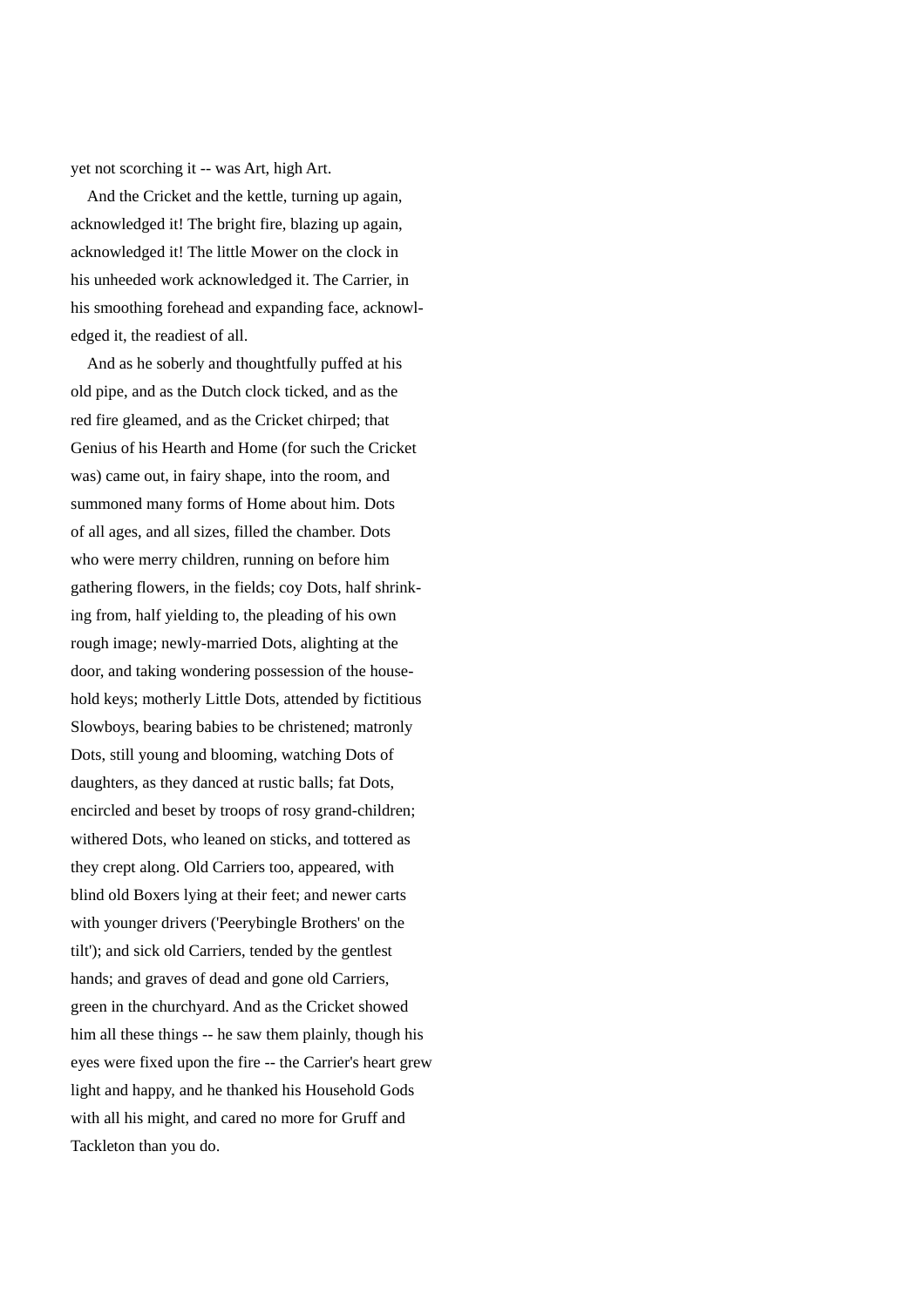yet not scorching it -- was Art, high Art.

And the Cricket and the kettle, turning up again, acknowledged it! The bright fire, blazing up again, acknowledged it! The little Mower on the clock in his unheeded work acknowledged it. The Carrier, in his smoothing forehead and expanding face, acknowledged it, the readiest of all.

And as he soberly and thoughtfully puffed at his old pipe, and as the Dutch clock ticked, and as the red fire gleamed, and as the Cricket chirped; that Genius of his Hearth and Home (for such the Cricket was) came out, in fairy shape, into the room, and summoned many forms of Home about him. Dots of all ages, and all sizes, filled the chamber. Dots who were merry children, running on before him gathering flowers, in the fields; coy Dots, half shrinking from, half yielding to, the pleading of his own rough image; newly-married Dots, alighting at the door, and taking wondering possession of the household keys; motherly Little Dots, attended by fictitious Slowboys, bearing babies to be christened; matronly Dots, still young and blooming, watching Dots of daughters, as they danced at rustic balls; fat Dots, encircled and beset by troops of rosy grand-children; withered Dots, who leaned on sticks, and tottered as they crept along. Old Carriers too, appeared, with blind old Boxers lying at their feet; and newer carts with younger drivers ('Peerybingle Brothers' on the tilt'); and sick old Carriers, tended by the gentlest hands; and graves of dead and gone old Carriers, green in the churchyard. And as the Cricket showed him all these things -- he saw them plainly, though his eyes were fixed upon the fire -- the Carrier's heart grew light and happy, and he thanked his Household Gods with all his might, and cared no more for Gruff and Tackleton than you do.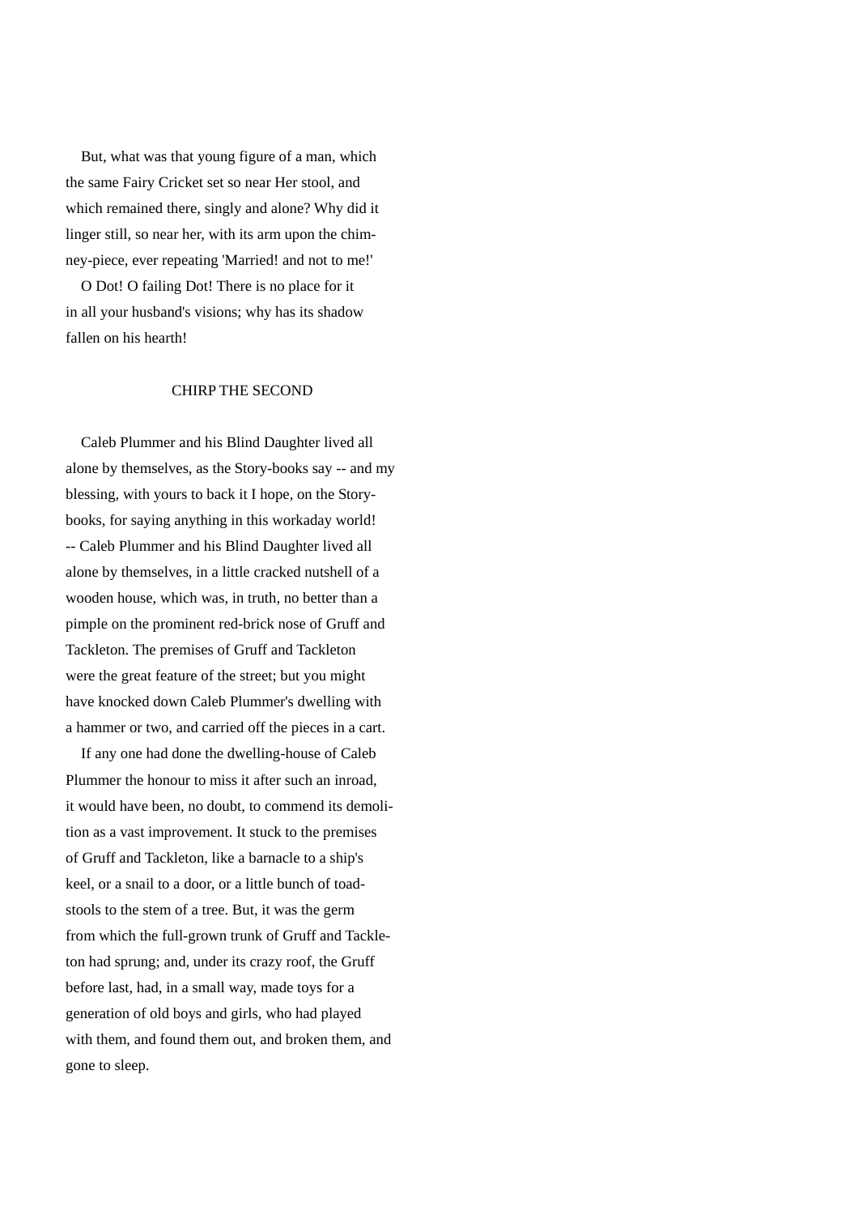But, what was that young figure of a man, which the same Fairy Cricket set so near Her stool, and which remained there, singly and alone? Why did it linger still, so near her, with its arm upon the chimney-piece, ever repeating 'Married! and not to me!'

O Dot! O failing Dot! There is no place for it in all your husband's visions; why has its shadow fallen on his hearth!

## CHIRP THE SECOND

Caleb Plummer and his Blind Daughter lived all alone by themselves, as the Story-books say -- and my blessing, with yours to back it I hope, on the Story-books, for saying anything in this workaday world! -- Caleb Plummer and his Blind Daughter lived all alone by themselves, in a little cracked nutshell of a wooden house, which was, in truth, no better than a pimple on the prominent red-brick nose of Gruff and Tackleton. The premises of Gruff and Tackleton were the great feature of the street; but you might have knocked down Caleb Plummer's dwelling with a hammer or two, and carried off the pieces in a cart.

If any one had done the dwelling-house of Caleb Plummer the honour to miss it after such an inroad, it would have been, no doubt, to commend its demolition as a vast improvement. It stuck to the premises of Gruff and Tackleton, like a barnacle to a ship's keel, or a snail to a door, or a little bunch of toadstools to the stem of a tree. But, it was the germ from which the full-grown trunk of Gruff and Tackleton had sprung; and, under its crazy roof, the Gruff before last, had, in a small way, made toys for a generation of old boys and girls, who had played with them, and found them out, and broken them, and gone to sleep.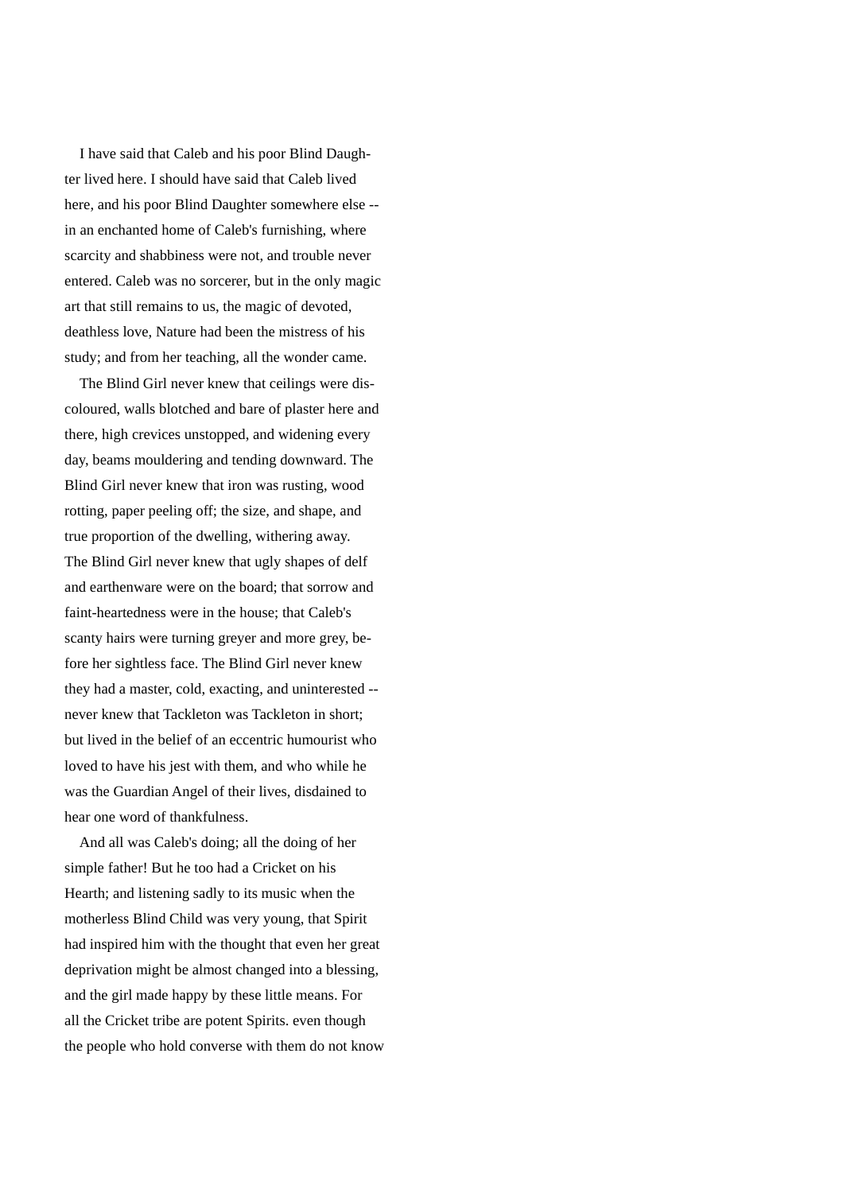I have said that Caleb and his poor Blind Daughter lived here. I should have said that Caleb lived here, and his poor Blind Daughter somewhere else -- in an enchanted home of Caleb's furnishing, where scarcity and shabbiness were not, and trouble never entered. Caleb was no sorcerer, but in the only magic art that still remains to us, the magic of devoted, deathless love, Nature had been the mistress of his study; and from her teaching, all the wonder came.

The Blind Girl never knew that ceilings were discoloured, walls blotched and bare of plaster here and there, high crevices unstopped, and widening every day, beams mouldering and tending downward. The Blind Girl never knew that iron was rusting, wood rotting, paper peeling off; the size, and shape, and true proportion of the dwelling, withering away. The Blind Girl never knew that ugly shapes of delf and earthenware were on the board; that sorrow and faint-heartedness were in the house; that Caleb's scanty hairs were turning greyer and more grey, before her sightless face. The Blind Girl never knew they had a master, cold, exacting, and uninterested -- never knew that Tackleton was Tackleton in short; but lived in the belief of an eccentric humourist who loved to have his jest with them, and who while he was the Guardian Angel of their lives, disdained to hear one word of thankfulness.

And all was Caleb's doing; all the doing of her simple father! But he too had a Cricket on his Hearth; and listening sadly to its music when the motherless Blind Child was very young, that Spirit had inspired him with the thought that even her great deprivation might be almost changed into a blessing, and the girl made happy by these little means. For all the Cricket tribe are potent Spirits. even though the people who hold converse with them do not know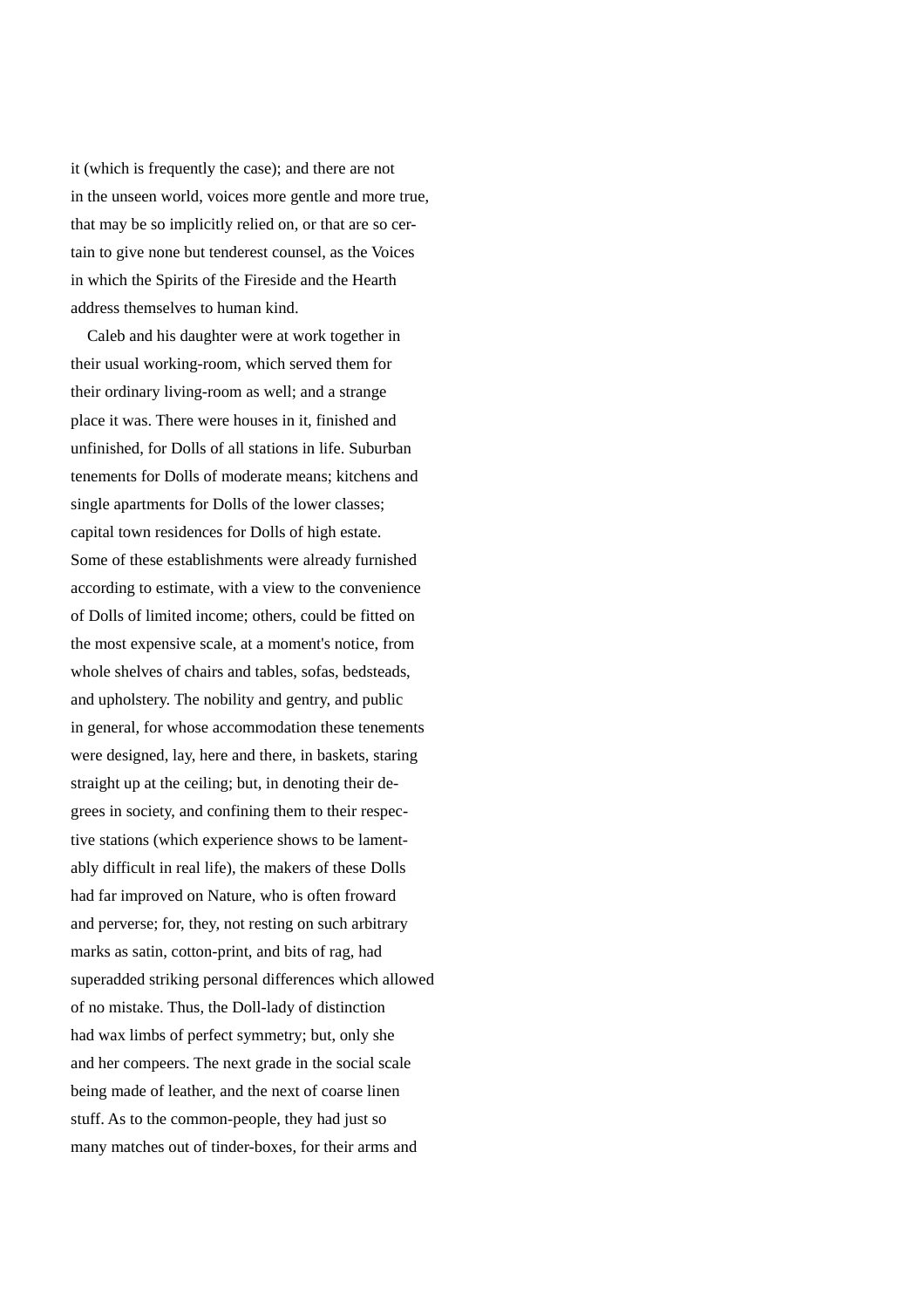it (which is frequently the case); and there are not in the unseen world, voices more gentle and more true, that may be so implicitly relied on, or that are so certain to give none but tenderest counsel, as the Voices in which the Spirits of the Fireside and the Hearth address themselves to human kind.

Caleb and his daughter were at work together in their usual working-room, which served them for their ordinary living-room as well; and a strange place it was. There were houses in it, finished and unfinished, for Dolls of all stations in life. Suburban tenements for Dolls of moderate means; kitchens and single apartments for Dolls of the lower classes; capital town residences for Dolls of high estate. Some of these establishments were already furnished according to estimate, with a view to the convenience of Dolls of limited income; others, could be fitted on the most expensive scale, at a moment's notice, from whole shelves of chairs and tables, sofas, bedsteads, and upholstery. The nobility and gentry, and public in general, for whose accommodation these tenements were designed, lay, here and there, in baskets, staring straight up at the ceiling; but, in denoting their degrees in society, and confining them to their respective stations (which experience shows to be lamentably difficult in real life), the makers of these Dolls had far improved on Nature, who is often froward and perverse; for, they, not resting on such arbitrary marks as satin, cotton-print, and bits of rag, had superadded striking personal differences which allowed of no mistake. Thus, the Doll-lady of distinction had wax limbs of perfect symmetry; but, only she and her compeers. The next grade in the social scale being made of leather, and the next of coarse linen stuff. As to the common-people, they had just so many matches out of tinder-boxes, for their arms and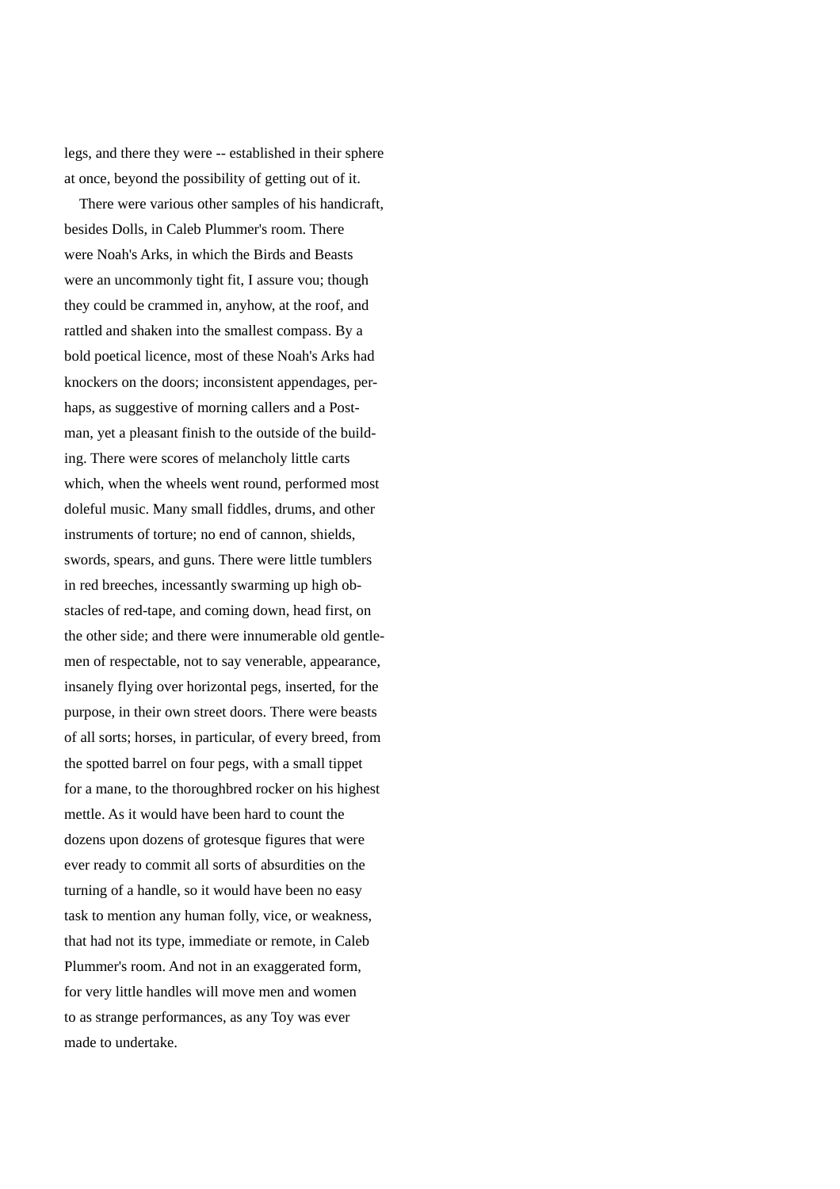legs, and there they were -- established in their sphere at once, beyond the possibility of getting out of it.

There were various other samples of his handicraft, besides Dolls, in Caleb Plummer's room. There were Noah's Arks, in which the Birds and Beasts were an uncommonly tight fit, I assure vou; though they could be crammed in, anyhow, at the roof, and rattled and shaken into the smallest compass. By a bold poetical licence, most of these Noah's Arks had knockers on the doors; inconsistent appendages, perhaps, as suggestive of morning callers and a Postman, yet a pleasant finish to the outside of the building. There were scores of melancholy little carts which, when the wheels went round, performed most doleful music. Many small fiddles, drums, and other instruments of torture; no end of cannon, shields, swords, spears, and guns. There were little tumblers in red breeches, incessantly swarming up high obstacles of red-tape, and coming down, head first, on the other side; and there were innumerable old gentlemen of respectable, not to say venerable, appearance, insanely flying over horizontal pegs, inserted, for the purpose, in their own street doors. There were beasts of all sorts; horses, in particular, of every breed, from the spotted barrel on four pegs, with a small tippet for a mane, to the thoroughbred rocker on his highest mettle. As it would have been hard to count the dozens upon dozens of grotesque figures that were ever ready to commit all sorts of absurdities on the turning of a handle, so it would have been no easy task to mention any human folly, vice, or weakness, that had not its type, immediate or remote, in Caleb Plummer's room. And not in an exaggerated form, for very little handles will move men and women to as strange performances, as any Toy was ever made to undertake.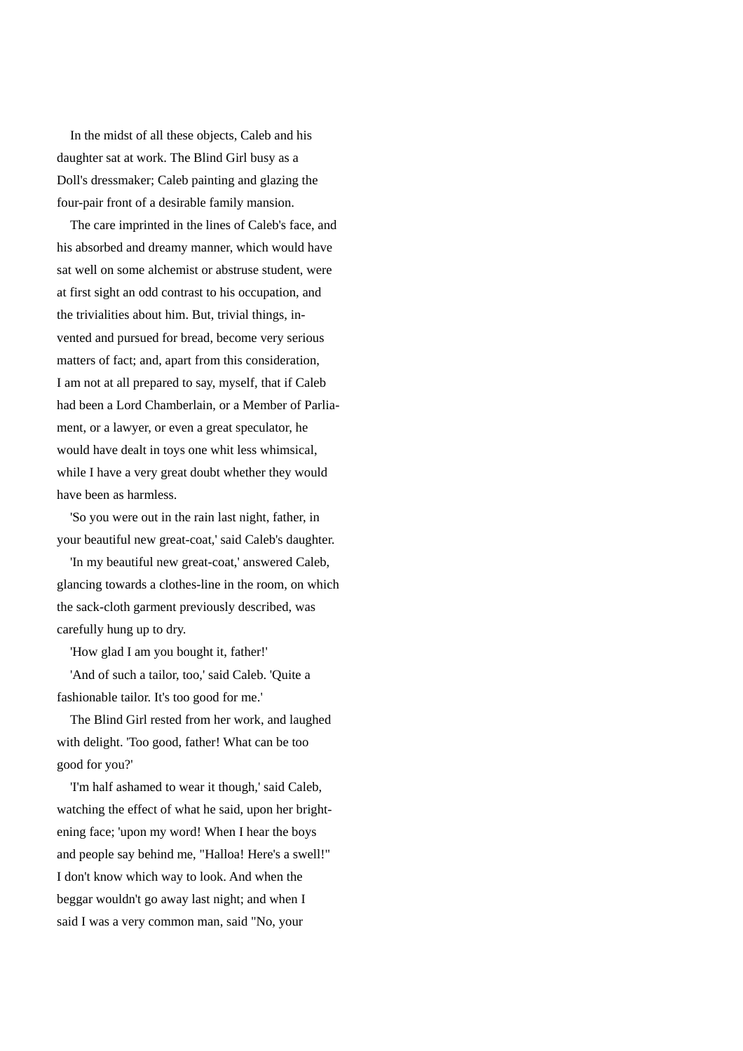In the midst of all these objects, Caleb and his daughter sat at work. The Blind Girl busy as a Doll's dressmaker; Caleb painting and glazing the four-pair front of a desirable family mansion.

The care imprinted in the lines of Caleb's face, and his absorbed and dreamy manner, which would have sat well on some alchemist or abstruse student, were at first sight an odd contrast to his occupation, and the trivialities about him. But, trivial things, invented and pursued for bread, become very serious matters of fact; and, apart from this consideration, I am not at all prepared to say, myself, that if Caleb had been a Lord Chamberlain, or a Member of Parliament, or a lawyer, or even a great speculator, he would have dealt in toys one whit less whimsical, while I have a very great doubt whether they would have been as harmless.

'So you were out in the rain last night, father, in your beautiful new great-coat,' said Caleb's daughter.

'In my beautiful new great-coat,' answered Caleb, glancing towards a clothes-line in the room, on which the sack-cloth garment previously described, was carefully hung up to dry.

'How glad I am you bought it, father!'

'And of such a tailor, too,' said Caleb. 'Quite a fashionable tailor. It's too good for me.'

The Blind Girl rested from her work, and laughed with delight. 'Too good, father! What can be too good for you?'

'I'm half ashamed to wear it though,' said Caleb, watching the effect of what he said, upon her brightening face; 'upon my word! When I hear the boys and people say behind me, "Halloa! Here's a swell!" I don't know which way to look. And when the beggar wouldn't go away last night; and when I said I was a very common man, said "No, your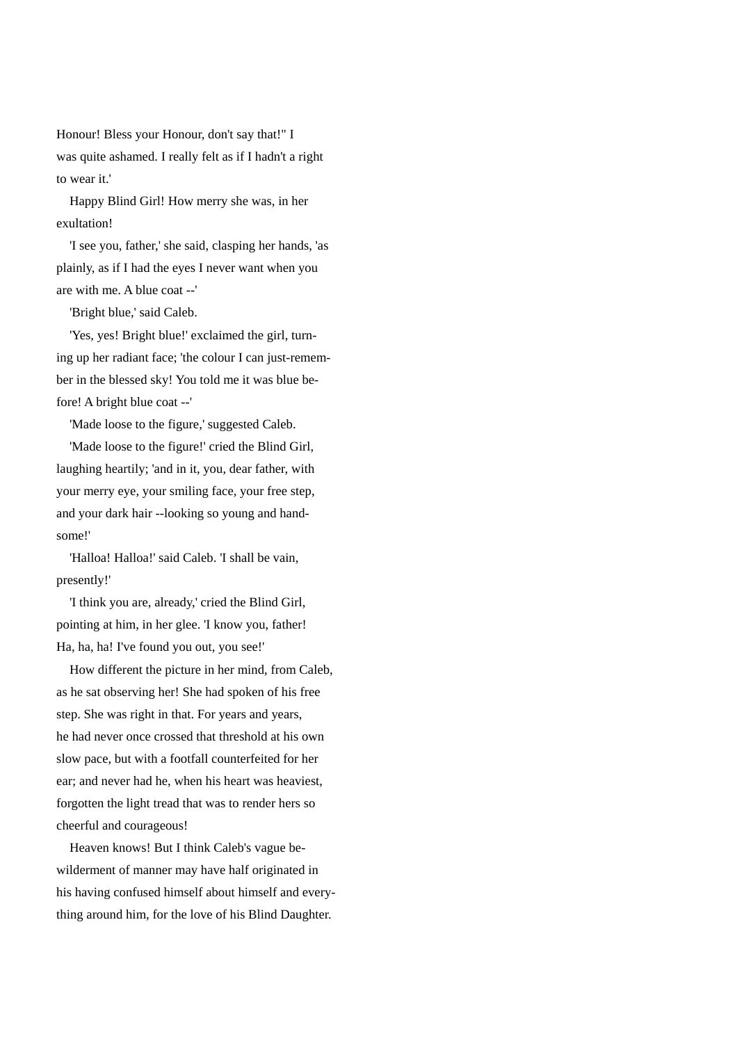Honour! Bless your Honour, don't say that!" I was quite ashamed. I really felt as if I hadn't a right to wear it.'

Happy Blind Girl! How merry she was, in her exultation!

'I see you, father,' she said, clasping her hands, 'as plainly, as if I had the eyes I never want when you are with me. A blue coat --'

'Bright blue,' said Caleb.

'Yes, yes! Bright blue!' exclaimed the girl, turning up her radiant face; 'the colour I can just-remember in the blessed sky! You told me it was blue before! A bright blue coat --'

'Made loose to the figure,' suggested Caleb.

'Made loose to the figure!' cried the Blind Girl, laughing heartily; 'and in it, you, dear father, with your merry eye, your smiling face, your free step, and your dark hair --looking so young and handsome!'

'Halloa! Halloa!' said Caleb. 'I shall be vain, presently!'

'I think you are, already,' cried the Blind Girl, pointing at him, in her glee. 'I know you, father! Ha, ha, ha! I've found you out, you see!'

How different the picture in her mind, from Caleb, as he sat observing her! She had spoken of his free step. She was right in that. For years and years, he had never once crossed that threshold at his own slow pace, but with a footfall counterfeited for her ear; and never had he, when his heart was heaviest, forgotten the light tread that was to render hers so cheerful and courageous!

Heaven knows! But I think Caleb's vague bewilderment of manner may have half originated in his having confused himself about himself and everything around him, for the love of his Blind Daughter.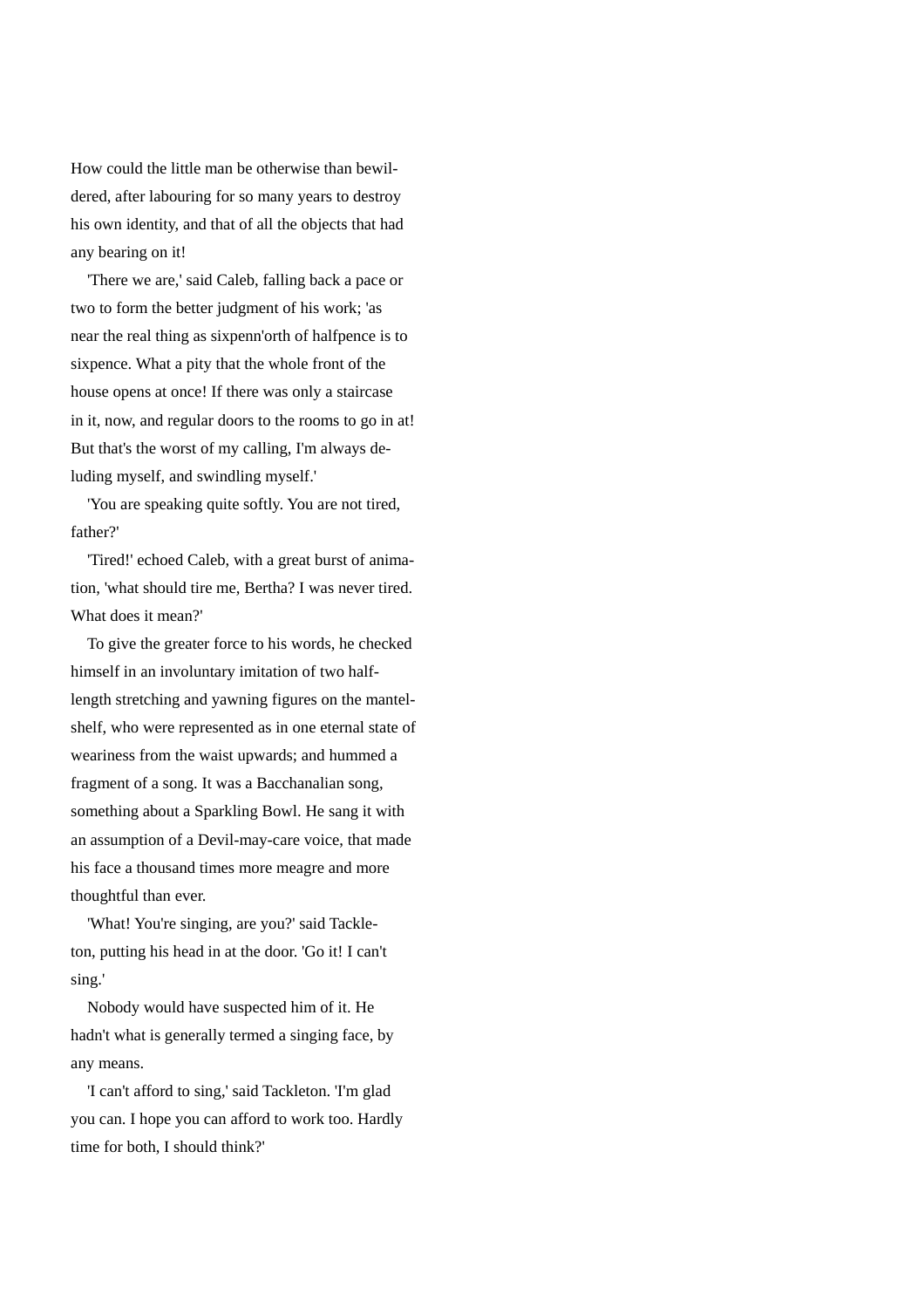How could the little man be otherwise than bewildered, after labouring for so many years to destroy his own identity, and that of all the objects that had any bearing on it!

'There we are,' said Caleb, falling back a pace or two to form the better judgment of his work; 'as near the real thing as sixpenn'orth of halfpence is to sixpence. What a pity that the whole front of the house opens at once! If there was only a staircase in it, now, and regular doors to the rooms to go in at! But that's the worst of my calling, I'm always deluding myself, and swindling myself.'

'You are speaking quite softly. You are not tired, father?'

'Tired!' echoed Caleb, with a great burst of animation, 'what should tire me, Bertha? I was never tired. What does it mean?'

To give the greater force to his words, he checked himself in an involuntary imitation of two half-length stretching and yawning figures on the mantel-shelf, who were represented as in one eternal state of weariness from the waist upwards; and hummed a fragment of a song. It was a Bacchanalian song, something about a Sparkling Bowl. He sang it with an assumption of a Devil-may-care voice, that made his face a thousand times more meagre and more thoughtful than ever.

'What! You're singing, are you?' said Tackleton, putting his head in at the door. 'Go it! I can't sing.'

Nobody would have suspected him of it. He hadn't what is generally termed a singing face, by any means.

'I can't afford to sing,' said Tackleton. 'I'm glad you can. I hope you can afford to work too. Hardly time for both, I should think?'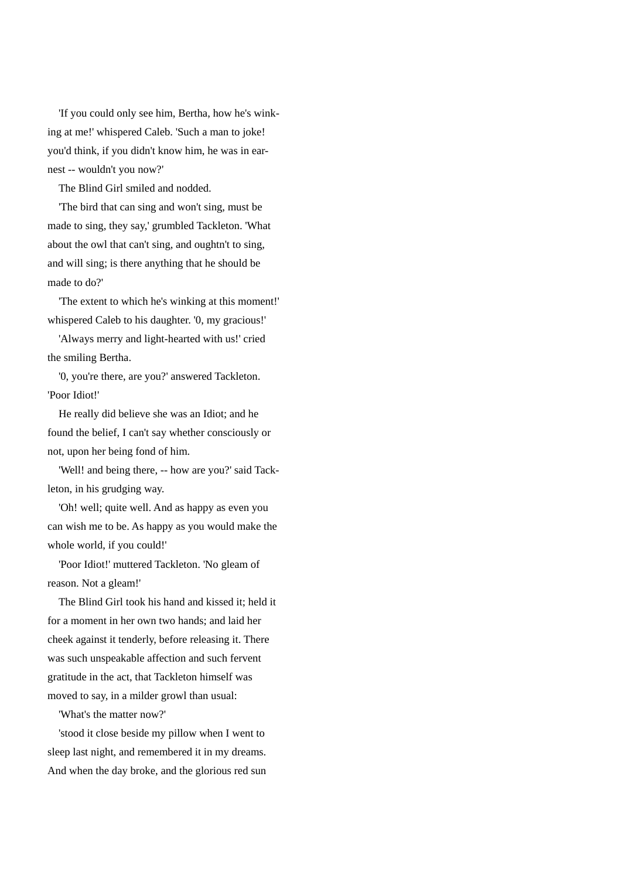'If you could only see him, Bertha, how he's winking at me!' whispered Caleb. 'Such a man to joke! you'd think, if you didn't know him, he was in earnest -- wouldn't you now?'

The Blind Girl smiled and nodded.

'The bird that can sing and won't sing, must be made to sing, they say,' grumbled Tackleton. 'What about the owl that can't sing, and oughtn't to sing, and will sing; is there anything that he should be made to do?'

'The extent to which he's winking at this moment!' whispered Caleb to his daughter. '0, my gracious!'

'Always merry and light-hearted with us!' cried the smiling Bertha.

'0, you're there, are you?' answered Tackleton. 'Poor Idiot!'

He really did believe she was an Idiot; and he found the belief, I can't say whether consciously or not, upon her being fond of him.

'Well! and being there, -- how are you?' said Tackleton, in his grudging way.

'Oh! well; quite well. And as happy as even you can wish me to be. As happy as you would make the whole world, if you could!'

'Poor Idiot!' muttered Tackleton. 'No gleam of reason. Not a gleam!'

The Blind Girl took his hand and kissed it; held it for a moment in her own two hands; and laid her cheek against it tenderly, before releasing it. There was such unspeakable affection and such fervent gratitude in the act, that Tackleton himself was moved to say, in a milder growl than usual:

'What's the matter now?'

'stood it close beside my pillow when I went to sleep last night, and remembered it in my dreams. And when the day broke, and the glorious red sun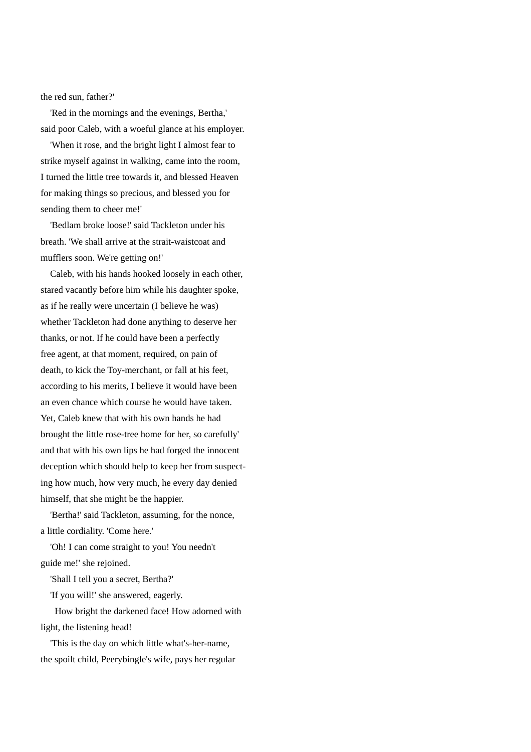the red sun, father?'

'Red in the mornings and the evenings, Bertha,' said poor Caleb, with a woeful glance at his employer.

'When it rose, and the bright light I almost fear to strike myself against in walking, came into the room, I turned the little tree towards it, and blessed Heaven for making things so precious, and blessed you for sending them to cheer me!'

'Bedlam broke loose!' said Tackleton under his breath. 'We shall arrive at the strait-waistcoat and mufflers soon. We're getting on!'

Caleb, with his hands hooked loosely in each other, stared vacantly before him while his daughter spoke, as if he really were uncertain (I believe he was) whether Tackleton had done anything to deserve her thanks, or not. If he could have been a perfectly free agent, at that moment, required, on pain of death, to kick the Toy-merchant, or fall at his feet, according to his merits, I believe it would have been an even chance which course he would have taken. Yet, Caleb knew that with his own hands he had brought the little rose-tree home for her, so carefully' and that with his own lips he had forged the innocent deception which should help to keep her from suspecting how much, how very much, he every day denied himself, that she might be the happier.

'Bertha!' said Tackleton, assuming, for the nonce, a little cordiality. 'Come here.'

'Oh! I can come straight to you! You needn't guide me!' she rejoined.

'Shall I tell you a secret, Bertha?'

'If you will!' she answered, eagerly.

How bright the darkened face! How adorned with light, the listening head!

'This is the day on which little what's-her-name, the spoilt child, Peerybingle's wife, pays her regular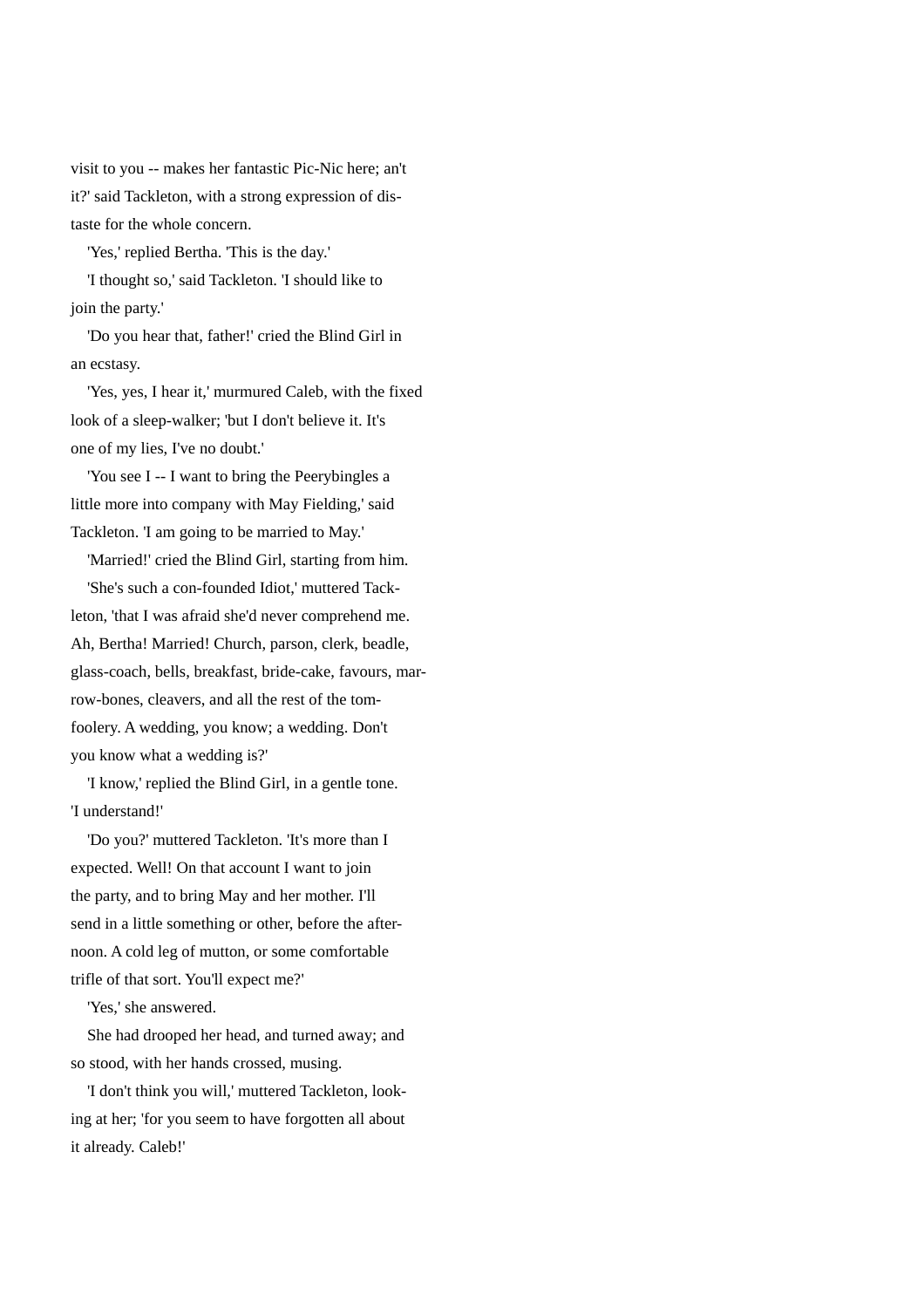visit to you -- makes her fantastic Pic-Nic here; an't it?' said Tackleton, with a strong expression of distaste for the whole concern.

'Yes,' replied Bertha. 'This is the day.'

'I thought so,' said Tackleton. 'I should like to join the party.'

'Do you hear that, father!' cried the Blind Girl in an ecstasy.

'Yes, yes, I hear it,' murmured Caleb, with the fixed look of a sleep-walker; 'but I don't believe it. It's one of my lies, I've no doubt.'

'You see I -- I want to bring the Peerybingles a little more into company with May Fielding,' said Tackleton. 'I am going to be married to May.'

'Married!' cried the Blind Girl, starting from him.

'She's such a con-founded Idiot,' muttered Tackleton, 'that I was afraid she'd never comprehend me. Ah, Bertha! Married! Church, parson, clerk, beadle, glass-coach, bells, breakfast, bride-cake, favours, marrow-bones, cleavers, and all the rest of the tomfoolery. A wedding, you know; a wedding. Don't you know what a wedding is?'

'I know,' replied the Blind Girl, in a gentle tone. 'I understand!'

'Do you?' muttered Tackleton. 'It's more than I expected. Well! On that account I want to join the party, and to bring May and her mother. I'll send in a little something or other, before the afternoon. A cold leg of mutton, or some comfortable trifle of that sort. You'll expect me?'

'Yes,' she answered.

She had drooped her head, and turned away; and so stood, with her hands crossed, musing.

'I don't think you will,' muttered Tackleton, looking at her; 'for you seem to have forgotten all about it already. Caleb!'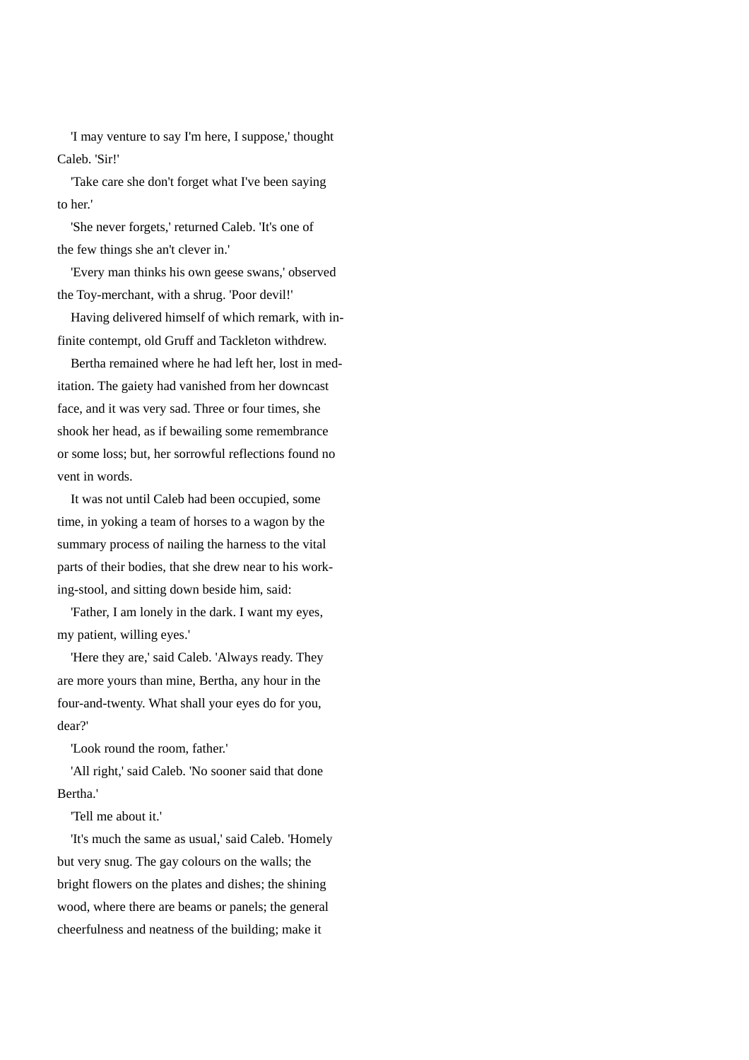'I may venture to say I'm here, I suppose,' thought Caleb. 'Sir!'

'Take care she don't forget what I've been saying to her.'

'She never forgets,' returned Caleb. 'It's one of the few things she an't clever in.'

'Every man thinks his own geese swans,' observed the Toy-merchant, with a shrug. 'Poor devil!'

Having delivered himself of which remark, with infinite contempt, old Gruff and Tackleton withdrew.

Bertha remained where he had left her, lost in meditation. The gaiety had vanished from her downcast face, and it was very sad. Three or four times, she shook her head, as if bewailing some remembrance or some loss; but, her sorrowful reflections found no vent in words.

It was not until Caleb had been occupied, some time, in yoking a team of horses to a wagon by the summary process of nailing the harness to the vital parts of their bodies, that she drew near to his working-stool, and sitting down beside him, said:

'Father, I am lonely in the dark. I want my eyes, my patient, willing eyes.'

'Here they are,' said Caleb. 'Always ready. They are more yours than mine, Bertha, any hour in the four-and-twenty. What shall your eyes do for you, dear?'

'Look round the room, father.'

'All right,' said Caleb. 'No sooner said that done Bertha.'

'Tell me about it.'

'It's much the same as usual,' said Caleb. 'Homely but very snug. The gay colours on the walls; the bright flowers on the plates and dishes; the shining wood, where there are beams or panels; the general cheerfulness and neatness of the building; make it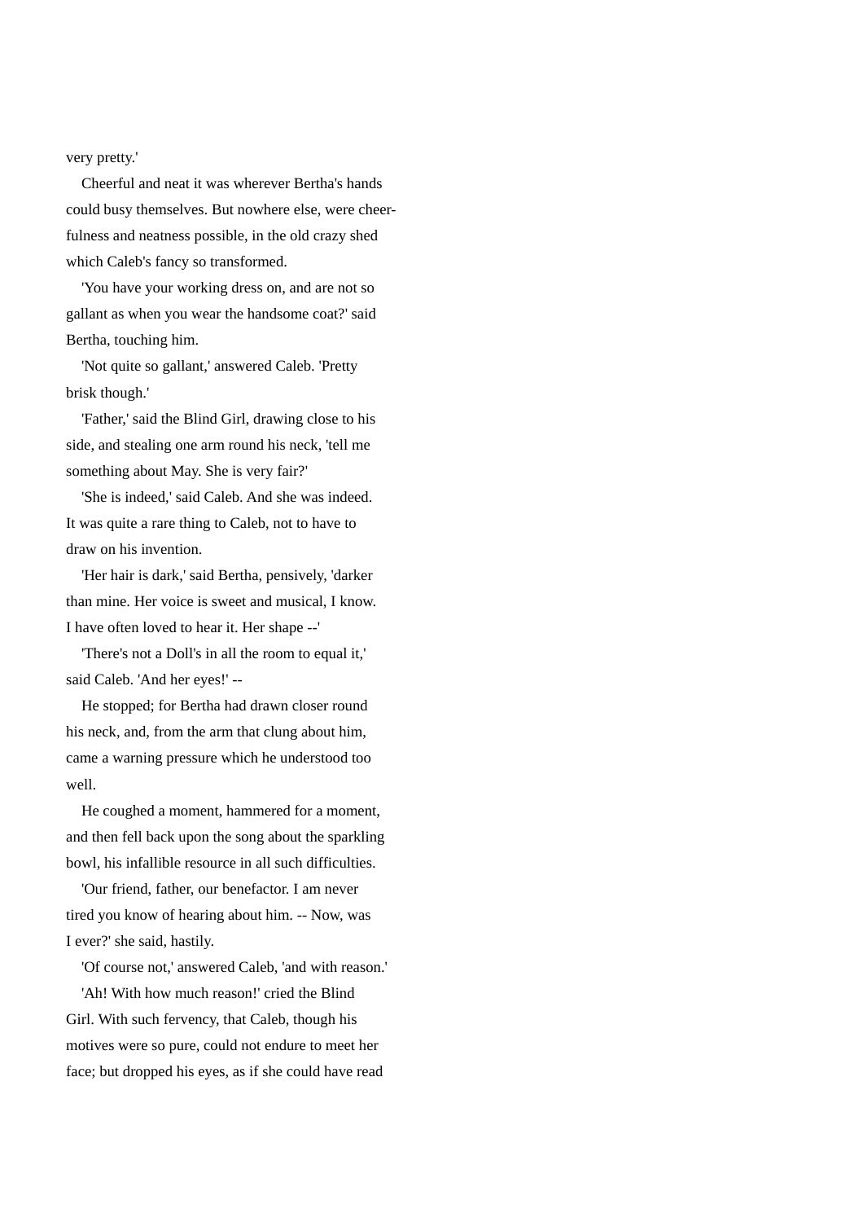very pretty.'

Cheerful and neat it was wherever Bertha's hands could busy themselves. But nowhere else, were cheerfulness and neatness possible, in the old crazy shed which Caleb's fancy so transformed.

'You have your working dress on, and are not so gallant as when you wear the handsome coat?' said Bertha, touching him.

'Not quite so gallant,' answered Caleb. 'Pretty brisk though.'

'Father,' said the Blind Girl, drawing close to his side, and stealing one arm round his neck, 'tell me something about May. She is very fair?'

'She is indeed,' said Caleb. And she was indeed. It was quite a rare thing to Caleb, not to have to draw on his invention.

'Her hair is dark,' said Bertha, pensively, 'darker than mine. Her voice is sweet and musical, I know. I have often loved to hear it. Her shape --'

'There's not a Doll's in all the room to equal it,' said Caleb. 'And her eyes!' --

He stopped; for Bertha had drawn closer round his neck, and, from the arm that clung about him, came a warning pressure which he understood too well.

He coughed a moment, hammered for a moment, and then fell back upon the song about the sparkling bowl, his infallible resource in all such difficulties.

'Our friend, father, our benefactor. I am never tired you know of hearing about him. -- Now, was I ever?' she said, hastily.

'Of course not,' answered Caleb, 'and with reason.'

'Ah! With how much reason!' cried the Blind Girl. With such fervency, that Caleb, though his motives were so pure, could not endure to meet her face; but dropped his eyes, as if she could have read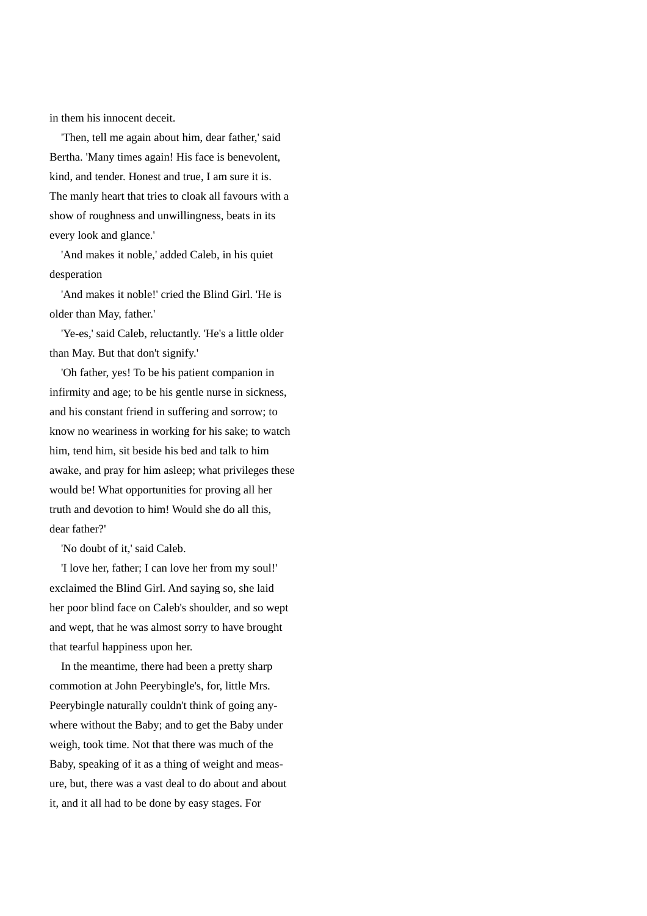in them his innocent deceit.

'Then, tell me again about him, dear father,' said Bertha. 'Many times again! His face is benevolent, kind, and tender. Honest and true, I am sure it is. The manly heart that tries to cloak all favours with a show of roughness and unwillingness, beats in its every look and glance.'

'And makes it noble,' added Caleb, in his quiet desperation

'And makes it noble!' cried the Blind Girl. 'He is older than May, father.'

'Ye-es,' said Caleb, reluctantly. 'He's a little older than May. But that don't signify.'

'Oh father, yes! To be his patient companion in infirmity and age; to be his gentle nurse in sickness, and his constant friend in suffering and sorrow; to know no weariness in working for his sake; to watch him, tend him, sit beside his bed and talk to him awake, and pray for him asleep; what privileges these would be! What opportunities for proving all her truth and devotion to him! Would she do all this, dear father?'

'No doubt of it,' said Caleb.

'I love her, father; I can love her from my soul!' exclaimed the Blind Girl. And saying so, she laid her poor blind face on Caleb's shoulder, and so wept and wept, that he was almost sorry to have brought that tearful happiness upon her.

In the meantime, there had been a pretty sharp commotion at John Peerybingle's, for, little Mrs. Peerybingle naturally couldn't think of going anywhere without the Baby; and to get the Baby under weigh, took time. Not that there was much of the Baby, speaking of it as a thing of weight and measure, but, there was a vast deal to do about and about it, and it all had to be done by easy stages. For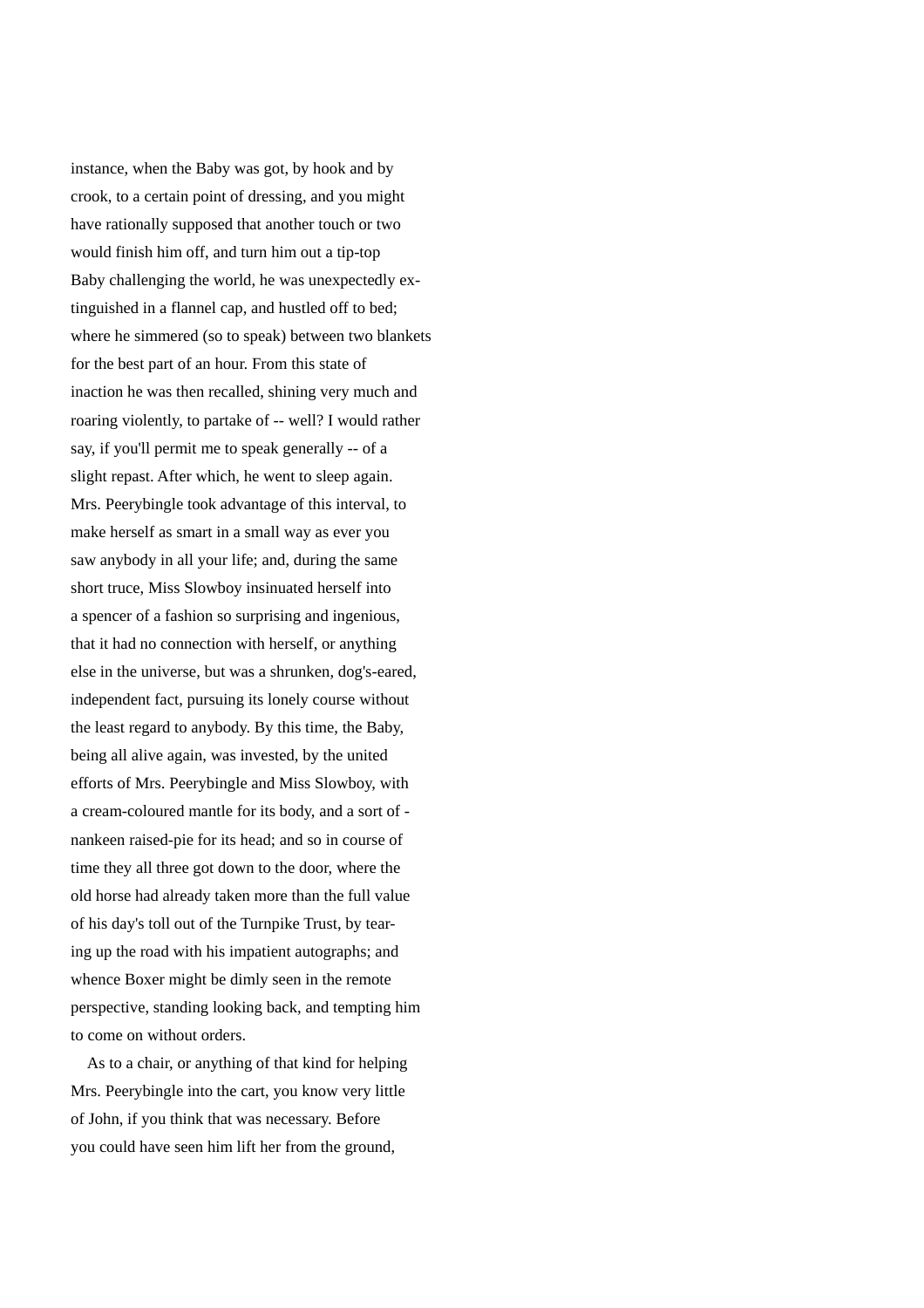instance, when the Baby was got, by hook and by crook, to a certain point of dressing, and you might have rationally supposed that another touch or two would finish him off, and turn him out a tip-top Baby challenging the world, he was unexpectedly extinguished in a flannel cap, and hustled off to bed; where he simmered (so to speak) between two blankets for the best part of an hour. From this state of inaction he was then recalled, shining very much and roaring violently, to partake of -- well? I would rather say, if you'll permit me to speak generally -- of a slight repast. After which, he went to sleep again. Mrs. Peerybingle took advantage of this interval, to make herself as smart in a small way as ever you saw anybody in all your life; and, during the same short truce, Miss Slowboy insinuated herself into a spencer of a fashion so surprising and ingenious, that it had no connection with herself, or anything else in the universe, but was a shrunken, dog's-eared, independent fact, pursuing its lonely course without the least regard to anybody. By this time, the Baby, being all alive again, was invested, by the united efforts of Mrs. Peerybingle and Miss Slowboy, with a cream-coloured mantle for its body, and a sort of -nankeen raised-pie for its head; and so in course of time they all three got down to the door, where the old horse had already taken more than the full value of his day's toll out of the Turnpike Trust, by tearing up the road with his impatient autographs; and whence Boxer might be dimly seen in the remote perspective, standing looking back, and tempting him to come on without orders.

As to a chair, or anything of that kind for helping Mrs. Peerybingle into the cart, you know very little of John, if you think that was necessary. Before you could have seen him lift her from the ground,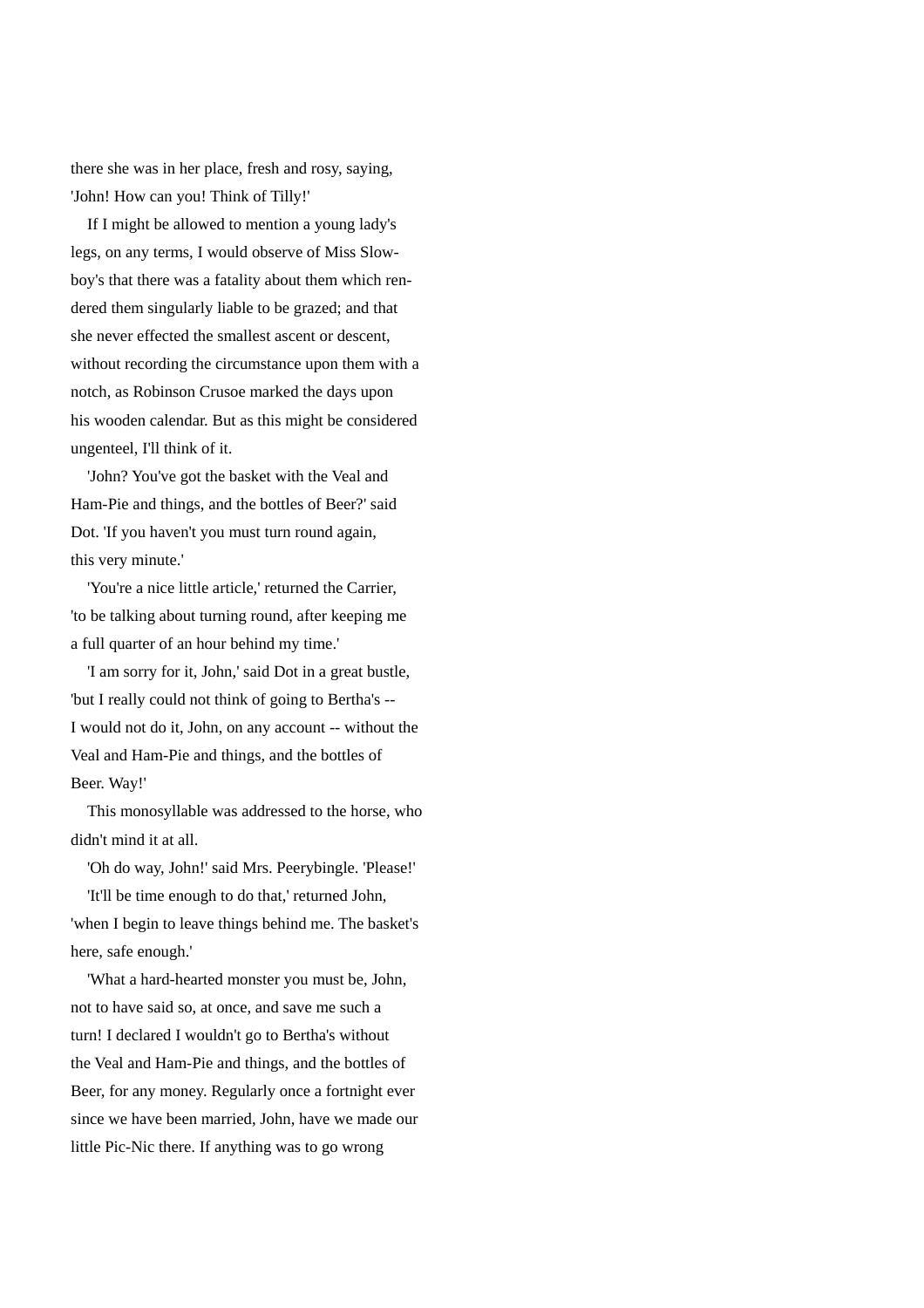there she was in her place, fresh and rosy, saying, 'John! How can you! Think of Tilly!'

If I might be allowed to mention a young lady's legs, on any terms, I would observe of Miss Slowboy's that there was a fatality about them which rendered them singularly liable to be grazed; and that she never effected the smallest ascent or descent, without recording the circumstance upon them with a notch, as Robinson Crusoe marked the days upon his wooden calendar. But as this might be considered ungenteel, I'll think of it.

'John? You've got the basket with the Veal and Ham-Pie and things, and the bottles of Beer?' said Dot. 'If you haven't you must turn round again, this very minute.'

'You're a nice little article,' returned the Carrier, 'to be talking about turning round, after keeping me a full quarter of an hour behind my time.'

'I am sorry for it, John,' said Dot in a great bustle, 'but I really could not think of going to Bertha's -- I would not do it, John, on any account -- without the Veal and Ham-Pie and things, and the bottles of Beer. Way!'

This monosyllable was addressed to the horse, who didn't mind it at all.

'Oh do way, John!' said Mrs. Peerybingle. 'Please!'

'It'll be time enough to do that,' returned John, 'when I begin to leave things behind me. The basket's here, safe enough.'

'What a hard-hearted monster you must be, John, not to have said so, at once, and save me such a turn! I declared I wouldn't go to Bertha's without the Veal and Ham-Pie and things, and the bottles of Beer, for any money. Regularly once a fortnight ever since we have been married, John, have we made our little Pic-Nic there. If anything was to go wrong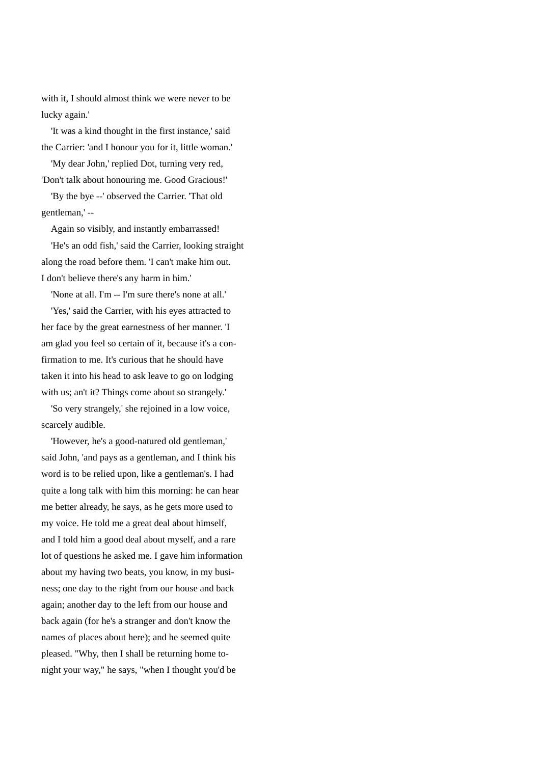with it, I should almost think we were never to be lucky again.'

'It was a kind thought in the first instance,' said the Carrier: 'and I honour you for it, little woman.'

'My dear John,' replied Dot, turning very red, 'Don't talk about honouring me. Good Gracious!'

'By the bye --' observed the Carrier. 'That old gentleman,' --

Again so visibly, and instantly embarrassed!

'He's an odd fish,' said the Carrier, looking straight along the road before them. 'I can't make him out. I don't believe there's any harm in him.'

'None at all. I'm -- I'm sure there's none at all.'

'Yes,' said the Carrier, with his eyes attracted to her face by the great earnestness of her manner. 'I am glad you feel so certain of it, because it's a confirmation to me. It's curious that he should have taken it into his head to ask leave to go on lodging with us; an't it? Things come about so strangely.'

'So very strangely,' she rejoined in a low voice, scarcely audible.

'However, he's a good-natured old gentleman,' said John, 'and pays as a gentleman, and I think his word is to be relied upon, like a gentleman's. I had quite a long talk with him this morning: he can hear me better already, he says, as he gets more used to my voice. He told me a great deal about himself, and I told him a good deal about myself, and a rare lot of questions he asked me. I gave him information about my having two beats, you know, in my business; one day to the right from our house and back again; another day to the left from our house and back again (for he's a stranger and don't know the names of places about here); and he seemed quite pleased. "Why, then I shall be returning home to-night your way," he says, "when I thought you'd be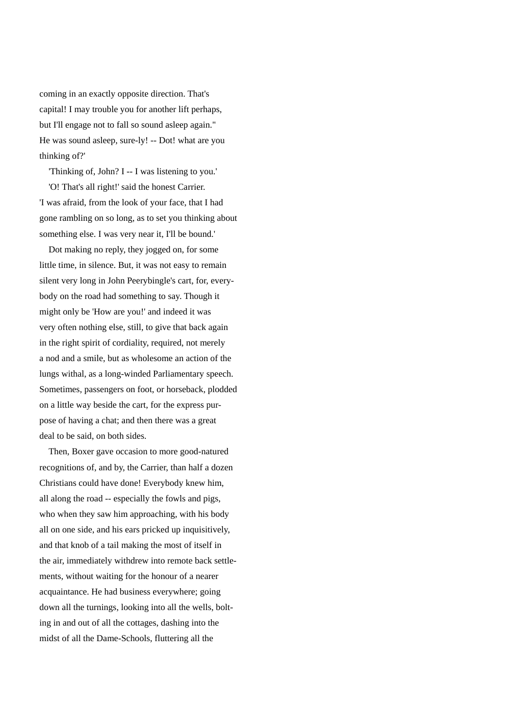coming in an exactly opposite direction. That's capital! I may trouble you for another lift perhaps, but I'll engage not to fall so sound asleep again." He was sound asleep, sure-ly! -- Dot! what are you thinking of?'

'Thinking of, John? I -- I was listening to you.'

'O! That's all right!' said the honest Carrier. 'I was afraid, from the look of your face, that I had gone rambling on so long, as to set you thinking about something else. I was very near it, I'll be bound.'

Dot making no reply, they jogged on, for some little time, in silence. But, it was not easy to remain silent very long in John Peerybingle's cart, for, everybody on the road had something to say. Though it might only be 'How are you!' and indeed it was very often nothing else, still, to give that back again in the right spirit of cordiality, required, not merely a nod and a smile, but as wholesome an action of the lungs withal, as a long-winded Parliamentary speech. Sometimes, passengers on foot, or horseback, plodded on a little way beside the cart, for the express purpose of having a chat; and then there was a great deal to be said, on both sides.

Then, Boxer gave occasion to more good-natured recognitions of, and by, the Carrier, than half a dozen Christians could have done! Everybody knew him, all along the road -- especially the fowls and pigs, who when they saw him approaching, with his body all on one side, and his ears pricked up inquisitively, and that knob of a tail making the most of itself in the air, immediately withdrew into remote back settlements, without waiting for the honour of a nearer acquaintance. He had business everywhere; going down all the turnings, looking into all the wells, bolting in and out of all the cottages, dashing into the midst of all the Dame-Schools, fluttering all the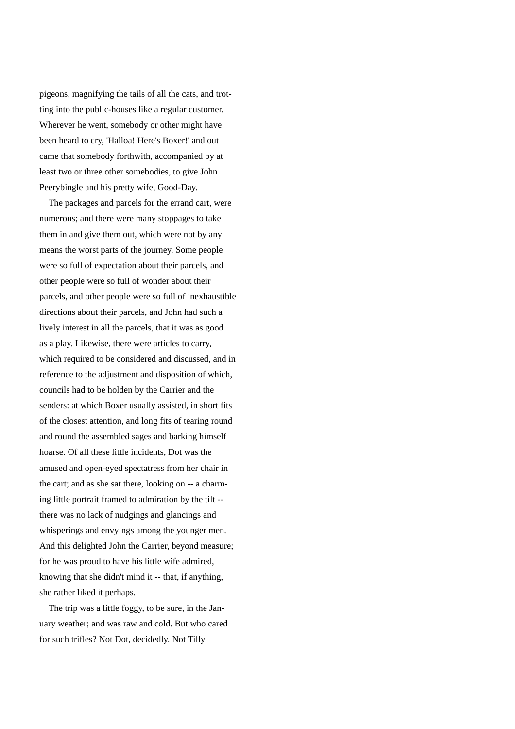pigeons, magnifying the tails of all the cats, and trotting into the public-houses like a regular customer. Wherever he went, somebody or other might have been heard to cry, 'Halloa! Here's Boxer!' and out came that somebody forthwith, accompanied by at least two or three other somebodies, to give John Peerybingle and his pretty wife, Good-Day.

The packages and parcels for the errand cart, were numerous; and there were many stoppages to take them in and give them out, which were not by any means the worst parts of the journey. Some people were so full of expectation about their parcels, and other people were so full of wonder about their parcels, and other people were so full of inexhaustible directions about their parcels, and John had such a lively interest in all the parcels, that it was as good as a play. Likewise, there were articles to carry, which required to be considered and discussed, and in reference to the adjustment and disposition of which, councils had to be holden by the Carrier and the senders: at which Boxer usually assisted, in short fits of the closest attention, and long fits of tearing round and round the assembled sages and barking himself hoarse. Of all these little incidents, Dot was the amused and open-eyed spectatress from her chair in the cart; and as she sat there, looking on -- a charming little portrait framed to admiration by the tilt -- there was no lack of nudgings and glancings and whisperings and envyings among the younger men. And this delighted John the Carrier, beyond measure; for he was proud to have his little wife admired, knowing that she didn't mind it -- that, if anything, she rather liked it perhaps.

The trip was a little foggy, to be sure, in the January weather; and was raw and cold. But who cared for such trifles? Not Dot, decidedly. Not Tilly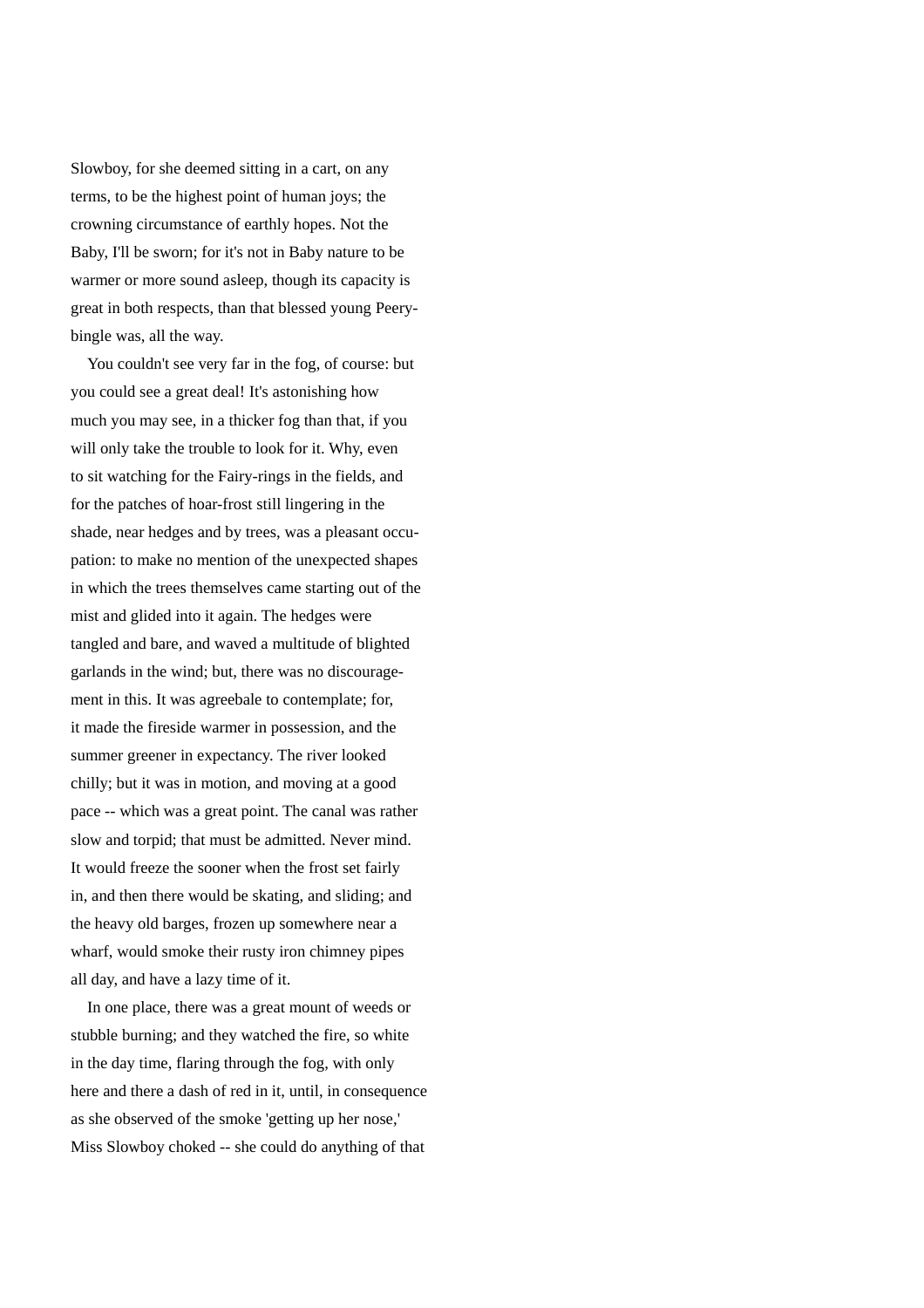Slowboy, for she deemed sitting in a cart, on any terms, to be the highest point of human joys; the crowning circumstance of earthly hopes. Not the Baby, I'll be sworn; for it's not in Baby nature to be warmer or more sound asleep, though its capacity is great in both respects, than that blessed young Peerybingle was, all the way.

You couldn't see very far in the fog, of course: but you could see a great deal! It's astonishing how much you may see, in a thicker fog than that, if you will only take the trouble to look for it. Why, even to sit watching for the Fairy-rings in the fields, and for the patches of hoar-frost still lingering in the shade, near hedges and by trees, was a pleasant occupation: to make no mention of the unexpected shapes in which the trees themselves came starting out of the mist and glided into it again. The hedges were tangled and bare, and waved a multitude of blighted garlands in the wind; but, there was no discouragement in this. It was agreebale to contemplate; for, it made the fireside warmer in possession, and the summer greener in expectancy. The river looked chilly; but it was in motion, and moving at a good pace -- which was a great point. The canal was rather slow and torpid; that must be admitted. Never mind. It would freeze the sooner when the frost set fairly in, and then there would be skating, and sliding; and the heavy old barges, frozen up somewhere near a wharf, would smoke their rusty iron chimney pipes all day, and have a lazy time of it.

In one place, there was a great mount of weeds or stubble burning; and they watched the fire, so white in the day time, flaring through the fog, with only here and there a dash of red in it, until, in consequence as she observed of the smoke 'getting up her nose,' Miss Slowboy choked -- she could do anything of that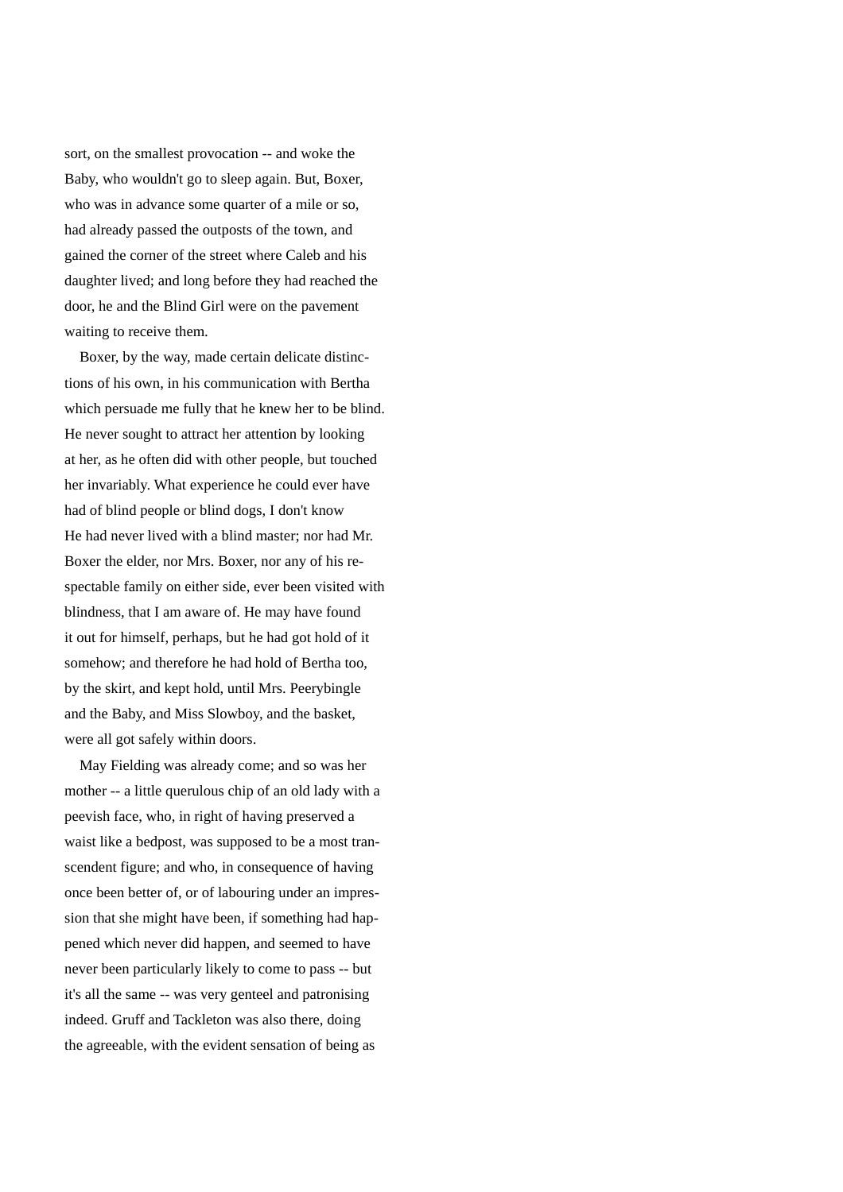sort, on the smallest provocation -- and woke the Baby, who wouldn't go to sleep again. But, Boxer, who was in advance some quarter of a mile or so, had already passed the outposts of the town, and gained the corner of the street where Caleb and his daughter lived; and long before they had reached the door, he and the Blind Girl were on the pavement waiting to receive them.

Boxer, by the way, made certain delicate distinctions of his own, in his communication with Bertha which persuade me fully that he knew her to be blind. He never sought to attract her attention by looking at her, as he often did with other people, but touched her invariably. What experience he could ever have had of blind people or blind dogs, I don't know He had never lived with a blind master; nor had Mr. Boxer the elder, nor Mrs. Boxer, nor any of his respectable family on either side, ever been visited with blindness, that I am aware of. He may have found it out for himself, perhaps, but he had got hold of it somehow; and therefore he had hold of Bertha too, by the skirt, and kept hold, until Mrs. Peerybingle and the Baby, and Miss Slowboy, and the basket, were all got safely within doors.

May Fielding was already come; and so was her mother -- a little querulous chip of an old lady with a peevish face, who, in right of having preserved a waist like a bedpost, was supposed to be a most transcendent figure; and who, in consequence of having once been better of, or of labouring under an impression that she might have been, if something had happened which never did happen, and seemed to have never been particularly likely to come to pass -- but it's all the same -- was very genteel and patronising indeed. Gruff and Tackleton was also there, doing the agreeable, with the evident sensation of being as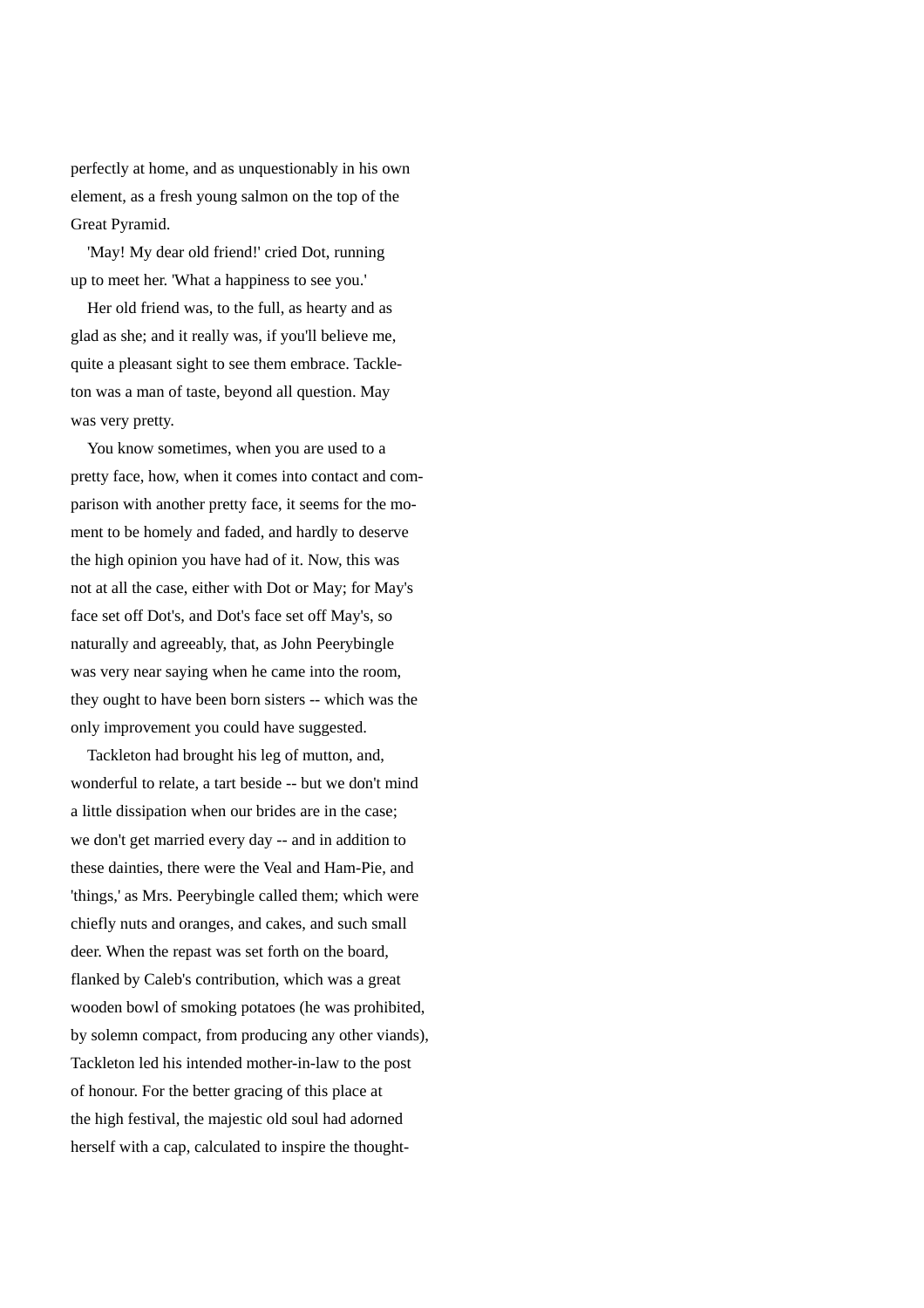perfectly at home, and as unquestionably in his own element, as a fresh young salmon on the top of the Great Pyramid.

'May! My dear old friend!' cried Dot, running up to meet her. 'What a happiness to see you.'

Her old friend was, to the full, as hearty and as glad as she; and it really was, if you'll believe me, quite a pleasant sight to see them embrace. Tackleton was a man of taste, beyond all question. May was very pretty.

You know sometimes, when you are used to a pretty face, how, when it comes into contact and comparison with another pretty face, it seems for the moment to be homely and faded, and hardly to deserve the high opinion you have had of it. Now, this was not at all the case, either with Dot or May; for May's face set off Dot's, and Dot's face set off May's, so naturally and agreeably, that, as John Peerybingle was very near saying when he came into the room, they ought to have been born sisters -- which was the only improvement you could have suggested.

Tackleton had brought his leg of mutton, and, wonderful to relate, a tart beside -- but we don't mind a little dissipation when our brides are in the case; we don't get married every day -- and in addition to these dainties, there were the Veal and Ham-Pie, and 'things,' as Mrs. Peerybingle called them; which were chiefly nuts and oranges, and cakes, and such small deer. When the repast was set forth on the board, flanked by Caleb's contribution, which was a great wooden bowl of smoking potatoes (he was prohibited, by solemn compact, from producing any other viands), Tackleton led his intended mother-in-law to the post of honour. For the better gracing of this place at the high festival, the majestic old soul had adorned herself with a cap, calculated to inspire the thought-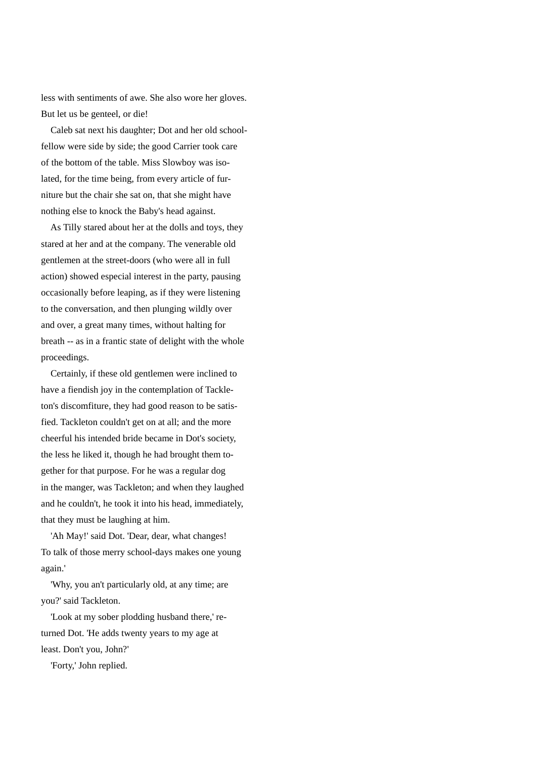less with sentiments of awe. She also wore her gloves. But let us be genteel, or die!

Caleb sat next his daughter; Dot and her old schoolfellow were side by side; the good Carrier took care of the bottom of the table. Miss Slowboy was isolated, for the time being, from every article of furniture but the chair she sat on, that she might have nothing else to knock the Baby's head against.

As Tilly stared about her at the dolls and toys, they stared at her and at the company. The venerable old gentlemen at the street-doors (who were all in full action) showed especial interest in the party, pausing occasionally before leaping, as if they were listening to the conversation, and then plunging wildly over and over, a great many times, without halting for breath -- as in a frantic state of delight with the whole proceedings.

Certainly, if these old gentlemen were inclined to have a fiendish joy in the contemplation of Tackleton's discomfiture, they had good reason to be satisfied. Tackleton couldn't get on at all; and the more cheerful his intended bride became in Dot's society, the less he liked it, though he had brought them together for that purpose. For he was a regular dog in the manger, was Tackleton; and when they laughed and he couldn't, he took it into his head, immediately, that they must be laughing at him.

'Ah May!' said Dot. 'Dear, dear, what changes! To talk of those merry school-days makes one young again.'

'Why, you an't particularly old, at any time; are you?' said Tackleton.

'Look at my sober plodding husband there,' returned Dot. 'He adds twenty years to my age at least. Don't you, John?'

'Forty,' John replied.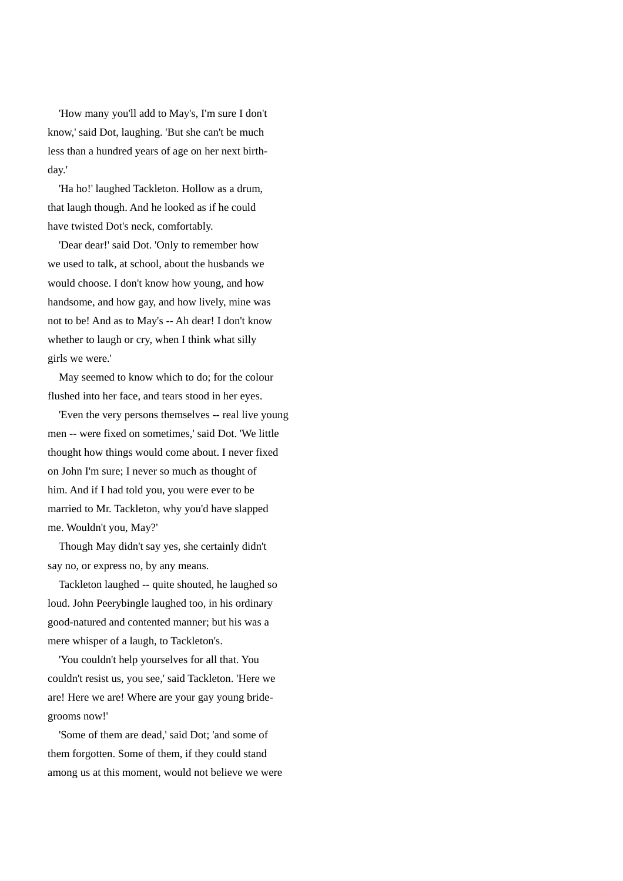'How many you'll add to May's, I'm sure I don't know,' said Dot, laughing. 'But she can't be much less than a hundred years of age on her next birth-day.'

'Ha ho!' laughed Tackleton. Hollow as a drum, that laugh though. And he looked as if he could have twisted Dot's neck, comfortably.

'Dear dear!' said Dot. 'Only to remember how we used to talk, at school, about the husbands we would choose. I don't know how young, and how handsome, and how gay, and how lively, mine was not to be! And as to May's -- Ah dear! I don't know whether to laugh or cry, when I think what silly girls we were.'

May seemed to know which to do; for the colour flushed into her face, and tears stood in her eyes.

'Even the very persons themselves -- real live young men -- were fixed on sometimes,' said Dot. 'We little thought how things would come about. I never fixed on John I'm sure; I never so much as thought of him. And if I had told you, you were ever to be married to Mr. Tackleton, why you'd have slapped me. Wouldn't you, May?'

Though May didn't say yes, she certainly didn't say no, or express no, by any means.

Tackleton laughed -- quite shouted, he laughed so loud. John Peerybingle laughed too, in his ordinary good-natured and contented manner; but his was a mere whisper of a laugh, to Tackleton's.

'You couldn't help yourselves for all that. You couldn't resist us, you see,' said Tackleton. 'Here we are! Here we are! Where are your gay young bride-grooms now!'

'Some of them are dead,' said Dot; 'and some of them forgotten. Some of them, if they could stand among us at this moment, would not believe we were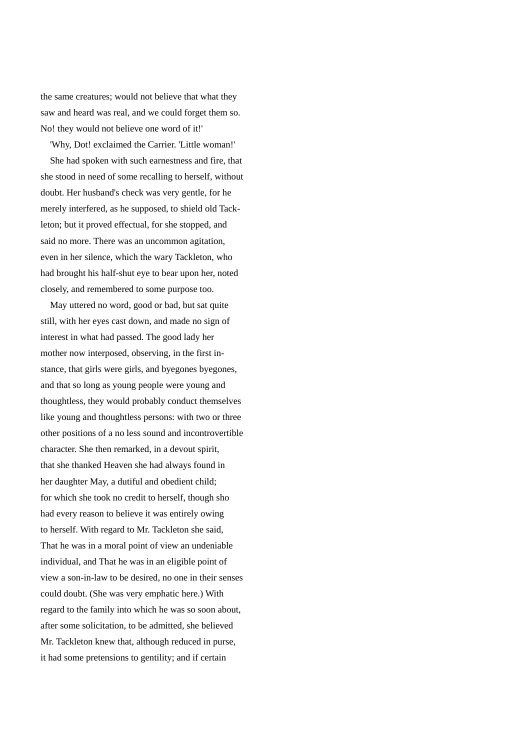the same creatures; would not believe that what they saw and heard was real, and we could forget them so. No! they would not believe one word of it!'

'Why, Dot! exclaimed the Carrier. 'Little woman!'

She had spoken with such earnestness and fire, that she stood in need of some recalling to herself, without doubt. Her husband's check was very gentle, for he merely interfered, as he supposed, to shield old Tackleton; but it proved effectual, for she stopped, and said no more. There was an uncommon agitation, even in her silence, which the wary Tackleton, who had brought his half-shut eye to bear upon her, noted closely, and remembered to some purpose too.

May uttered no word, good or bad, but sat quite still, with her eyes cast down, and made no sign of interest in what had passed. The good lady her mother now interposed, observing, in the first instance, that girls were girls, and byegones byegones, and that so long as young people were young and thoughtless, they would probably conduct themselves like young and thoughtless persons: with two or three other positions of a no less sound and incontrovertible character. She then remarked, in a devout spirit, that she thanked Heaven she had always found in her daughter May, a dutiful and obedient child; for which she took no credit to herself, though sho had every reason to believe it was entirely owing to herself. With regard to Mr. Tackleton she said, That he was in a moral point of view an undeniable individual, and That he was in an eligible point of view a son-in-law to be desired, no one in their senses could doubt. (She was very emphatic here.) With regard to the family into which he was so soon about, after some solicitation, to be admitted, she believed Mr. Tackleton knew that, although reduced in purse, it had some pretensions to gentility; and if certain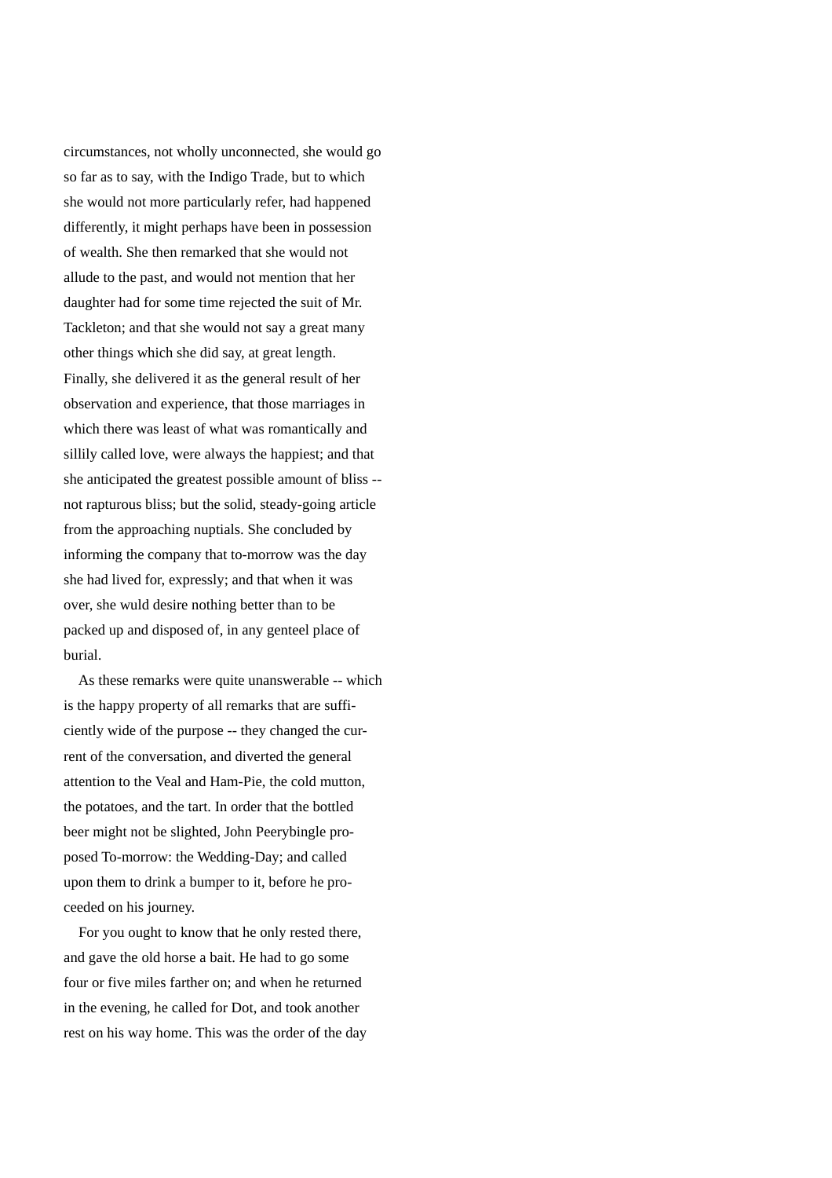circumstances, not wholly unconnected, she would go so far as to say, with the Indigo Trade, but to which she would not more particularly refer, had happened differently, it might perhaps have been in possession of wealth. She then remarked that she would not allude to the past, and would not mention that her daughter had for some time rejected the suit of Mr. Tackleton; and that she would not say a great many other things which she did say, at great length. Finally, she delivered it as the general result of her observation and experience, that those marriages in which there was least of what was romantically and sillily called love, were always the happiest; and that she anticipated the greatest possible amount of bliss -- not rapturous bliss; but the solid, steady-going article from the approaching nuptials. She concluded by informing the company that to-morrow was the day she had lived for, expressly; and that when it was over, she wuld desire nothing better than to be packed up and disposed of, in any genteel place of burial.

As these remarks were quite unanswerable -- which is the happy property of all remarks that are sufficiently wide of the purpose -- they changed the current of the conversation, and diverted the general attention to the Veal and Ham-Pie, the cold mutton, the potatoes, and the tart. In order that the bottled beer might not be slighted, John Peerybingle proposed To-morrow: the Wedding-Day; and called upon them to drink a bumper to it, before he proceeded on his journey.

For you ought to know that he only rested there, and gave the old horse a bait. He had to go some four or five miles farther on; and when he returned in the evening, he called for Dot, and took another rest on his way home. This was the order of the day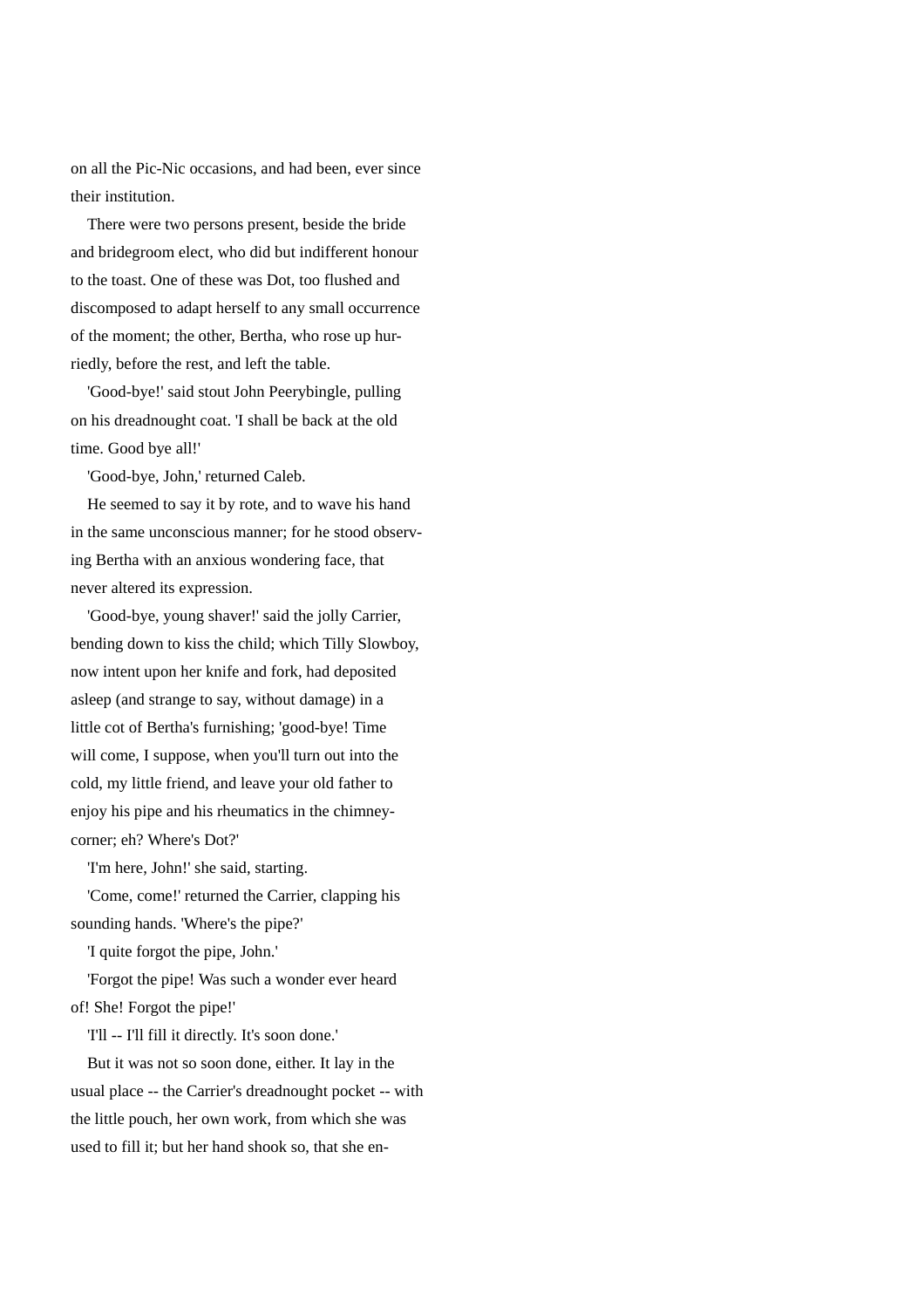on all the Pic-Nic occasions, and had been, ever since their institution.

There were two persons present, beside the bride and bridegroom elect, who did but indifferent honour to the toast. One of these was Dot, too flushed and discomposed to adapt herself to any small occurrence of the moment; the other, Bertha, who rose up hurriedly, before the rest, and left the table.

'Good-bye!' said stout John Peerybingle, pulling on his dreadnought coat. 'I shall be back at the old time. Good bye all!'

'Good-bye, John,' returned Caleb.

He seemed to say it by rote, and to wave his hand in the same unconscious manner; for he stood observing Bertha with an anxious wondering face, that never altered its expression.

'Good-bye, young shaver!' said the jolly Carrier, bending down to kiss the child; which Tilly Slowboy, now intent upon her knife and fork, had deposited asleep (and strange to say, without damage) in a little cot of Bertha's furnishing; 'good-bye! Time will come, I suppose, when you'll turn out into the cold, my little friend, and leave your old father to enjoy his pipe and his rheumatics in the chimney-corner; eh? Where's Dot?'

'I'm here, John!' she said, starting.

'Come, come!' returned the Carrier, clapping his sounding hands. 'Where's the pipe?'

'I quite forgot the pipe, John.'

'Forgot the pipe! Was such a wonder ever heard of! She! Forgot the pipe!'

'I'll -- I'll fill it directly. It's soon done.'

But it was not so soon done, either. It lay in the usual place -- the Carrier's dreadnought pocket -- with the little pouch, her own work, from which she was used to fill it; but her hand shook so, that she en-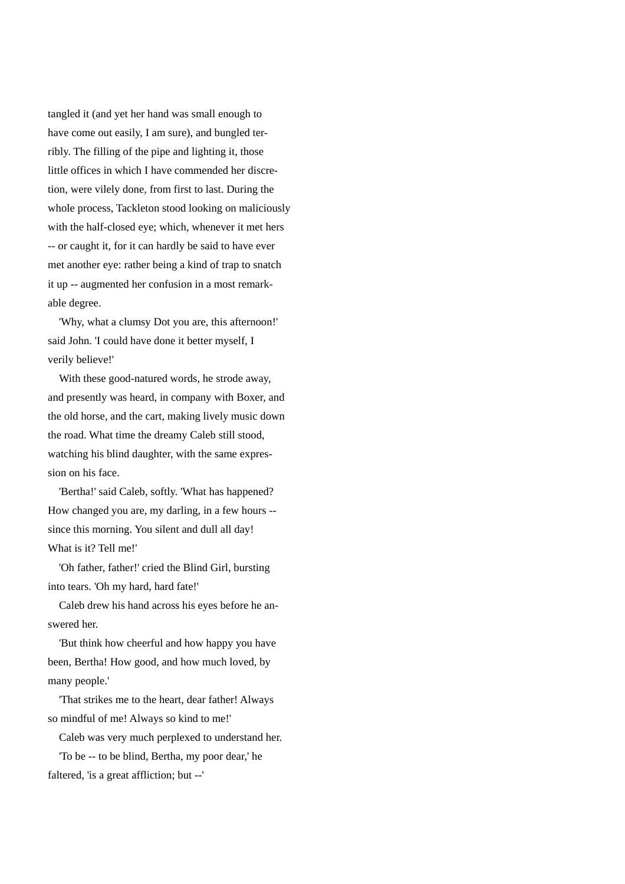tangled it (and yet her hand was small enough to have come out easily, I am sure), and bungled terribly. The filling of the pipe and lighting it, those little offices in which I have commended her discretion, were vilely done, from first to last. During the whole process, Tackleton stood looking on maliciously with the half-closed eye; which, whenever it met hers -- or caught it, for it can hardly be said to have ever met another eye: rather being a kind of trap to snatch it up -- augmented her confusion in a most remarkable degree.

'Why, what a clumsy Dot you are, this afternoon!' said John. 'I could have done it better myself, I verily believe!'

With these good-natured words, he strode away, and presently was heard, in company with Boxer, and the old horse, and the cart, making lively music down the road. What time the dreamy Caleb still stood, watching his blind daughter, with the same expression on his face.

'Bertha!' said Caleb, softly. 'What has happened? How changed you are, my darling, in a few hours -- since this morning. You silent and dull all day! What is it? Tell me!'

'Oh father, father!' cried the Blind Girl, bursting into tears. 'Oh my hard, hard fate!'

Caleb drew his hand across his eyes before he answered her.

'But think how cheerful and how happy you have been, Bertha! How good, and how much loved, by many people.'

'That strikes me to the heart, dear father! Always so mindful of me! Always so kind to me!'

Caleb was very much perplexed to understand her.

'To be -- to be blind, Bertha, my poor dear,' he faltered, 'is a great affliction; but --'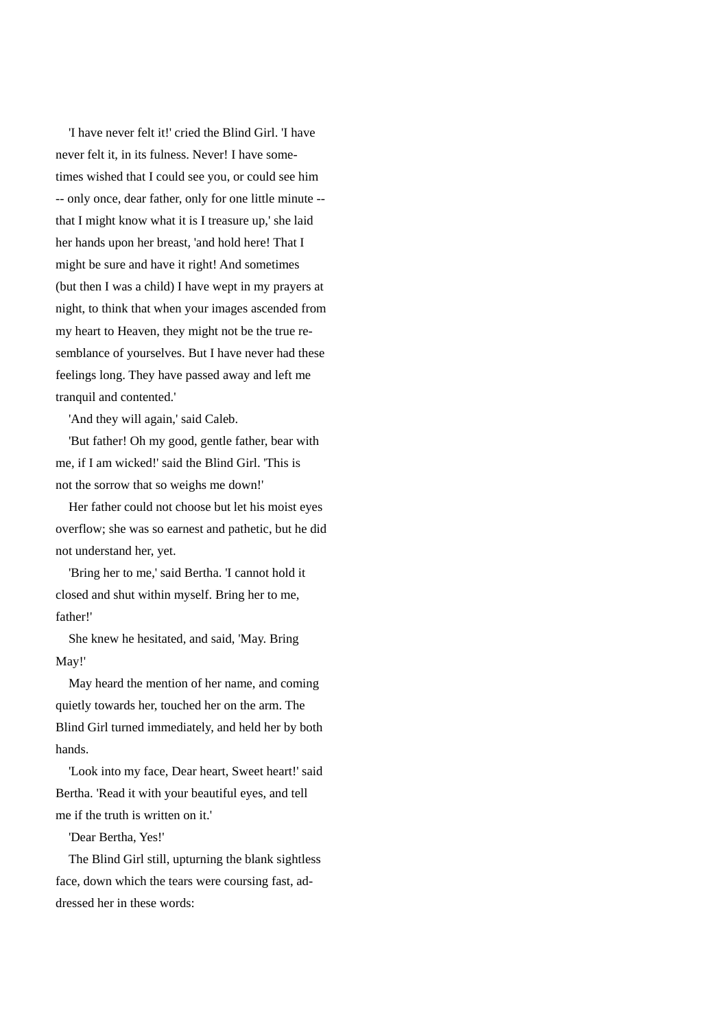'I have never felt it!' cried the Blind Girl. 'I have never felt it, in its fulness. Never! I have sometimes wished that I could see you, or could see him -- only once, dear father, only for one little minute -- that I might know what it is I treasure up,' she laid her hands upon her breast, 'and hold here! That I might be sure and have it right! And sometimes (but then I was a child) I have wept in my prayers at night, to think that when your images ascended from my heart to Heaven, they might not be the true resemblance of yourselves. But I have never had these feelings long. They have passed away and left me tranquil and contented.'

'And they will again,' said Caleb.

'But father! Oh my good, gentle father, bear with me, if I am wicked!' said the Blind Girl. 'This is not the sorrow that so weighs me down!'

Her father could not choose but let his moist eyes overflow; she was so earnest and pathetic, but he did not understand her, yet.

'Bring her to me,' said Bertha. 'I cannot hold it closed and shut within myself. Bring her to me, father!'

She knew he hesitated, and said, 'May. Bring May!'

May heard the mention of her name, and coming quietly towards her, touched her on the arm. The Blind Girl turned immediately, and held her by both hands.

'Look into my face, Dear heart, Sweet heart!' said Bertha. 'Read it with your beautiful eyes, and tell me if the truth is written on it.'

'Dear Bertha, Yes!'

The Blind Girl still, upturning the blank sightless face, down which the tears were coursing fast, addressed her in these words: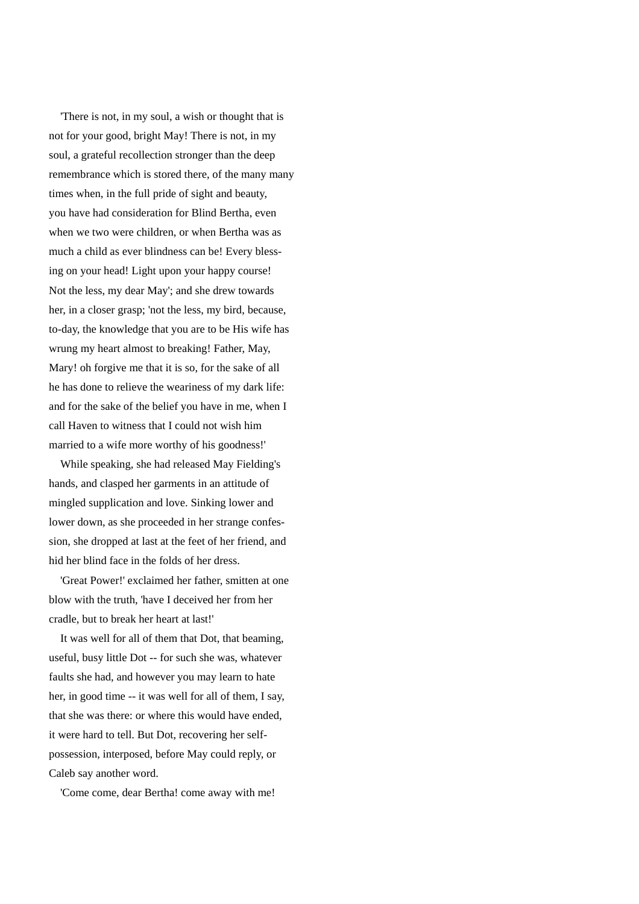'There is not, in my soul, a wish or thought that is not for your good, bright May! There is not, in my soul, a grateful recollection stronger than the deep remembrance which is stored there, of the many many times when, in the full pride of sight and beauty, you have had consideration for Blind Bertha, even when we two were children, or when Bertha was as much a child as ever blindness can be! Every blessing on your head! Light upon your happy course! Not the less, my dear May'; and she drew towards her, in a closer grasp; 'not the less, my bird, because, to-day, the knowledge that you are to be His wife has wrung my heart almost to breaking! Father, May, Mary! oh forgive me that it is so, for the sake of all he has done to relieve the weariness of my dark life: and for the sake of the belief you have in me, when I call Haven to witness that I could not wish him married to a wife more worthy of his goodness!'

While speaking, she had released May Fielding's hands, and clasped her garments in an attitude of mingled supplication and love. Sinking lower and lower down, as she proceeded in her strange confession, she dropped at last at the feet of her friend, and hid her blind face in the folds of her dress.

'Great Power!' exclaimed her father, smitten at one blow with the truth, 'have I deceived her from her cradle, but to break her heart at last!'

It was well for all of them that Dot, that beaming, useful, busy little Dot -- for such she was, whatever faults she had, and however you may learn to hate her, in good time -- it was well for all of them, I say, that she was there: or where this would have ended, it were hard to tell. But Dot, recovering her self-possession, interposed, before May could reply, or Caleb say another word.

'Come come, dear Bertha! come away with me!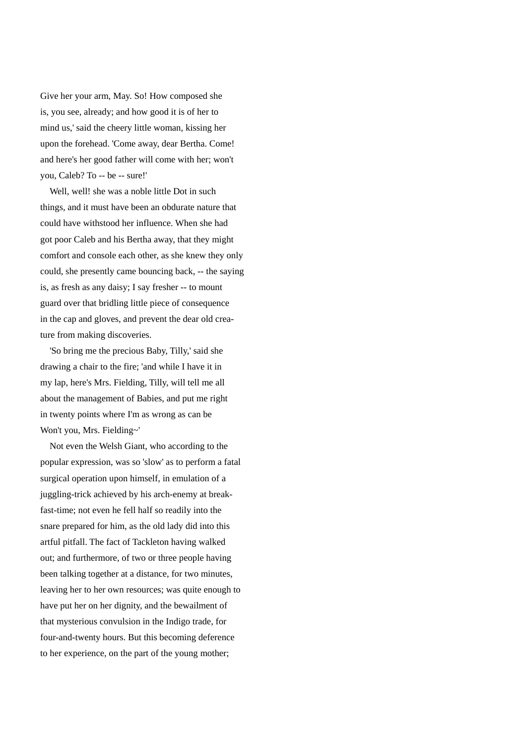Give her your arm, May. So! How composed she is, you see, already; and how good it is of her to mind us,' said the cheery little woman, kissing her upon the forehead. 'Come away, dear Bertha. Come! and here's her good father will come with her; won't you, Caleb? To -- be -- sure!'

Well, well! she was a noble little Dot in such things, and it must have been an obdurate nature that could have withstood her influence. When she had got poor Caleb and his Bertha away, that they might comfort and console each other, as she knew they only could, she presently came bouncing back, -- the saying is, as fresh as any daisy; I say fresher -- to mount guard over that bridling little piece of consequence in the cap and gloves, and prevent the dear old creature from making discoveries.

'So bring me the precious Baby, Tilly,' said she drawing a chair to the fire; 'and while I have it in my lap, here's Mrs. Fielding, Tilly, will tell me all about the management of Babies, and put me right in twenty points where I'm as wrong as can be Won't you, Mrs. Fielding~'

Not even the Welsh Giant, who according to the popular expression, was so 'slow' as to perform a fatal surgical operation upon himself, in emulation of a juggling-trick achieved by his arch-enemy at breakfast-time; not even he fell half so readily into the snare prepared for him, as the old lady did into this artful pitfall. The fact of Tackleton having walked out; and furthermore, of two or three people having been talking together at a distance, for two minutes, leaving her to her own resources; was quite enough to have put her on her dignity, and the bewailment of that mysterious convulsion in the Indigo trade, for four-and-twenty hours. But this becoming deference to her experience, on the part of the young mother;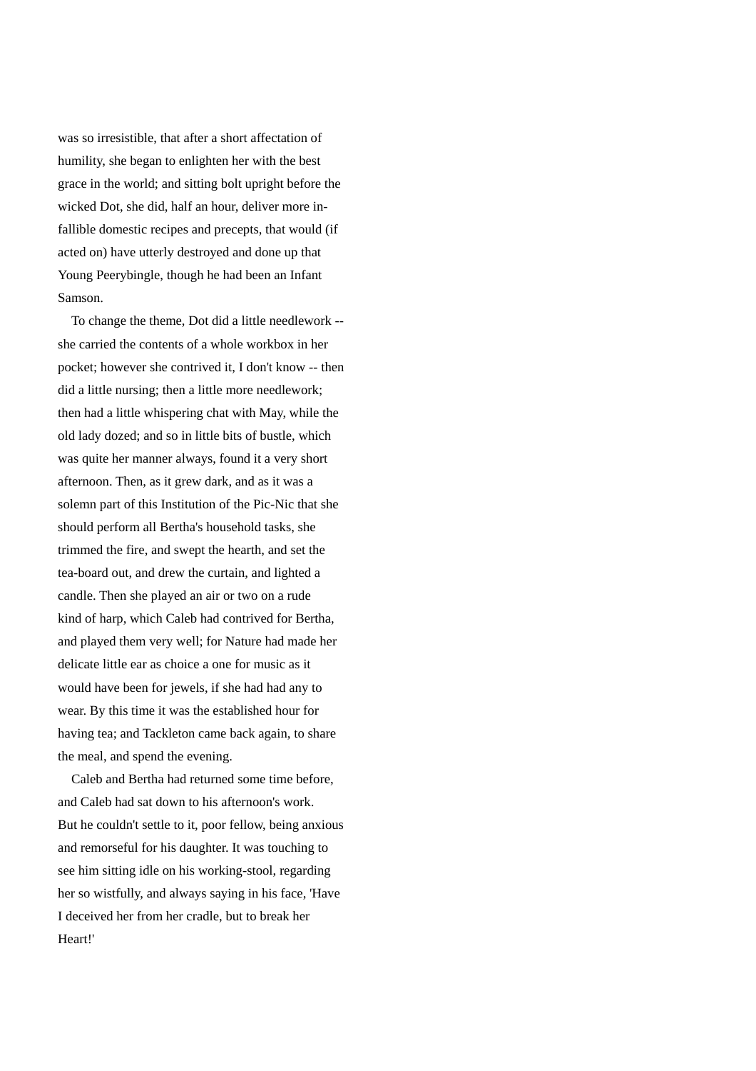was so irresistible, that after a short affectation of humility, she began to enlighten her with the best grace in the world; and sitting bolt upright before the wicked Dot, she did, half an hour, deliver more infallible domestic recipes and precepts, that would (if acted on) have utterly destroyed and done up that Young Peerybingle, though he had been an Infant Samson.

To change the theme, Dot did a little needlework -- she carried the contents of a whole workbox in her pocket; however she contrived it, I don't know -- then did a little nursing; then a little more needlework; then had a little whispering chat with May, while the old lady dozed; and so in little bits of bustle, which was quite her manner always, found it a very short afternoon. Then, as it grew dark, and as it was a solemn part of this Institution of the Pic-Nic that she should perform all Bertha's household tasks, she trimmed the fire, and swept the hearth, and set the tea-board out, and drew the curtain, and lighted a candle. Then she played an air or two on a rude kind of harp, which Caleb had contrived for Bertha, and played them very well; for Nature had made her delicate little ear as choice a one for music as it would have been for jewels, if she had had any to wear. By this time it was the established hour for having tea; and Tackleton came back again, to share the meal, and spend the evening.

Caleb and Bertha had returned some time before, and Caleb had sat down to his afternoon's work. But he couldn't settle to it, poor fellow, being anxious and remorseful for his daughter. It was touching to see him sitting idle on his working-stool, regarding her so wistfully, and always saying in his face, 'Have I deceived her from her cradle, but to break her Heart!'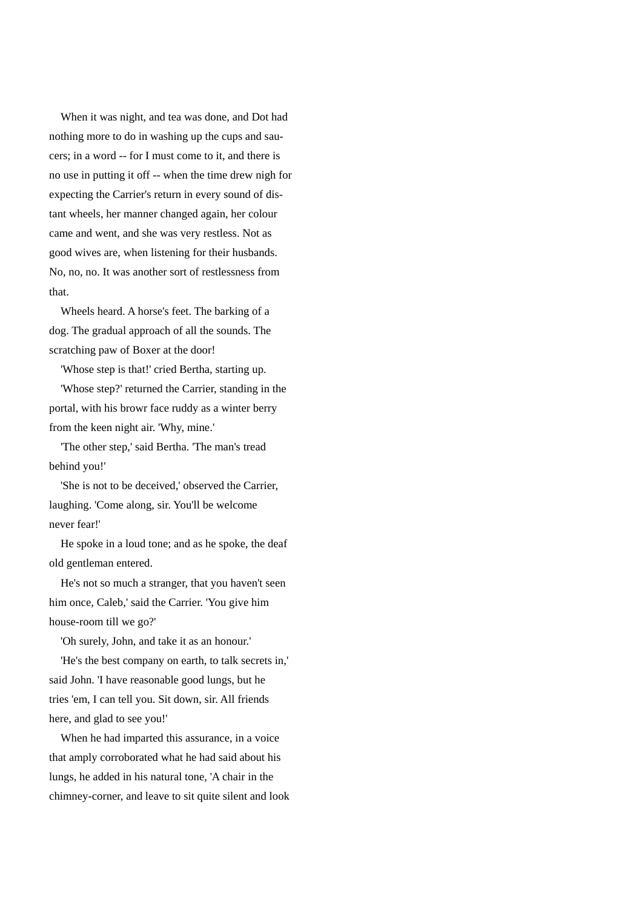When it was night, and tea was done, and Dot had nothing more to do in washing up the cups and saucers; in a word -- for I must come to it, and there is no use in putting it off -- when the time drew nigh for expecting the Carrier's return in every sound of distant wheels, her manner changed again, her colour came and went, and she was very restless. Not as good wives are, when listening for their husbands. No, no, no. It was another sort of restlessness from that.

Wheels heard. A horse's feet. The barking of a dog. The gradual approach of all the sounds. The scratching paw of Boxer at the door!

'Whose step is that!' cried Bertha, starting up.

'Whose step?' returned the Carrier, standing in the portal, with his browr face ruddy as a winter berry from the keen night air. 'Why, mine.'

'The other step,' said Bertha. 'The man's tread behind you!'

'She is not to be deceived,' observed the Carrier, laughing. 'Come along, sir. You'll be welcome never fear!'

He spoke in a loud tone; and as he spoke, the deaf old gentleman entered.

He's not so much a stranger, that you haven't seen him once, Caleb,' said the Carrier. 'You give him house-room till we go?'

'Oh surely, John, and take it as an honour.'

'He's the best company on earth, to talk secrets in,' said John. 'I have reasonable good lungs, but he tries 'em, I can tell you. Sit down, sir. All friends here, and glad to see you!'

When he had imparted this assurance, in a voice that amply corroborated what he had said about his lungs, he added in his natural tone, 'A chair in the chimney-corner, and leave to sit quite silent and look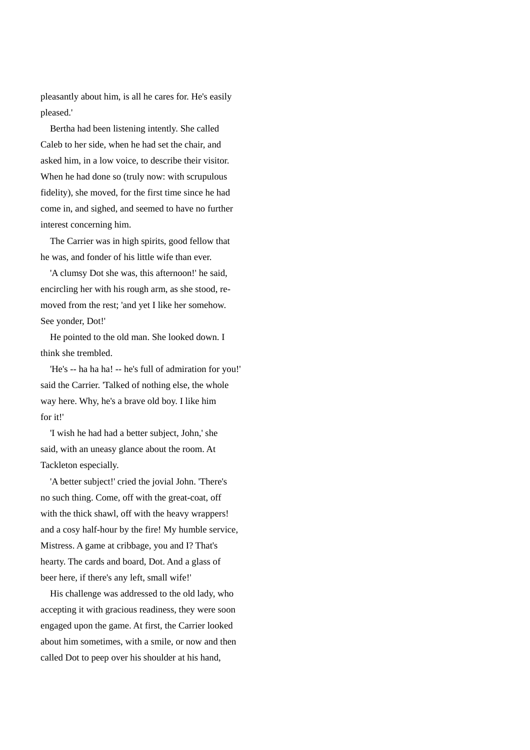pleasantly about him, is all he cares for. He's easily pleased.'

Bertha had been listening intently. She called Caleb to her side, when he had set the chair, and asked him, in a low voice, to describe their visitor. When he had done so (truly now: with scrupulous fidelity), she moved, for the first time since he had come in, and sighed, and seemed to have no further interest concerning him.

The Carrier was in high spirits, good fellow that he was, and fonder of his little wife than ever.

'A clumsy Dot she was, this afternoon!' he said, encircling her with his rough arm, as she stood, removed from the rest; 'and yet I like her somehow. See yonder, Dot!'

He pointed to the old man. She looked down. I think she trembled.

'He's -- ha ha ha! -- he's full of admiration for you!' said the Carrier. 'Talked of nothing else, the whole way here. Why, he's a brave old boy. I like him for it!'

'I wish he had had a better subject, John,' she said, with an uneasy glance about the room. At Tackleton especially.

'A better subject!' cried the jovial John. 'There's no such thing. Come, off with the great-coat, off with the thick shawl, off with the heavy wrappers! and a cosy half-hour by the fire! My humble service, Mistress. A game at cribbage, you and I? That's hearty. The cards and board, Dot. And a glass of beer here, if there's any left, small wife!'

His challenge was addressed to the old lady, who accepting it with gracious readiness, they were soon engaged upon the game. At first, the Carrier looked about him sometimes, with a smile, or now and then called Dot to peep over his shoulder at his hand,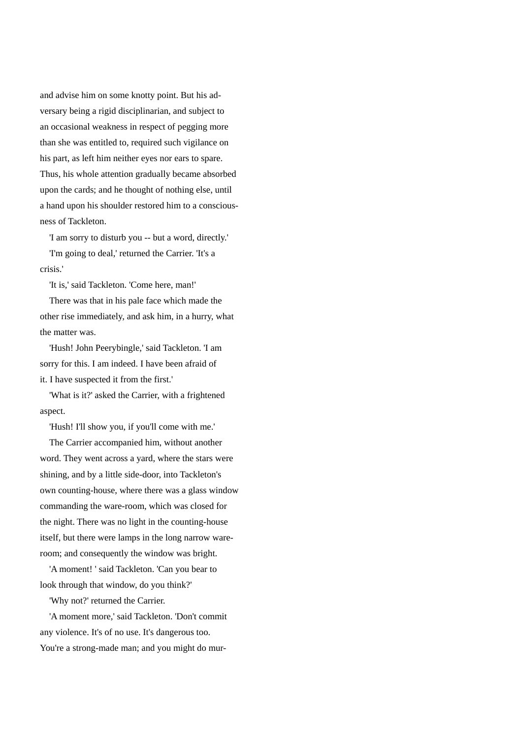and advise him on some knotty point. But his adversary being a rigid disciplinarian, and subject to an occasional weakness in respect of pegging more than she was entitled to, required such vigilance on his part, as left him neither eyes nor ears to spare. Thus, his whole attention gradually became absorbed upon the cards; and he thought of nothing else, until a hand upon his shoulder restored him to a consciousness of Tackleton.

'I am sorry to disturb you -- but a word, directly.'

'I'm going to deal,' returned the Carrier. 'It's a crisis.'

'It is,' said Tackleton. 'Come here, man!'

There was that in his pale face which made the other rise immediately, and ask him, in a hurry, what the matter was.

'Hush! John Peerybingle,' said Tackleton. 'I am sorry for this. I am indeed. I have been afraid of it. I have suspected it from the first.'

'What is it?' asked the Carrier, with a frightened aspect.

'Hush! I'll show you, if you'll come with me.'

The Carrier accompanied him, without another word. They went across a yard, where the stars were shining, and by a little side-door, into Tackleton's own counting-house, where there was a glass window commanding the ware-room, which was closed for the night. There was no light in the counting-house itself, but there were lamps in the long narrow ware-room; and consequently the window was bright.

'A moment! ' said Tackleton. 'Can you bear to look through that window, do you think?'

'Why not?' returned the Carrier.

'A moment more,' said Tackleton. 'Don't commit any violence. It's of no use. It's dangerous too. You're a strong-made man; and you might do mur-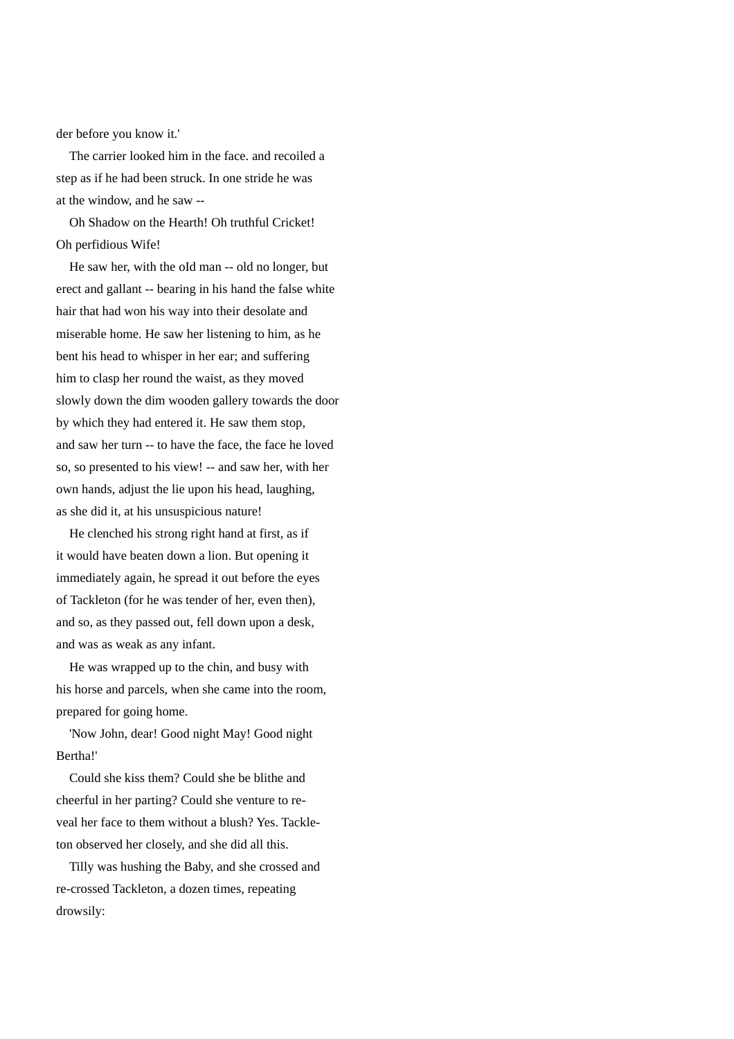der before you know it.'

The carrier looked him in the face. and recoiled a step as if he had been struck. In one stride he was at the window, and he saw --

Oh Shadow on the Hearth! Oh truthful Cricket! Oh perfidious Wife!

He saw her, with the oId man -- old no longer, but erect and gallant -- bearing in his hand the false white hair that had won his way into their desolate and miserable home. He saw her listening to him, as he bent his head to whisper in her ear; and suffering him to clasp her round the waist, as they moved slowly down the dim wooden gallery towards the door by which they had entered it. He saw them stop, and saw her turn -- to have the face, the face he loved so, so presented to his view! -- and saw her, with her own hands, adjust the lie upon his head, laughing, as she did it, at his unsuspicious nature!

He clenched his strong right hand at first, as if it would have beaten down a lion. But opening it immediately again, he spread it out before the eyes of Tackleton (for he was tender of her, even then), and so, as they passed out, fell down upon a desk, and was as weak as any infant.

He was wrapped up to the chin, and busy with his horse and parcels, when she came into the room, prepared for going home.

'Now John, dear! Good night May! Good night Bertha!'

Could she kiss them? Could she be blithe and cheerful in her parting? Could she venture to reveal her face to them without a blush? Yes. Tackleton observed her closely, and she did all this.

Tilly was hushing the Baby, and she crossed and re-crossed Tackleton, a dozen times, repeating drowsily: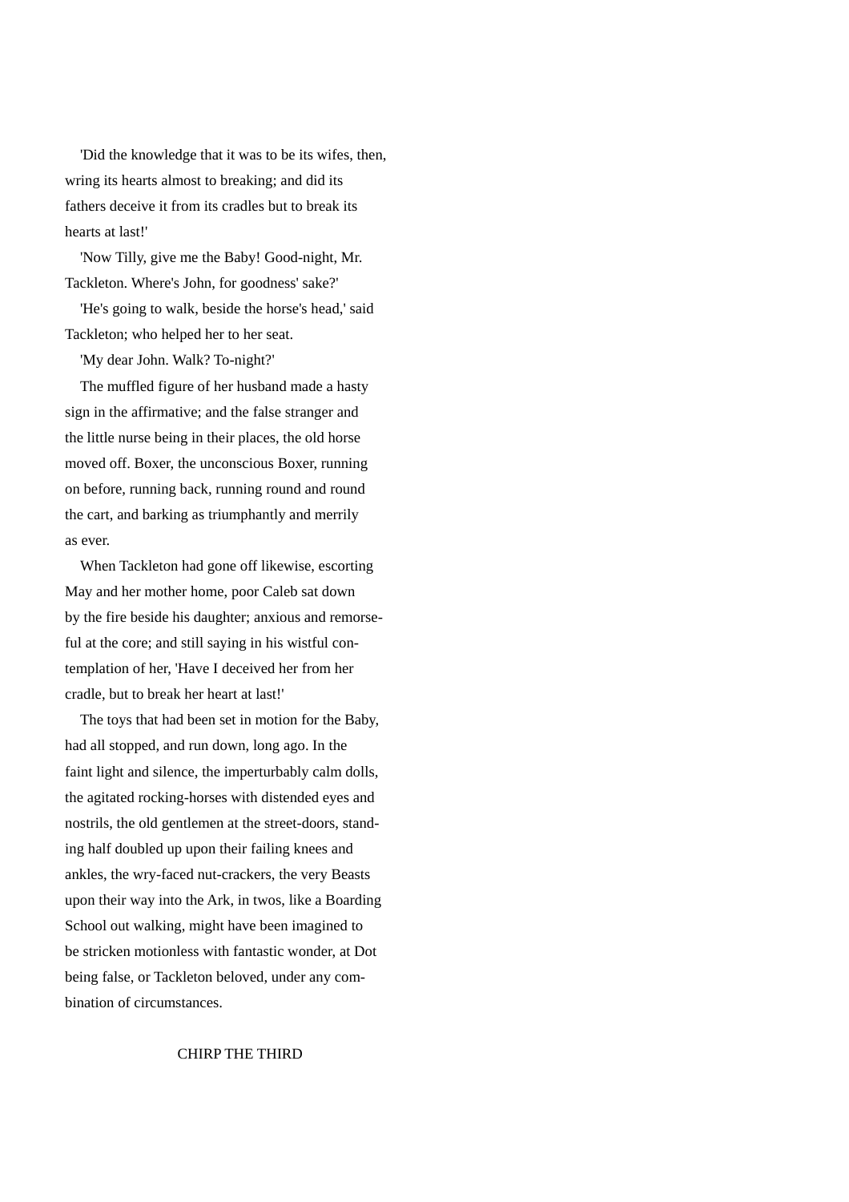'Did the knowledge that it was to be its wifes, then, wring its hearts almost to breaking; and did its fathers deceive it from its cradles but to break its hearts at last!'

'Now Tilly, give me the Baby! Good-night, Mr. Tackleton. Where's John, for goodness' sake?'

'He's going to walk, beside the horse's head,' said Tackleton; who helped her to her seat.

'My dear John. Walk? To-night?'

The muffled figure of her husband made a hasty sign in the affirmative; and the false stranger and the little nurse being in their places, the old horse moved off. Boxer, the unconscious Boxer, running on before, running back, running round and round the cart, and barking as triumphantly and merrily as ever.

When Tackleton had gone off likewise, escorting May and her mother home, poor Caleb sat down by the fire beside his daughter; anxious and remorseful at the core; and still saying in his wistful contemplation of her, 'Have I deceived her from her cradle, but to break her heart at last!'

The toys that had been set in motion for the Baby, had all stopped, and run down, long ago. In the faint light and silence, the imperturbably calm dolls, the agitated rocking-horses with distended eyes and nostrils, the old gentlemen at the street-doors, standing half doubled up upon their failing knees and ankles, the wry-faced nut-crackers, the very Beasts upon their way into the Ark, in twos, like a Boarding School out walking, might have been imagined to be stricken motionless with fantastic wonder, at Dot being false, or Tackleton beloved, under any combination of circumstances.

## CHIRP THE THIRD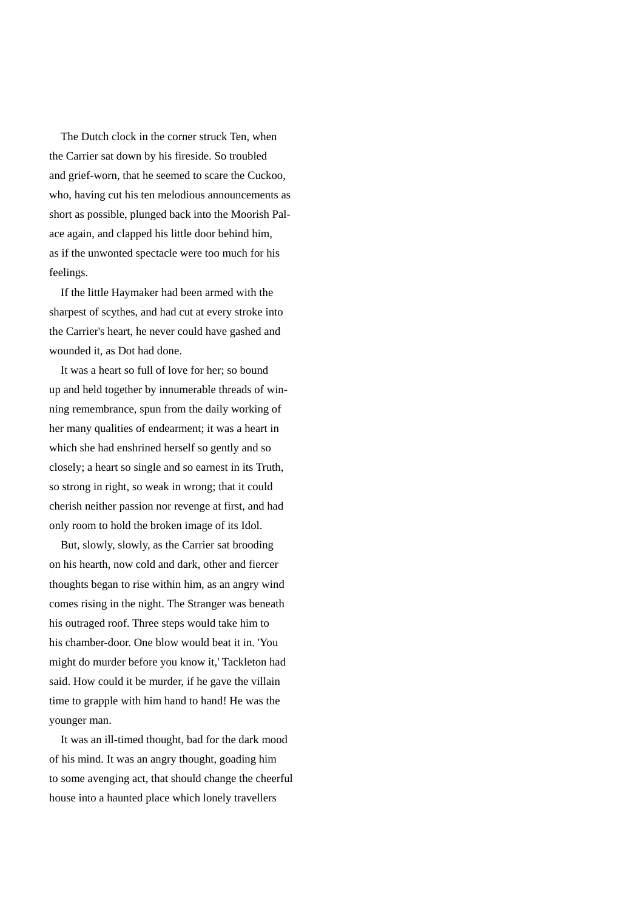The Dutch clock in the corner struck Ten, when the Carrier sat down by his fireside. So troubled and grief-worn, that he seemed to scare the Cuckoo, who, having cut his ten melodious announcements as short as possible, plunged back into the Moorish Palace again, and clapped his little door behind him, as if the unwonted spectacle were too much for his feelings.

If the little Haymaker had been armed with the sharpest of scythes, and had cut at every stroke into the Carrier's heart, he never could have gashed and wounded it, as Dot had done.

It was a heart so full of love for her; so bound up and held together by innumerable threads of winning remembrance, spun from the daily working of her many qualities of endearment; it was a heart in which she had enshrined herself so gently and so closely; a heart so single and so earnest in its Truth, so strong in right, so weak in wrong; that it could cherish neither passion nor revenge at first, and had only room to hold the broken image of its Idol.

But, slowly, slowly, as the Carrier sat brooding on his hearth, now cold and dark, other and fiercer thoughts began to rise within him, as an angry wind comes rising in the night. The Stranger was beneath his outraged roof. Three steps would take him to his chamber-door. One blow would beat it in. 'You might do murder before you know it,' Tackleton had said. How could it be murder, if he gave the villain time to grapple with him hand to hand! He was the younger man.

It was an ill-timed thought, bad for the dark mood of his mind. It was an angry thought, goading him to some avenging act, that should change the cheerful house into a haunted place which lonely travellers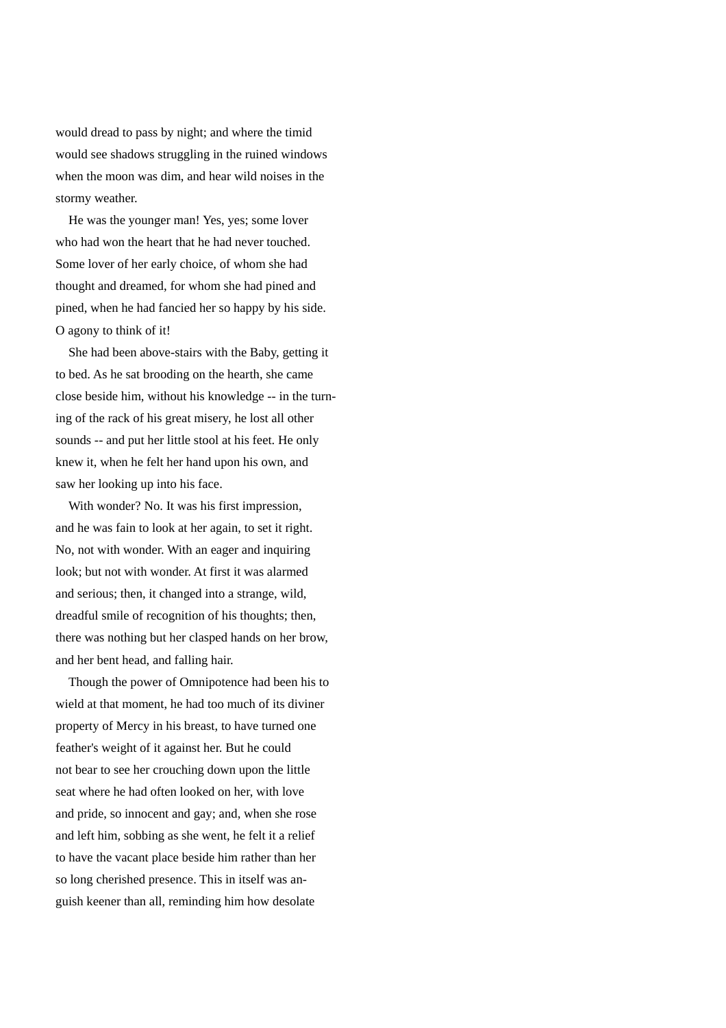would dread to pass by night; and where the timid would see shadows struggling in the ruined windows when the moon was dim, and hear wild noises in the stormy weather.

He was the younger man! Yes, yes; some lover who had won the heart that he had never touched. Some lover of her early choice, of whom she had thought and dreamed, for whom she had pined and pined, when he had fancied her so happy by his side. O agony to think of it!

She had been above-stairs with the Baby, getting it to bed. As he sat brooding on the hearth, she came close beside him, without his knowledge -- in the turning of the rack of his great misery, he lost all other sounds -- and put her little stool at his feet. He only knew it, when he felt her hand upon his own, and saw her looking up into his face.

With wonder? No. It was his first impression, and he was fain to look at her again, to set it right. No, not with wonder. With an eager and inquiring look; but not with wonder. At first it was alarmed and serious; then, it changed into a strange, wild, dreadful smile of recognition of his thoughts; then, there was nothing but her clasped hands on her brow, and her bent head, and falling hair.

Though the power of Omnipotence had been his to wield at that moment, he had too much of its diviner property of Mercy in his breast, to have turned one feather's weight of it against her. But he could not bear to see her crouching down upon the little seat where he had often looked on her, with love and pride, so innocent and gay; and, when she rose and left him, sobbing as she went, he felt it a relief to have the vacant place beside him rather than her so long cherished presence. This in itself was anguish keener than all, reminding him how desolate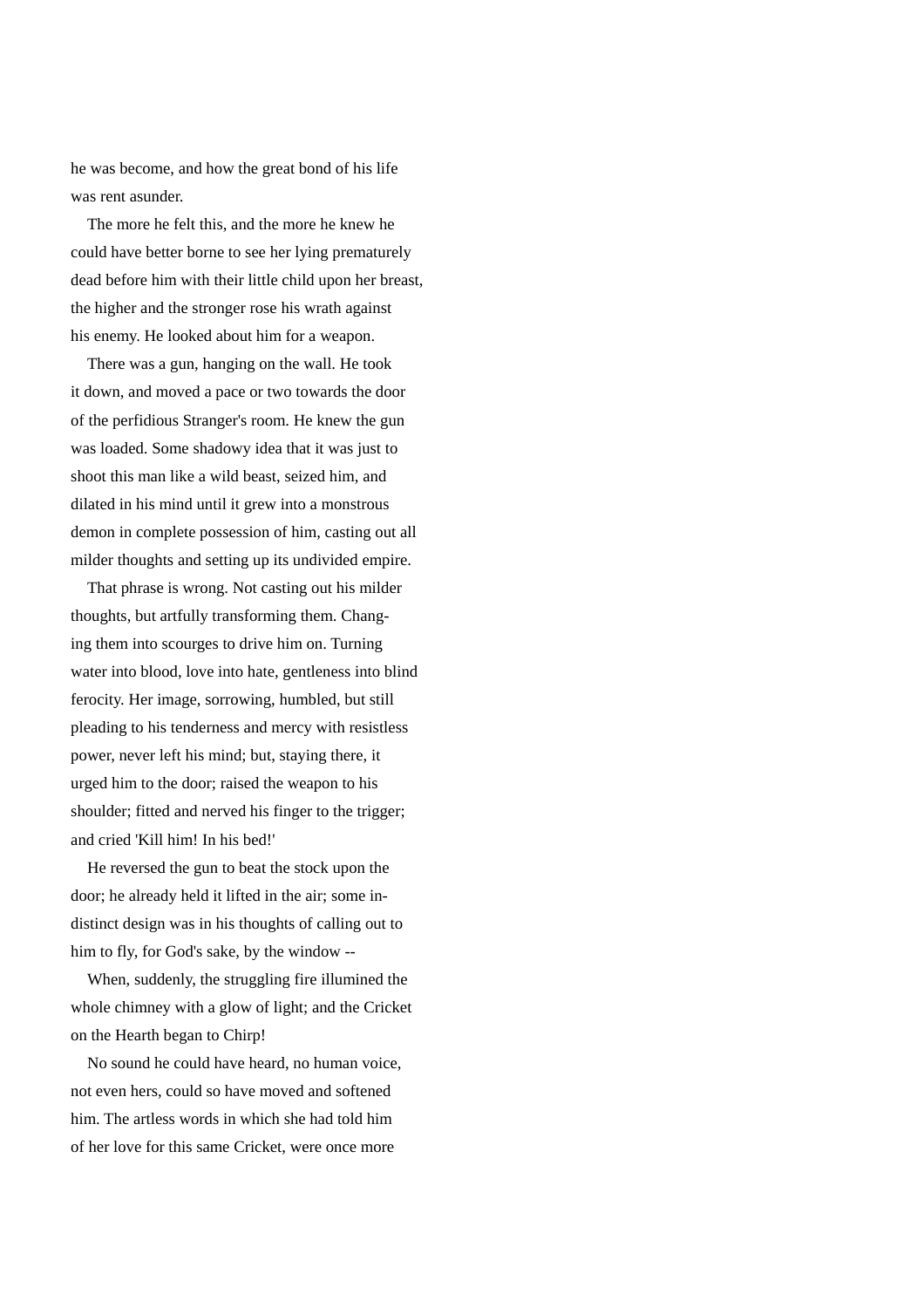he was become, and how the great bond of his life was rent asunder.

The more he felt this, and the more he knew he could have better borne to see her lying prematurely dead before him with their little child upon her breast, the higher and the stronger rose his wrath against his enemy. He looked about him for a weapon.

There was a gun, hanging on the wall. He took it down, and moved a pace or two towards the door of the perfidious Stranger's room. He knew the gun was loaded. Some shadowy idea that it was just to shoot this man like a wild beast, seized him, and dilated in his mind until it grew into a monstrous demon in complete possession of him, casting out all milder thoughts and setting up its undivided empire.

That phrase is wrong. Not casting out his milder thoughts, but artfully transforming them. Changing them into scourges to drive him on. Turning water into blood, love into hate, gentleness into blind ferocity. Her image, sorrowing, humbled, but still pleading to his tenderness and mercy with resistless power, never left his mind; but, staying there, it urged him to the door; raised the weapon to his shoulder; fitted and nerved his finger to the trigger; and cried 'Kill him! In his bed!'

He reversed the gun to beat the stock upon the door; he already held it lifted in the air; some indistinct design was in his thoughts of calling out to him to fly, for God's sake, by the window --

When, suddenly, the struggling fire illumined the whole chimney with a glow of light; and the Cricket on the Hearth began to Chirp!

No sound he could have heard, no human voice, not even hers, could so have moved and softened him. The artless words in which she had told him of her love for this same Cricket, were once more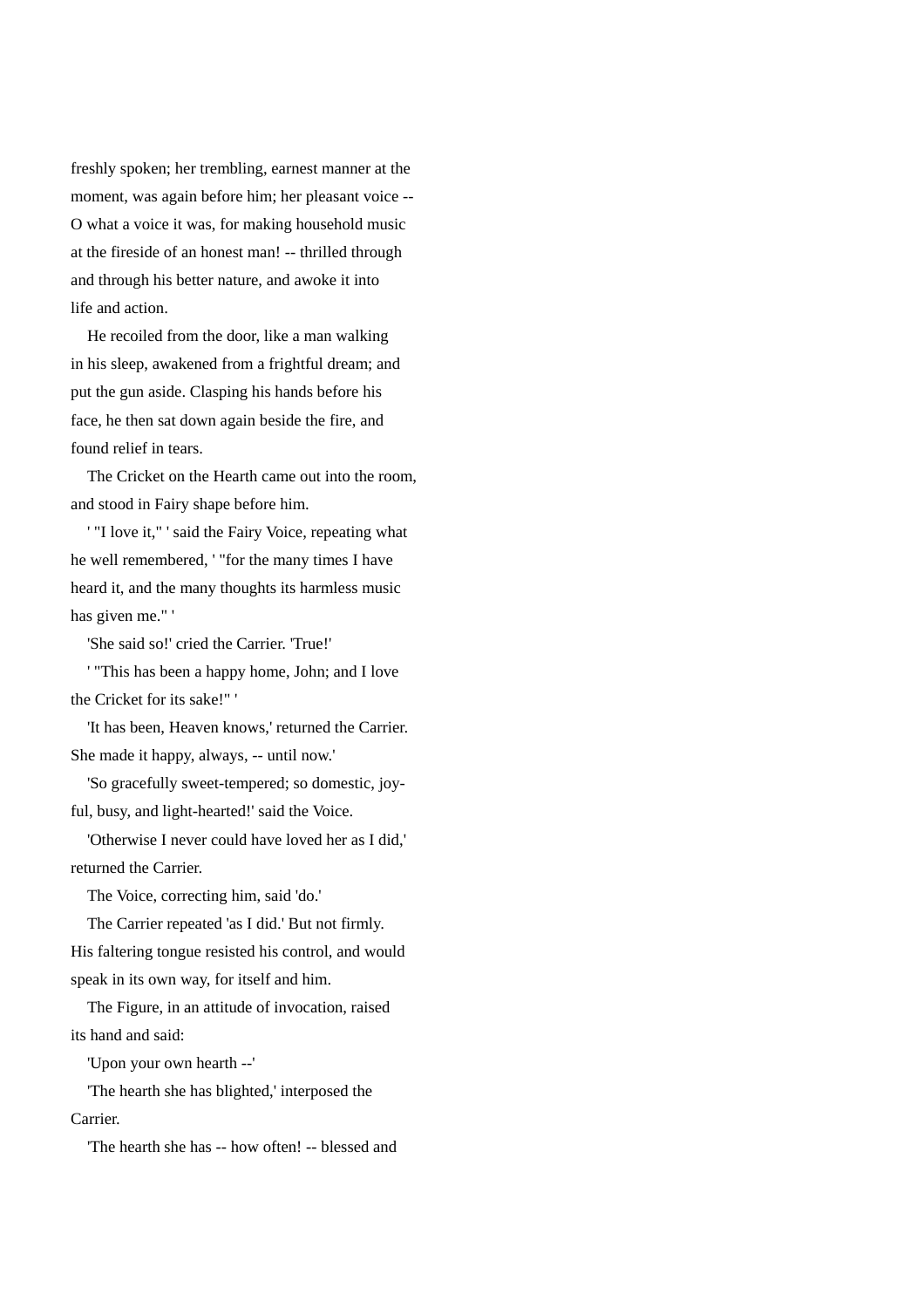freshly spoken; her trembling, earnest manner at the moment, was again before him; her pleasant voice -- O what a voice it was, for making household music at the fireside of an honest man! -- thrilled through and through his better nature, and awoke it into life and action.

He recoiled from the door, like a man walking in his sleep, awakened from a frightful dream; and put the gun aside. Clasping his hands before his face, he then sat down again beside the fire, and found relief in tears.

The Cricket on the Hearth came out into the room, and stood in Fairy shape before him.

' "I love it," ' said the Fairy Voice, repeating what he well remembered, ' "for the many times I have heard it, and the many thoughts its harmless music has given me." '

'She said so!' cried the Carrier. 'True!'

' "This has been a happy home, John; and I love the Cricket for its sake!" '

'It has been, Heaven knows,' returned the Carrier. She made it happy, always, -- until now.'

'So gracefully sweet-tempered; so domestic, joyful, busy, and light-hearted!' said the Voice.

'Otherwise I never could have loved her as I did,' returned the Carrier.

The Voice, correcting him, said 'do.'

The Carrier repeated 'as I did.' But not firmly. His faltering tongue resisted his control, and would speak in its own way, for itself and him.

The Figure, in an attitude of invocation, raised its hand and said:

'Upon your own hearth --'

'The hearth she has blighted,' interposed the Carrier.

'The hearth she has -- how often! -- blessed and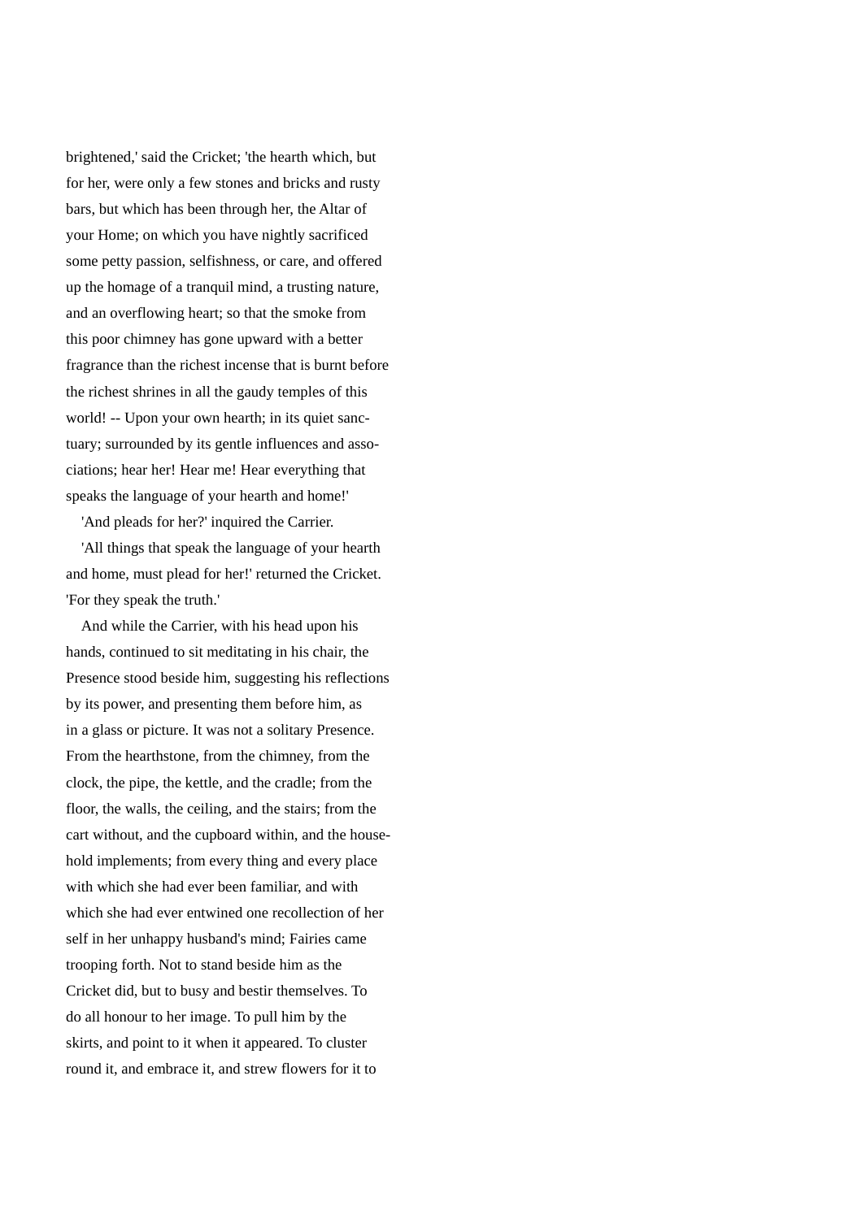brightened,' said the Cricket; 'the hearth which, but for her, were only a few stones and bricks and rusty bars, but which has been through her, the Altar of your Home; on which you have nightly sacrificed some petty passion, selfishness, or care, and offered up the homage of a tranquil mind, a trusting nature, and an overflowing heart; so that the smoke from this poor chimney has gone upward with a better fragrance than the richest incense that is burnt before the richest shrines in all the gaudy temples of this world! -- Upon your own hearth; in its quiet sanctuary; surrounded by its gentle influences and associations; hear her! Hear me! Hear everything that speaks the language of your hearth and home!'

'And pleads for her?' inquired the Carrier.

'All things that speak the language of your hearth and home, must plead for her!' returned the Cricket. 'For they speak the truth.'

And while the Carrier, with his head upon his hands, continued to sit meditating in his chair, the Presence stood beside him, suggesting his reflections by its power, and presenting them before him, as in a glass or picture. It was not a solitary Presence. From the hearthstone, from the chimney, from the clock, the pipe, the kettle, and the cradle; from the floor, the walls, the ceiling, and the stairs; from the cart without, and the cupboard within, and the household implements; from every thing and every place with which she had ever been familiar, and with which she had ever entwined one recollection of her self in her unhappy husband's mind; Fairies came trooping forth. Not to stand beside him as the Cricket did, but to busy and bestir themselves. To do all honour to her image. To pull him by the skirts, and point to it when it appeared. To cluster round it, and embrace it, and strew flowers for it to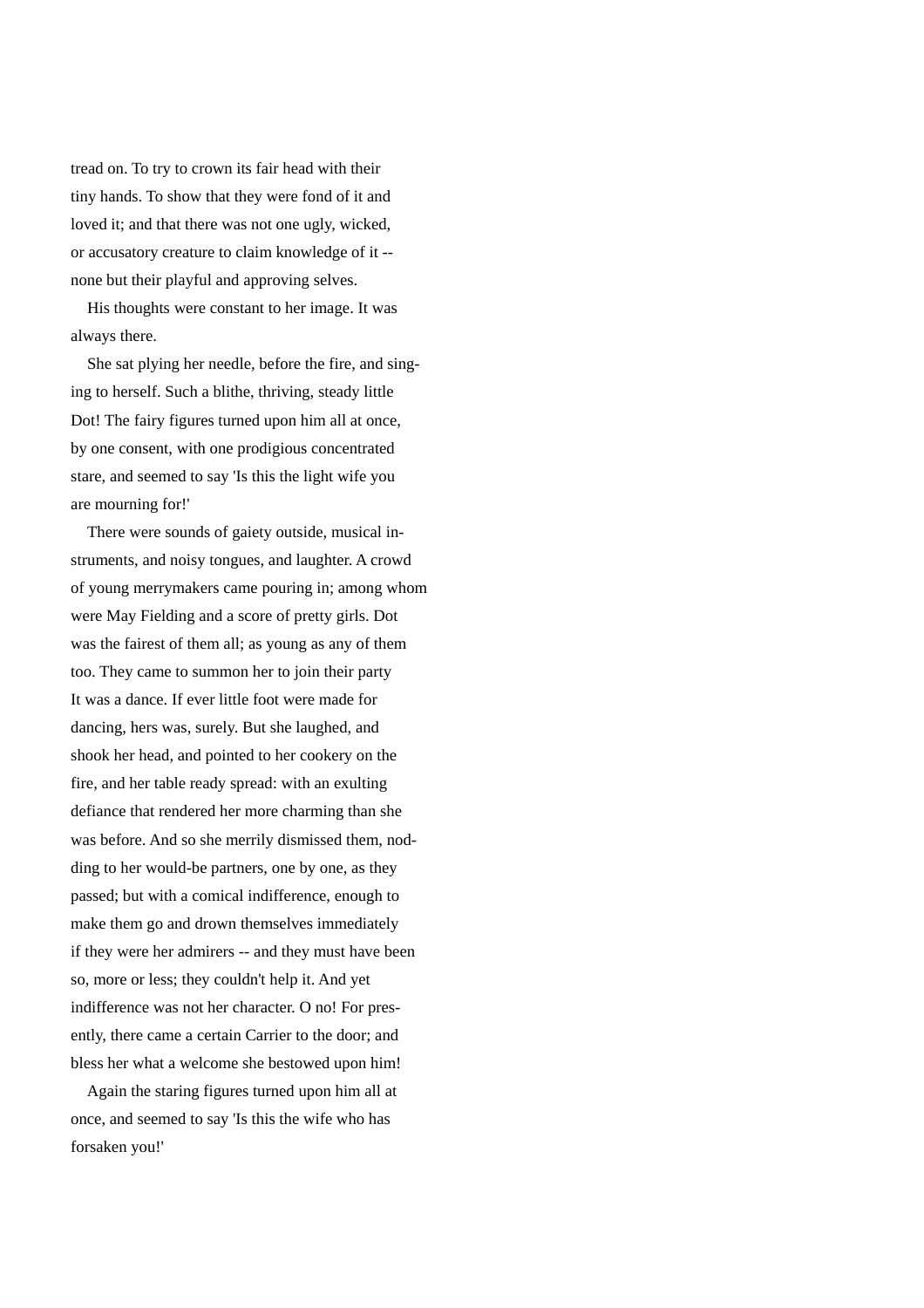tread on. To try to crown its fair head with their tiny hands. To show that they were fond of it and loved it; and that there was not one ugly, wicked, or accusatory creature to claim knowledge of it -- none but their playful and approving selves.

His thoughts were constant to her image. It was always there.

She sat plying her needle, before the fire, and singing to herself. Such a blithe, thriving, steady little Dot! The fairy figures turned upon him all at once, by one consent, with one prodigious concentrated stare, and seemed to say 'Is this the light wife you are mourning for!'

There were sounds of gaiety outside, musical instruments, and noisy tongues, and laughter. A crowd of young merrymakers came pouring in; among whom were May Fielding and a score of pretty girls. Dot was the fairest of them all; as young as any of them too. They came to summon her to join their party It was a dance. If ever little foot were made for dancing, hers was, surely. But she laughed, and shook her head, and pointed to her cookery on the fire, and her table ready spread: with an exulting defiance that rendered her more charming than she was before. And so she merrily dismissed them, nodding to her would-be partners, one by one, as they passed; but with a comical indifference, enough to make them go and drown themselves immediately if they were her admirers -- and they must have been so, more or less; they couldn't help it. And yet indifference was not her character. O no! For presently, there came a certain Carrier to the door; and bless her what a welcome she bestowed upon him!

Again the staring figures turned upon him all at once, and seemed to say 'Is this the wife who has forsaken you!'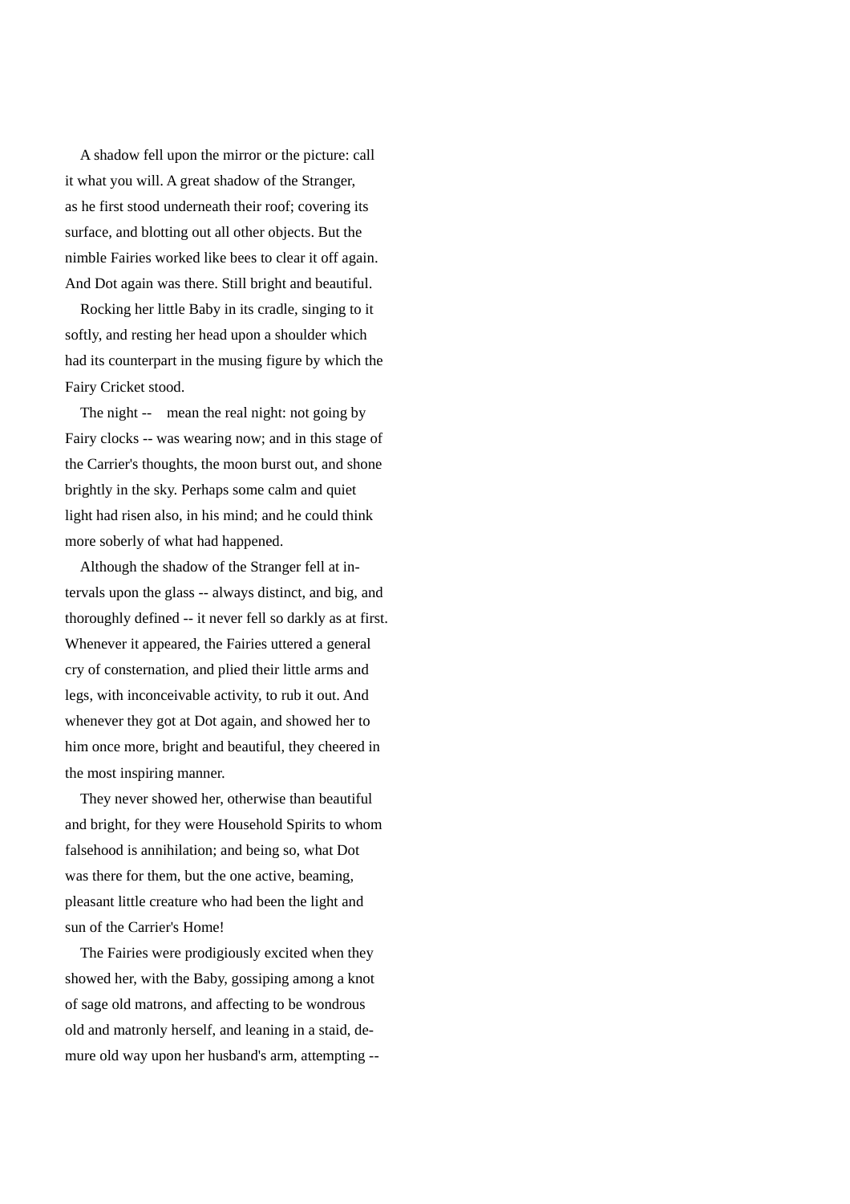A shadow fell upon the mirror or the picture: call it what you will. A great shadow of the Stranger, as he first stood underneath their roof; covering its surface, and blotting out all other objects. But the nimble Fairies worked like bees to clear it off again. And Dot again was there. Still bright and beautiful.

Rocking her little Baby in its cradle, singing to it softly, and resting her head upon a shoulder which had its counterpart in the musing figure by which the Fairy Cricket stood.

The night -- mean the real night: not going by Fairy clocks -- was wearing now; and in this stage of the Carrier's thoughts, the moon burst out, and shone brightly in the sky. Perhaps some calm and quiet light had risen also, in his mind; and he could think more soberly of what had happened.

Although the shadow of the Stranger fell at intervals upon the glass -- always distinct, and big, and thoroughly defined -- it never fell so darkly as at first. Whenever it appeared, the Fairies uttered a general cry of consternation, and plied their little arms and legs, with inconceivable activity, to rub it out. And whenever they got at Dot again, and showed her to him once more, bright and beautiful, they cheered in the most inspiring manner.

They never showed her, otherwise than beautiful and bright, for they were Household Spirits to whom falsehood is annihilation; and being so, what Dot was there for them, but the one active, beaming, pleasant little creature who had been the light and sun of the Carrier's Home!

The Fairies were prodigiously excited when they showed her, with the Baby, gossiping among a knot of sage old matrons, and affecting to be wondrous old and matronly herself, and leaning in a staid, demure old way upon her husband's arm, attempting --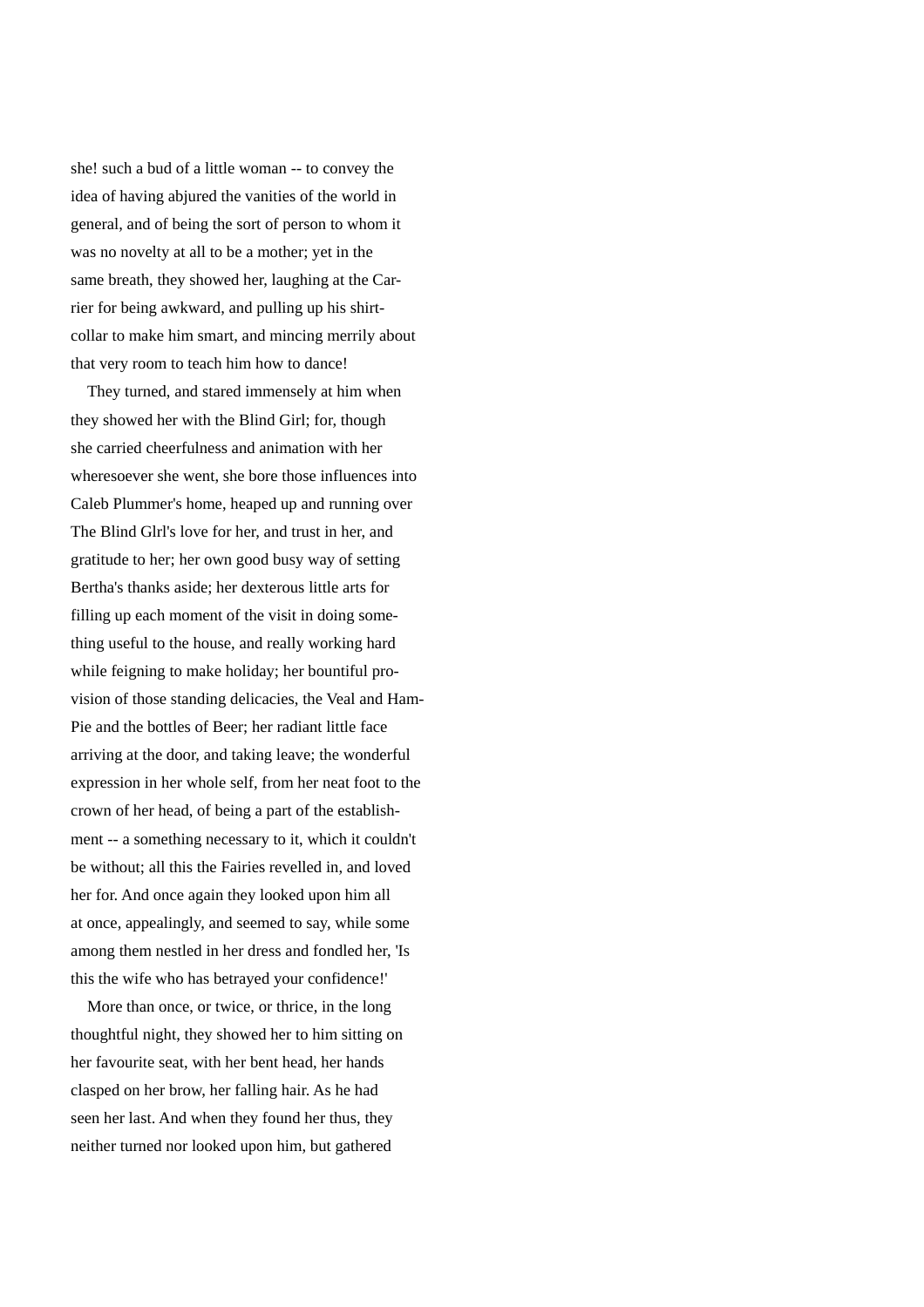she! such a bud of a little woman -- to convey the idea of having abjured the vanities of the world in general, and of being the sort of person to whom it was no novelty at all to be a mother; yet in the same breath, they showed her, laughing at the Carrier for being awkward, and pulling up his shirt-collar to make him smart, and mincing merrily about that very room to teach him how to dance!

They turned, and stared immensely at him when they showed her with the Blind Girl; for, though she carried cheerfulness and animation with her wheresoever she went, she bore those influences into Caleb Plummer's home, heaped up and running over The Blind Glrl's love for her, and trust in her, and gratitude to her; her own good busy way of setting Bertha's thanks aside; her dexterous little arts for filling up each moment of the visit in doing something useful to the house, and really working hard while feigning to make holiday; her bountiful provision of those standing delicacies, the Veal and Ham-Pie and the bottles of Beer; her radiant little face arriving at the door, and taking leave; the wonderful expression in her whole self, from her neat foot to the crown of her head, of being a part of the establishment -- a something necessary to it, which it couldn't be without; all this the Fairies revelled in, and loved her for. And once again they looked upon him all at once, appealingly, and seemed to say, while some among them nestled in her dress and fondled her, 'Is this the wife who has betrayed your confidence!'

More than once, or twice, or thrice, in the long thoughtful night, they showed her to him sitting on her favourite seat, with her bent head, her hands clasped on her brow, her falling hair. As he had seen her last. And when they found her thus, they neither turned nor looked upon him, but gathered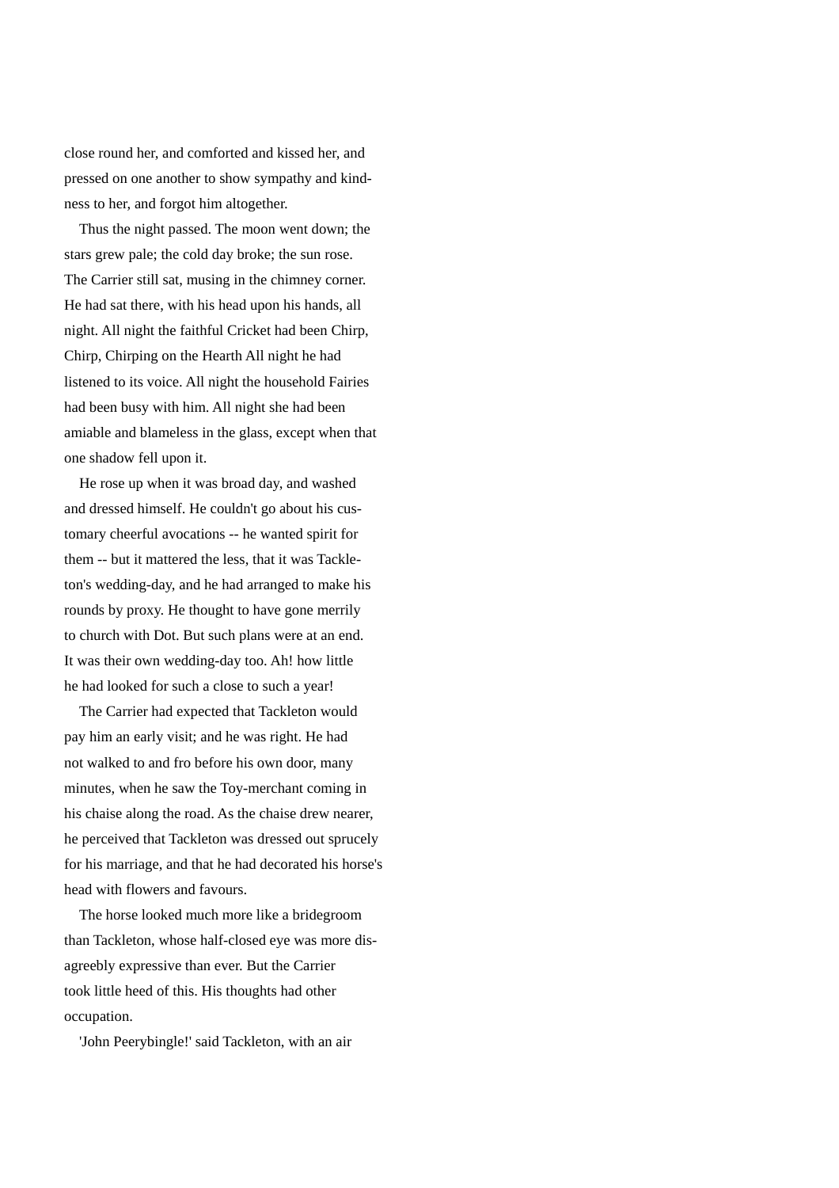close round her, and comforted and kissed her, and pressed on one another to show sympathy and kindness to her, and forgot him altogether.

Thus the night passed. The moon went down; the stars grew pale; the cold day broke; the sun rose. The Carrier still sat, musing in the chimney corner. He had sat there, with his head upon his hands, all night. All night the faithful Cricket had been Chirp, Chirp, Chirping on the Hearth All night he had listened to its voice. All night the household Fairies had been busy with him. All night she had been amiable and blameless in the glass, except when that one shadow fell upon it.

He rose up when it was broad day, and washed and dressed himself. He couldn't go about his customary cheerful avocations -- he wanted spirit for them -- but it mattered the less, that it was Tackleton's wedding-day, and he had arranged to make his rounds by proxy. He thought to have gone merrily to church with Dot. But such plans were at an end. It was their own wedding-day too. Ah! how little he had looked for such a close to such a year!

The Carrier had expected that Tackleton would pay him an early visit; and he was right. He had not walked to and fro before his own door, many minutes, when he saw the Toy-merchant coming in his chaise along the road. As the chaise drew nearer, he perceived that Tackleton was dressed out sprucely for his marriage, and that he had decorated his horse's head with flowers and favours.

The horse looked much more like a bridegroom than Tackleton, whose half-closed eye was more disagreebly expressive than ever. But the Carrier took little heed of this. His thoughts had other occupation.

'John Peerybingle!' said Tackleton, with an air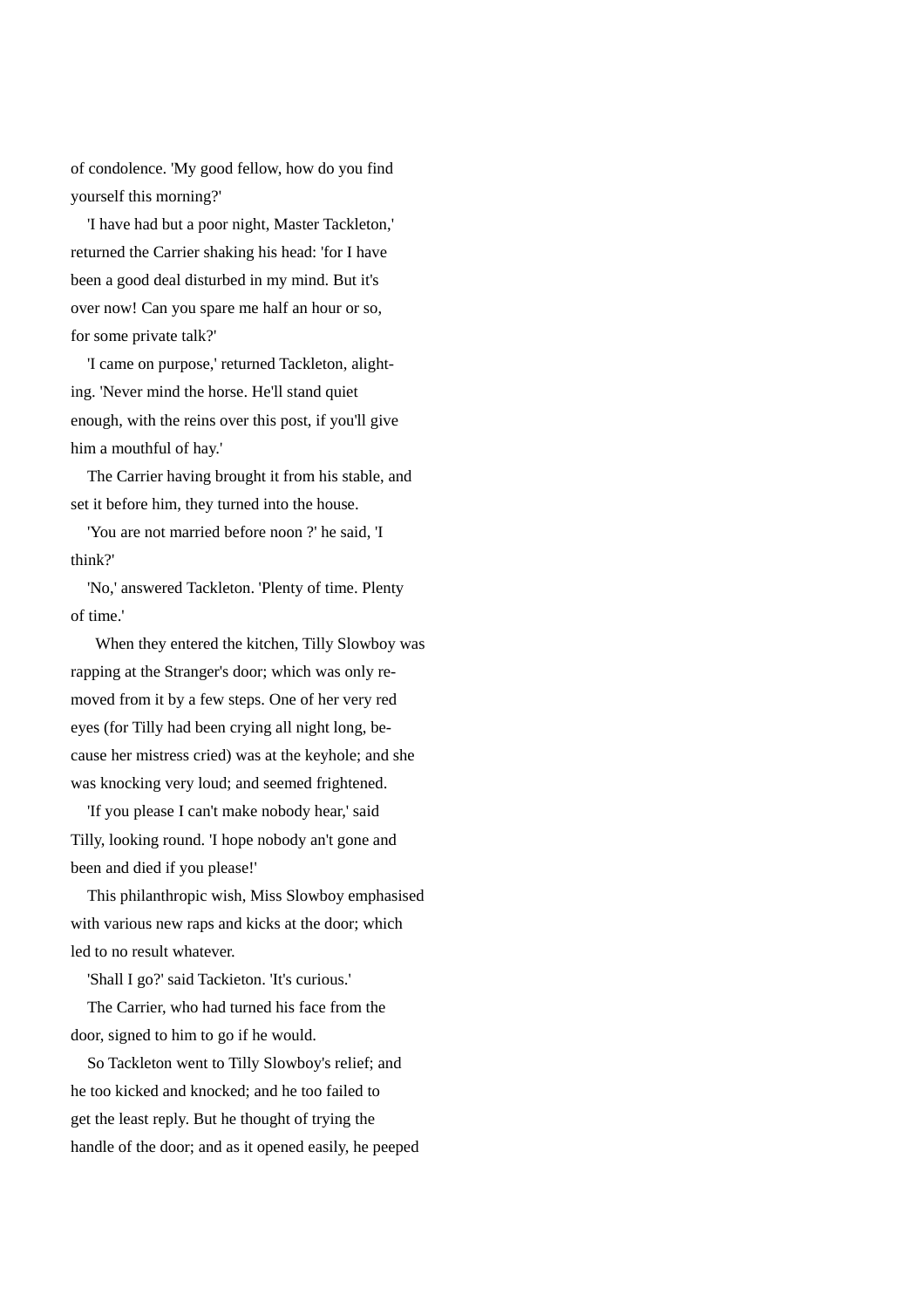of condolence. 'My good fellow, how do you find yourself this morning?'

'I have had but a poor night, Master Tackleton,' returned the Carrier shaking his head: 'for I have been a good deal disturbed in my mind. But it's over now! Can you spare me half an hour or so, for some private talk?'

'I came on purpose,' returned Tackleton, alighting. 'Never mind the horse. He'll stand quiet enough, with the reins over this post, if you'll give him a mouthful of hay.'

The Carrier having brought it from his stable, and set it before him, they turned into the house.

'You are not married before noon ?' he said, 'I think?'

'No,' answered Tackleton. 'Plenty of time. Plenty of time.'

When they entered the kitchen, Tilly Slowboy was rapping at the Stranger's door; which was only removed from it by a few steps. One of her very red eyes (for Tilly had been crying all night long, because her mistress cried) was at the keyhole; and she was knocking very loud; and seemed frightened.

'If you please I can't make nobody hear,' said Tilly, looking round. 'I hope nobody an't gone and been and died if you please!'

This philanthropic wish, Miss Slowboy emphasised with various new raps and kicks at the door; which led to no result whatever.

'Shall I go?' said Tackieton. 'It's curious.'

The Carrier, who had turned his face from the door, signed to him to go if he would.

So Tackleton went to Tilly Slowboy's relief; and he too kicked and knocked; and he too failed to get the least reply. But he thought of trying the handle of the door; and as it opened easily, he peeped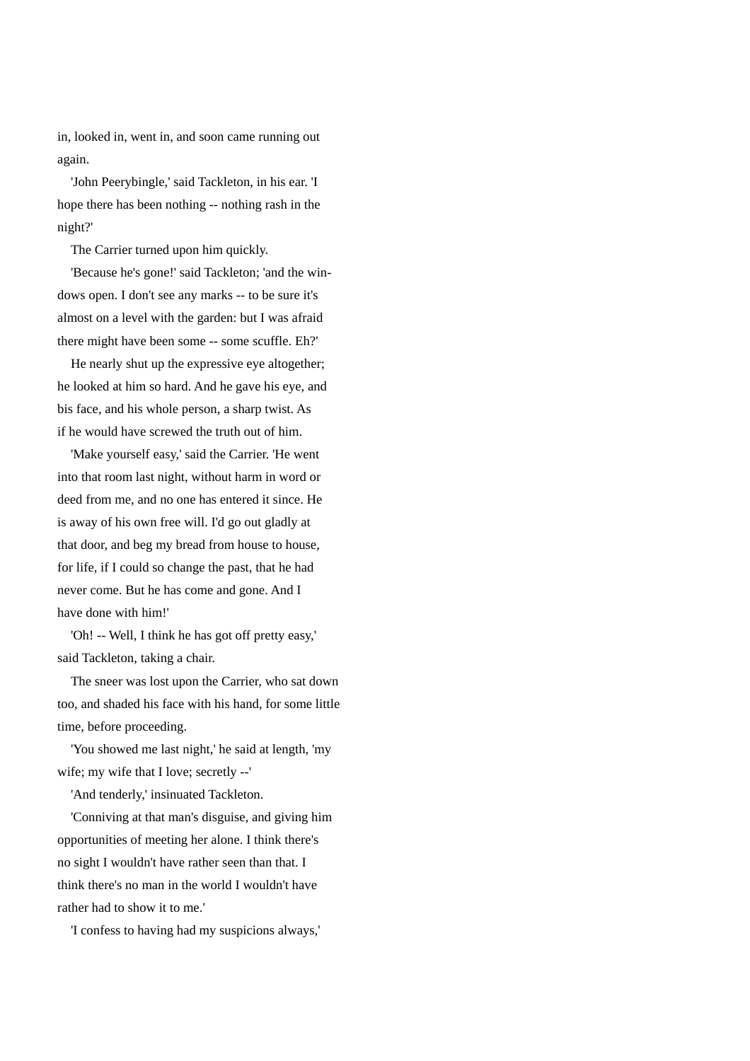in, looked in, went in, and soon came running out again.

'John Peerybingle,' said Tackleton, in his ear. 'I hope there has been nothing -- nothing rash in the night?'

The Carrier turned upon him quickly.

'Because he's gone!' said Tackleton; 'and the windows open. I don't see any marks -- to be sure it's almost on a level with the garden: but I was afraid there might have been some -- some scuffle. Eh?'

He nearly shut up the expressive eye altogether; he looked at him so hard. And he gave his eye, and bis face, and his whole person, a sharp twist. As if he would have screwed the truth out of him.

'Make yourself easy,' said the Carrier. 'He went into that room last night, without harm in word or deed from me, and no one has entered it since. He is away of his own free will. I'd go out gladly at that door, and beg my bread from house to house, for life, if I could so change the past, that he had never come. But he has come and gone. And I have done with him!'

'Oh! -- Well, I think he has got off pretty easy,' said Tackleton, taking a chair.

The sneer was lost upon the Carrier, who sat down too, and shaded his face with his hand, for some little time, before proceeding.

'You showed me last night,' he said at length, 'my wife; my wife that I love; secretly --'

'And tenderly,' insinuated Tackleton.

'Conniving at that man's disguise, and giving him opportunities of meeting her alone. I think there's no sight I wouldn't have rather seen than that. I think there's no man in the world I wouldn't have rather had to show it to me.'

'I confess to having had my suspicions always,'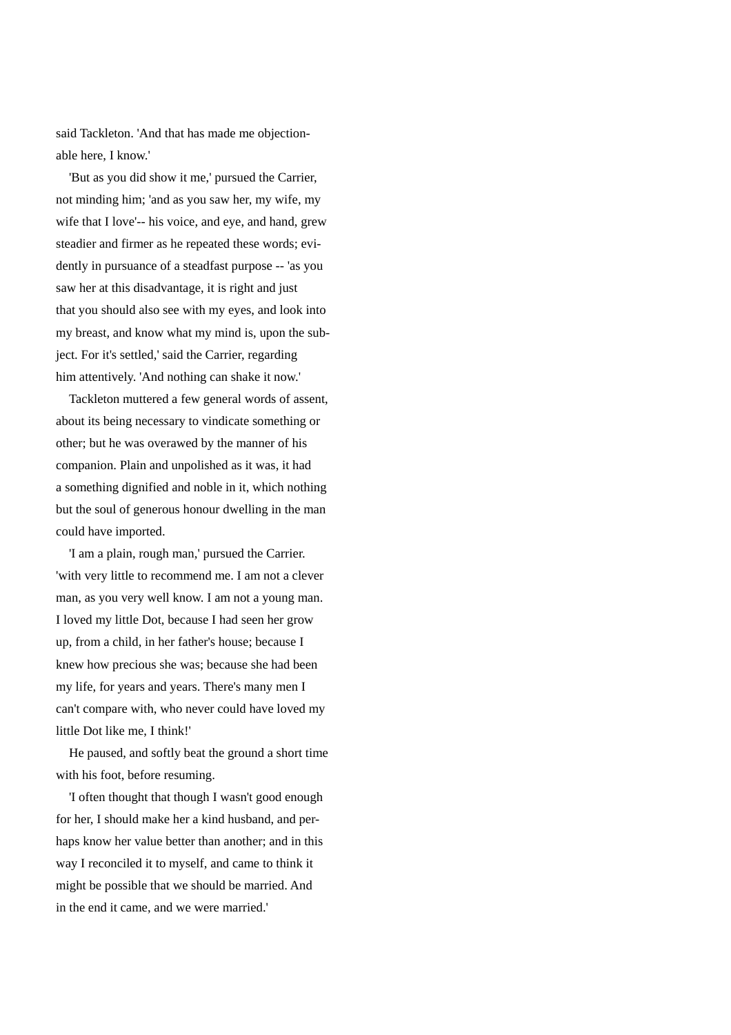said Tackleton. 'And that has made me objectionable here, I know.'

'But as you did show it me,' pursued the Carrier, not minding him; 'and as you saw her, my wife, my wife that I love'-- his voice, and eye, and hand, grew steadier and firmer as he repeated these words; evidently in pursuance of a steadfast purpose -- 'as you saw her at this disadvantage, it is right and just that you should also see with my eyes, and look into my breast, and know what my mind is, upon the subject. For it's settled,' said the Carrier, regarding him attentively. 'And nothing can shake it now.'

Tackleton muttered a few general words of assent, about its being necessary to vindicate something or other; but he was overawed by the manner of his companion. Plain and unpolished as it was, it had a something dignified and noble in it, which nothing but the soul of generous honour dwelling in the man could have imported.

'I am a plain, rough man,' pursued the Carrier. 'with very little to recommend me. I am not a clever man, as you very well know. I am not a young man. I loved my little Dot, because I had seen her grow up, from a child, in her father's house; because I knew how precious she was; because she had been my life, for years and years. There's many men I can't compare with, who never could have loved my little Dot like me, I think!'

He paused, and softly beat the ground a short time with his foot, before resuming.

'I often thought that though I wasn't good enough for her, I should make her a kind husband, and perhaps know her value better than another; and in this way I reconciled it to myself, and came to think it might be possible that we should be married. And in the end it came, and we were married.'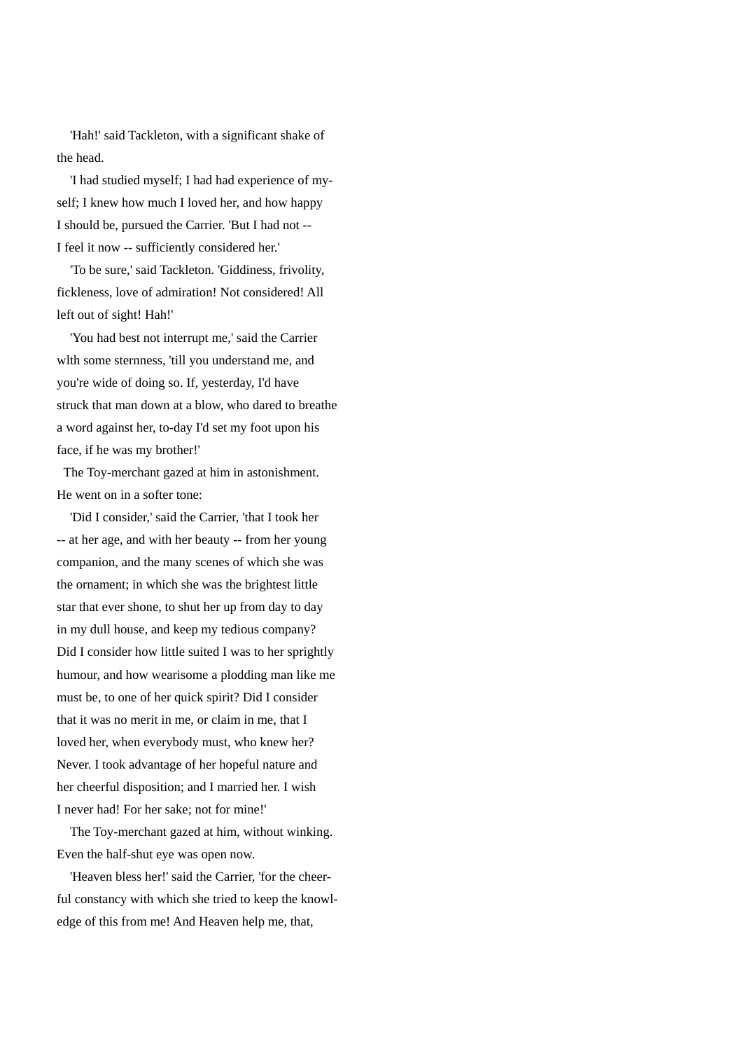'Hah!' said Tackleton, with a significant shake of the head.

'I had studied myself; I had had experience of myself; I knew how much I loved her, and how happy I should be, pursued the Carrier. 'But I had not -- I feel it now -- sufficiently considered her.'

'To be sure,' said Tackleton. 'Giddiness, frivolity, fickleness, love of admiration! Not considered! All left out of sight! Hah!'

'You had best not interrupt me,' said the Carrier wlth some sternness, 'till you understand me, and you're wide of doing so. If, yesterday, I'd have struck that man down at a blow, who dared to breathe a word against her, to-day I'd set my foot upon his face, if he was my brother!'

The Toy-merchant gazed at him in astonishment. He went on in a softer tone:

'Did I consider,' said the Carrier, 'that I took her -- at her age, and with her beauty -- from her young companion, and the many scenes of which she was the ornament; in which she was the brightest little star that ever shone, to shut her up from day to day in my dull house, and keep my tedious company? Did I consider how little suited I was to her sprightly humour, and how wearisome a plodding man like me must be, to one of her quick spirit? Did I consider that it was no merit in me, or claim in me, that I loved her, when everybody must, who knew her? Never. I took advantage of her hopeful nature and her cheerful disposition; and I married her. I wish I never had! For her sake; not for mine!'

The Toy-merchant gazed at him, without winking. Even the half-shut eye was open now.

'Heaven bless her!' said the Carrier, 'for the cheerful constancy with which she tried to keep the knowledge of this from me! And Heaven help me, that,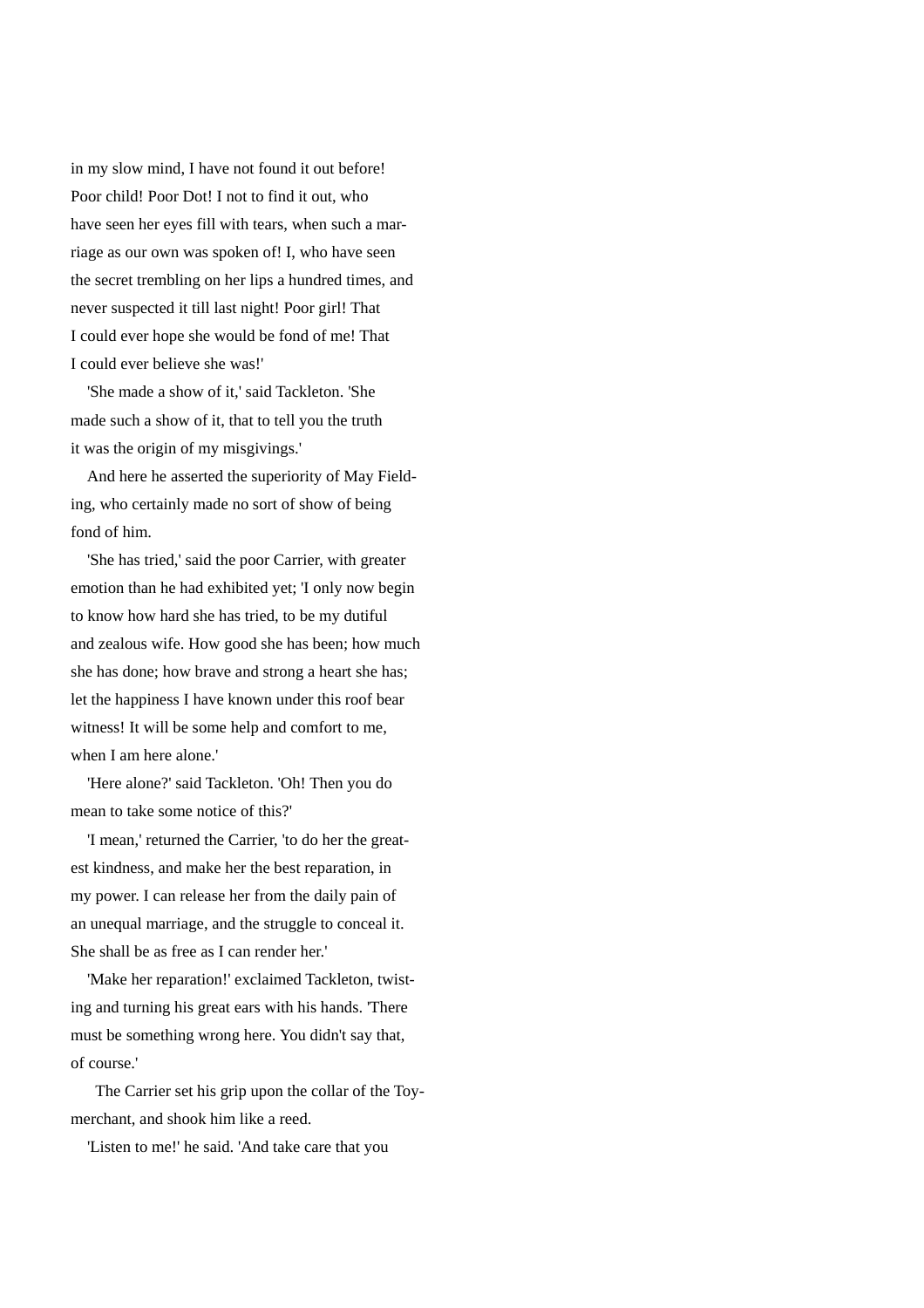in my slow mind, I have not found it out before! Poor child! Poor Dot! I not to find it out, who have seen her eyes fill with tears, when such a marriage as our own was spoken of! I, who have seen the secret trembling on her lips a hundred times, and never suspected it till last night! Poor girl! That I could ever hope she would be fond of me! That I could ever believe she was!'

'She made a show of it,' said Tackleton. 'She made such a show of it, that to tell you the truth it was the origin of my misgivings.'

And here he asserted the superiority of May Fielding, who certainly made no sort of show of being fond of him.

'She has tried,' said the poor Carrier, with greater emotion than he had exhibited yet; 'I only now begin to know how hard she has tried, to be my dutiful and zealous wife. How good she has been; how much she has done; how brave and strong a heart she has; let the happiness I have known under this roof bear witness! It will be some help and comfort to me, when I am here alone.'

'Here alone?' said Tackleton. 'Oh! Then you do mean to take some notice of this?'

'I mean,' returned the Carrier, 'to do her the greatest kindness, and make her the best reparation, in my power. I can release her from the daily pain of an unequal marriage, and the struggle to conceal it. She shall be as free as I can render her.'

'Make her reparation!' exclaimed Tackleton, twisting and turning his great ears with his hands. 'There must be something wrong here. You didn't say that, of course.'

The Carrier set his grip upon the collar of the Toy-merchant, and shook him like a reed.

'Listen to me!' he said. 'And take care that you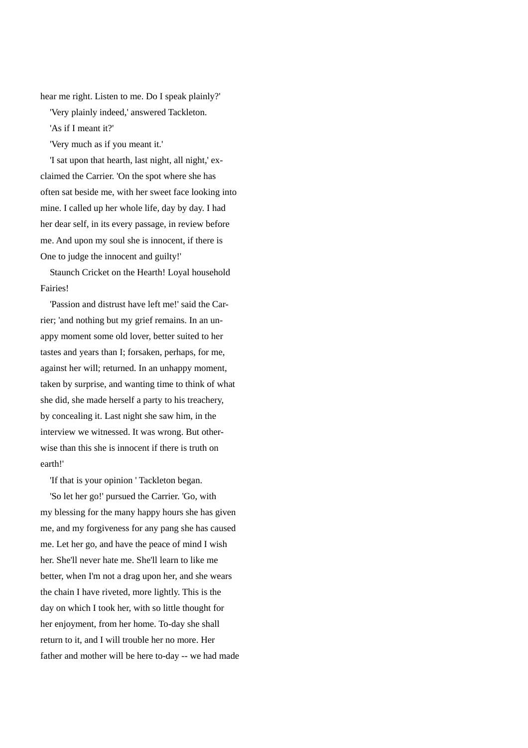hear me right. Listen to me. Do I speak plainly?'

'Very plainly indeed,' answered Tackleton.

'As if I meant it?'

'Very much as if you meant it.'

'I sat upon that hearth, last night, all night,' exclaimed the Carrier. 'On the spot where she has often sat beside me, with her sweet face looking into mine. I called up her whole life, day by day. I had her dear self, in its every passage, in review before me. And upon my soul she is innocent, if there is One to judge the innocent and guilty!'

Staunch Cricket on the Hearth! Loyal household Fairies!

'Passion and distrust have left me!' said the Carrier; 'and nothing but my grief remains. In an unappy moment some old lover, better suited to her tastes and years than I; forsaken, perhaps, for me, against her will; returned. In an unhappy moment, taken by surprise, and wanting time to think of what she did, she made herself a party to his treachery, by concealing it. Last night she saw him, in the interview we witnessed. It was wrong. But otherwise than this she is innocent if there is truth on earth!'

'If that is your opinion ' Tackleton began.

'So let her go!' pursued the Carrier. 'Go, with my blessing for the many happy hours she has given me, and my forgiveness for any pang she has caused me. Let her go, and have the peace of mind I wish her. She'll never hate me. She'll learn to like me better, when I'm not a drag upon her, and she wears the chain I have riveted, more lightly. This is the day on which I took her, with so little thought for her enjoyment, from her home. To-day she shall return to it, and I will trouble her no more. Her father and mother will be here to-day -- we had made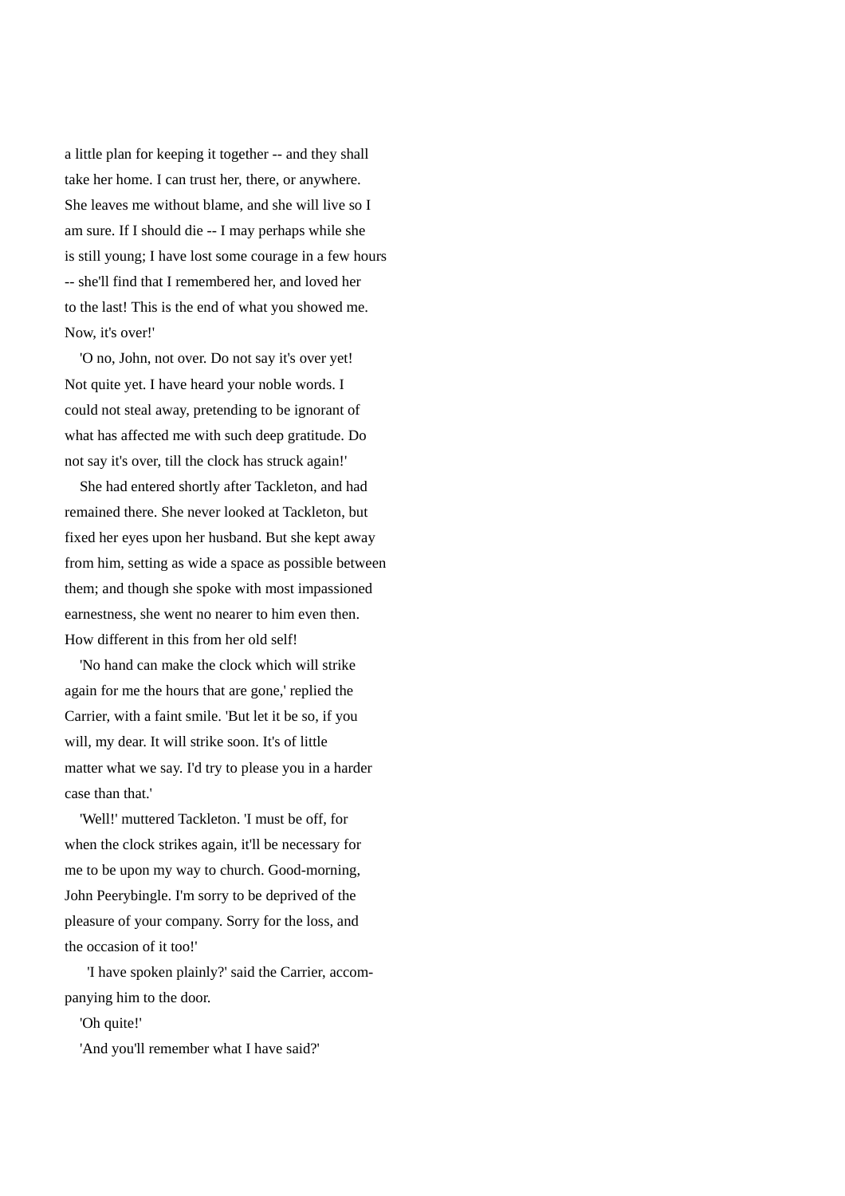a little plan for keeping it together -- and they shall take her home. I can trust her, there, or anywhere. She leaves me without blame, and she will live so I am sure. If I should die -- I may perhaps while she is still young; I have lost some courage in a few hours -- she'll find that I remembered her, and loved her to the last! This is the end of what you showed me. Now, it's over!'

'O no, John, not over. Do not say it's over yet! Not quite yet. I have heard your noble words. I could not steal away, pretending to be ignorant of what has affected me with such deep gratitude. Do not say it's over, till the clock has struck again!'

She had entered shortly after Tackleton, and had remained there. She never looked at Tackleton, but fixed her eyes upon her husband. But she kept away from him, setting as wide a space as possible between them; and though she spoke with most impassioned earnestness, she went no nearer to him even then. How different in this from her old self!

'No hand can make the clock which will strike again for me the hours that are gone,' replied the Carrier, with a faint smile. 'But let it be so, if you will, my dear. It will strike soon. It's of little matter what we say. I'd try to please you in a harder case than that.'

'Well!' muttered Tackleton. 'I must be off, for when the clock strikes again, it'll be necessary for me to be upon my way to church. Good-morning, John Peerybingle. I'm sorry to be deprived of the pleasure of your company. Sorry for the loss, and the occasion of it too!'

'I have spoken plainly?' said the Carrier, accompanying him to the door.

'Oh quite!'

'And you'll remember what I have said?'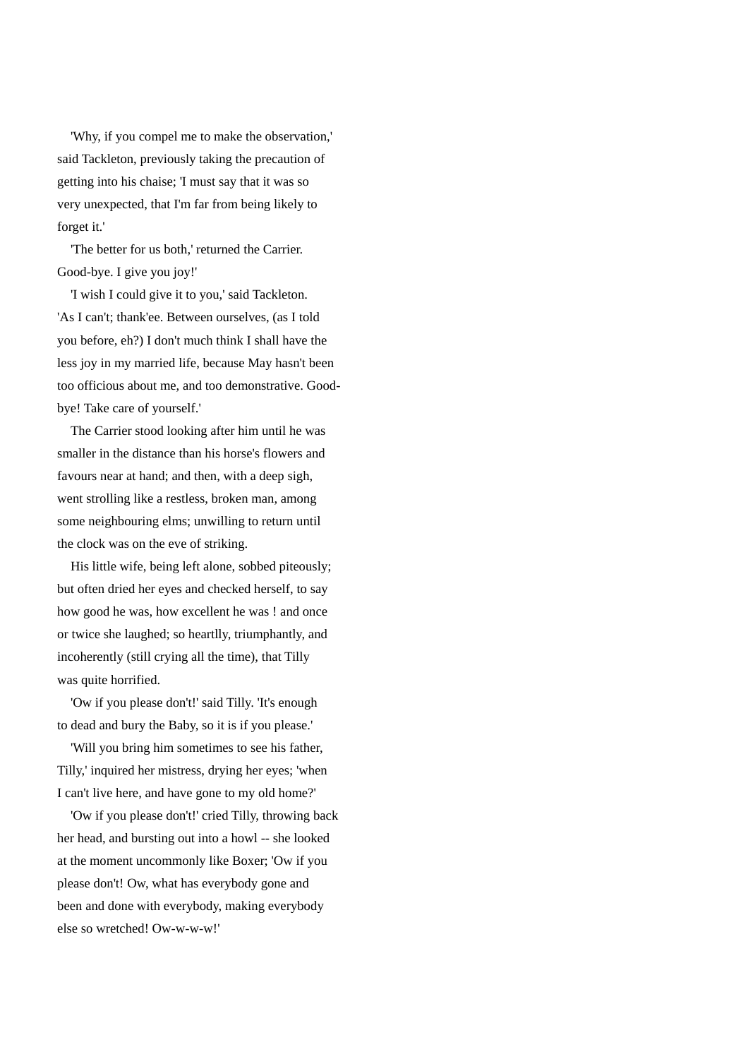'Why, if you compel me to make the observation,' said Tackleton, previously taking the precaution of getting into his chaise; 'I must say that it was so very unexpected, that I'm far from being likely to forget it.'

'The better for us both,' returned the Carrier. Good-bye. I give you joy!'

'I wish I could give it to you,' said Tackleton. 'As I can't; thank'ee. Between ourselves, (as I told you before, eh?) I don't much think I shall have the less joy in my married life, because May hasn't been too officious about me, and too demonstrative. Good-bye! Take care of yourself.'

The Carrier stood looking after him until he was smaller in the distance than his horse's flowers and favours near at hand; and then, with a deep sigh, went strolling like a restless, broken man, among some neighbouring elms; unwilling to return until the clock was on the eve of striking.

His little wife, being left alone, sobbed piteously; but often dried her eyes and checked herself, to say how good he was, how excellent he was ! and once or twice she laughed; so heartlly, triumphantly, and incoherently (still crying all the time), that Tilly was quite horrified.

'Ow if you please don't!' said Tilly. 'It's enough to dead and bury the Baby, so it is if you please.'

'Will you bring him sometimes to see his father, Tilly,' inquired her mistress, drying her eyes; 'when I can't live here, and have gone to my old home?'

'Ow if you please don't!' cried Tilly, throwing back her head, and bursting out into a howl -- she looked at the moment uncommonly like Boxer; 'Ow if you please don't! Ow, what has everybody gone and been and done with everybody, making everybody else so wretched! Ow-w-w-w!'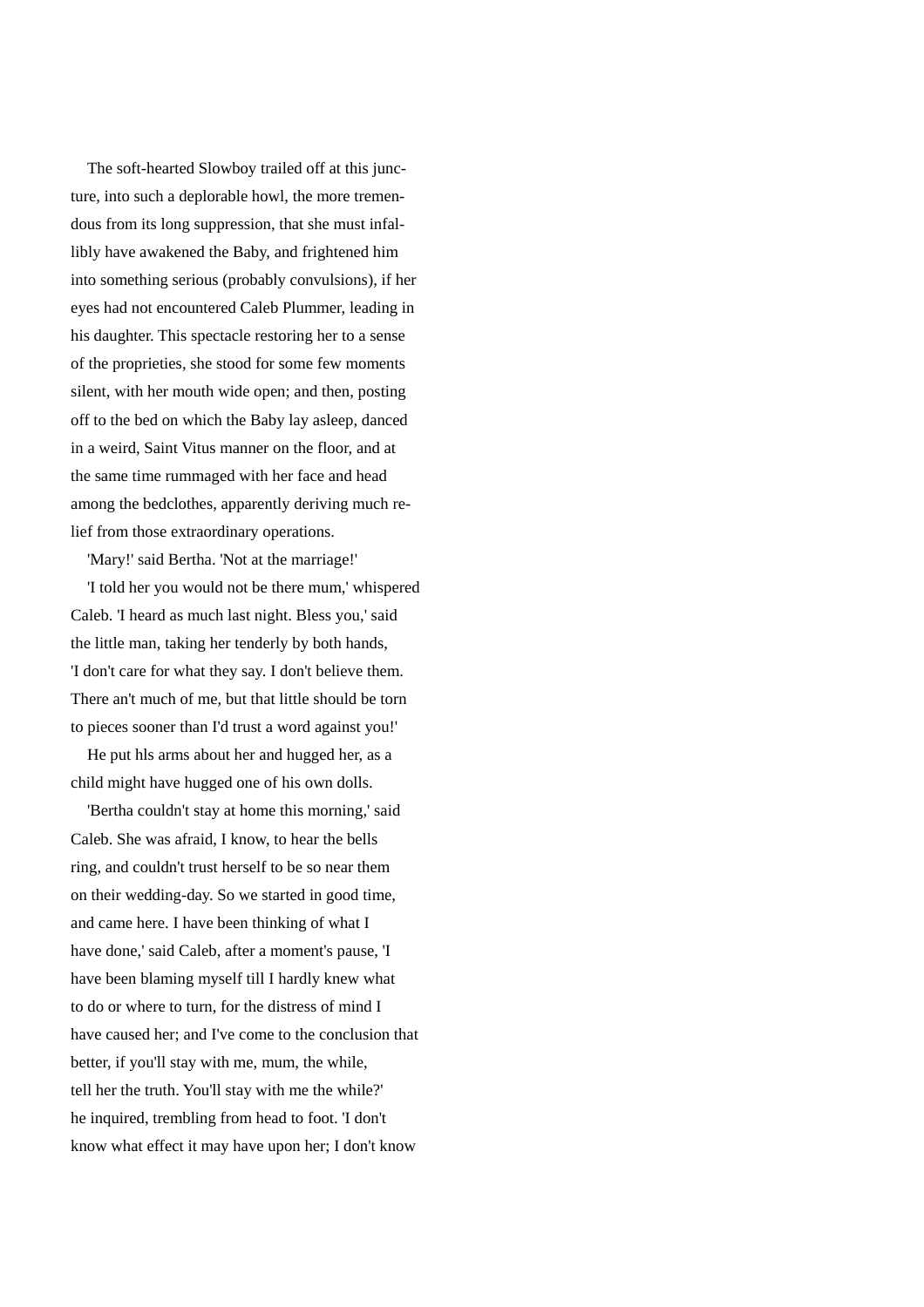The soft-hearted Slowboy trailed off at this juncture, into such a deplorable howl, the more tremendous from its long suppression, that she must infallibly have awakened the Baby, and frightened him into something serious (probably convulsions), if her eyes had not encountered Caleb Plummer, leading in his daughter. This spectacle restoring her to a sense of the proprieties, she stood for some few moments silent, with her mouth wide open; and then, posting off to the bed on which the Baby lay asleep, danced in a weird, Saint Vitus manner on the floor, and at the same time rummaged with her face and head among the bedclothes, apparently deriving much relief from those extraordinary operations.

'Mary!' said Bertha. 'Not at the marriage!'

'I told her you would not be there mum,' whispered Caleb. 'I heard as much last night. Bless you,' said the little man, taking her tenderly by both hands, 'I don't care for what they say. I don't believe them. There an't much of me, but that little should be torn to pieces sooner than I'd trust a word against you!'

He put hls arms about her and hugged her, as a child might have hugged one of his own dolls.

'Bertha couldn't stay at home this morning,' said Caleb. She was afraid, I know, to hear the bells ring, and couldn't trust herself to be so near them on their wedding-day. So we started in good time, and came here. I have been thinking of what I have done,' said Caleb, after a moment's pause, 'I have been blaming myself till I hardly knew what to do or where to turn, for the distress of mind I have caused her; and I've come to the conclusion that better, if you'll stay with me, mum, the while, tell her the truth. You'll stay with me the while?' he inquired, trembling from head to foot. 'I don't know what effect it may have upon her; I don't know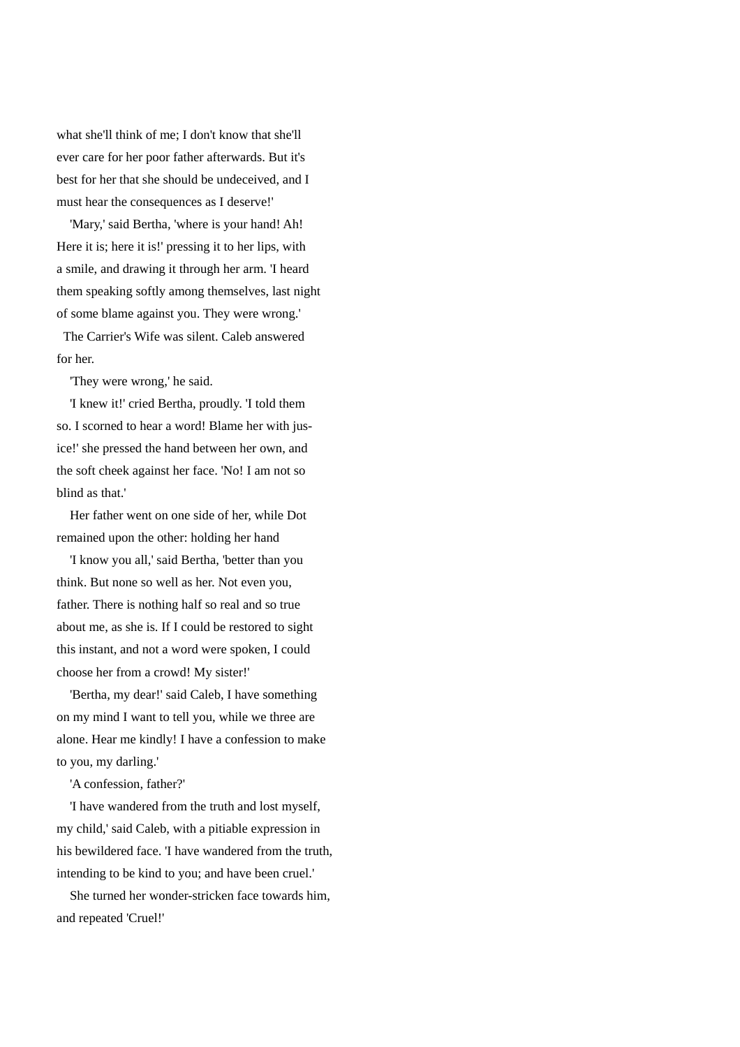what she'll think of me; I don't know that she'll ever care for her poor father afterwards. But it's best for her that she should be undeceived, and I must hear the consequences as I deserve!'

'Mary,' said Bertha, 'where is your hand! Ah! Here it is; here it is!' pressing it to her lips, with a smile, and drawing it through her arm. 'I heard them speaking softly among themselves, last night of some blame against you. They were wrong.'

The Carrier's Wife was silent. Caleb answered for her.

'They were wrong,' he said.

'I knew it!' cried Bertha, proudly. 'I told them so. I scorned to hear a word! Blame her with jus-ice!' she pressed the hand between her own, and the soft cheek against her face. 'No! I am not so blind as that.'

Her father went on one side of her, while Dot remained upon the other: holding her hand

'I know you all,' said Bertha, 'better than you think. But none so well as her. Not even you, father. There is nothing half so real and so true about me, as she is. If I could be restored to sight this instant, and not a word were spoken, I could choose her from a crowd! My sister!'

'Bertha, my dear!' said Caleb, I have something on my mind I want to tell you, while we three are alone. Hear me kindly! I have a confession to make to you, my darling.'

'A confession, father?'

'I have wandered from the truth and lost myself, my child,' said Caleb, with a pitiable expression in his bewildered face. 'I have wandered from the truth, intending to be kind to you; and have been cruel.'

She turned her wonder-stricken face towards him, and repeated 'Cruel!'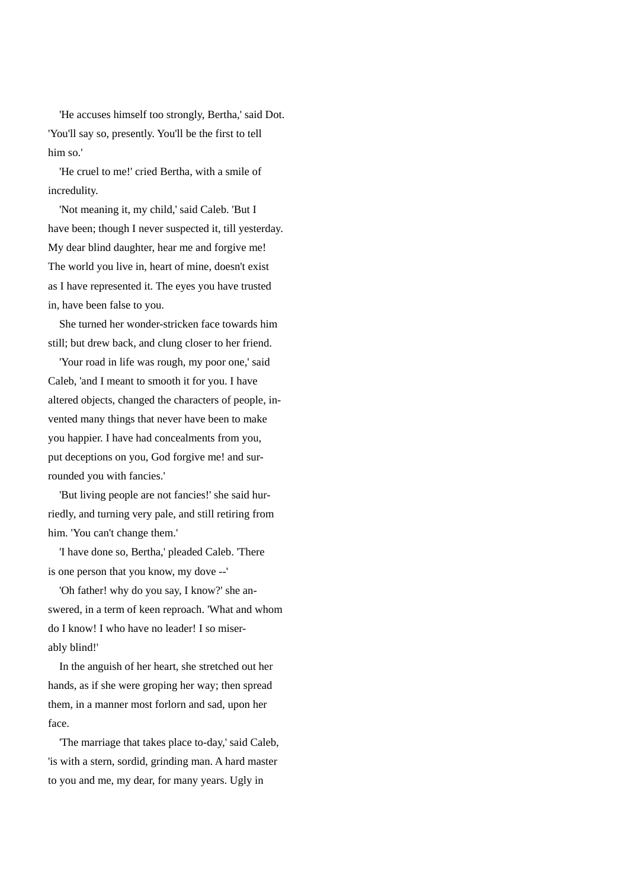'He accuses himself too strongly, Bertha,' said Dot. 'You'll say so, presently. You'll be the first to tell him so.'

'He cruel to me!' cried Bertha, with a smile of incredulity.

'Not meaning it, my child,' said Caleb. 'But I have been; though I never suspected it, till yesterday. My dear blind daughter, hear me and forgive me! The world you live in, heart of mine, doesn't exist as I have represented it. The eyes you have trusted in, have been false to you.

She turned her wonder-stricken face towards him still; but drew back, and clung closer to her friend.

'Your road in life was rough, my poor one,' said Caleb, 'and I meant to smooth it for you. I have altered objects, changed the characters of people, invented many things that never have been to make you happier. I have had concealments from you, put deceptions on you, God forgive me! and surrounded you with fancies.'

'But living people are not fancies!' she said hurriedly, and turning very pale, and still retiring from him. 'You can't change them.'

'I have done so, Bertha,' pleaded Caleb. 'There is one person that you know, my dove --'

'Oh father! why do you say, I know?' she answered, in a term of keen reproach. 'What and whom do I know! I who have no leader! I so miserably blind!'

In the anguish of her heart, she stretched out her hands, as if she were groping her way; then spread them, in a manner most forlorn and sad, upon her face.

'The marriage that takes place to-day,' said Caleb, 'is with a stern, sordid, grinding man. A hard master to you and me, my dear, for many years. Ugly in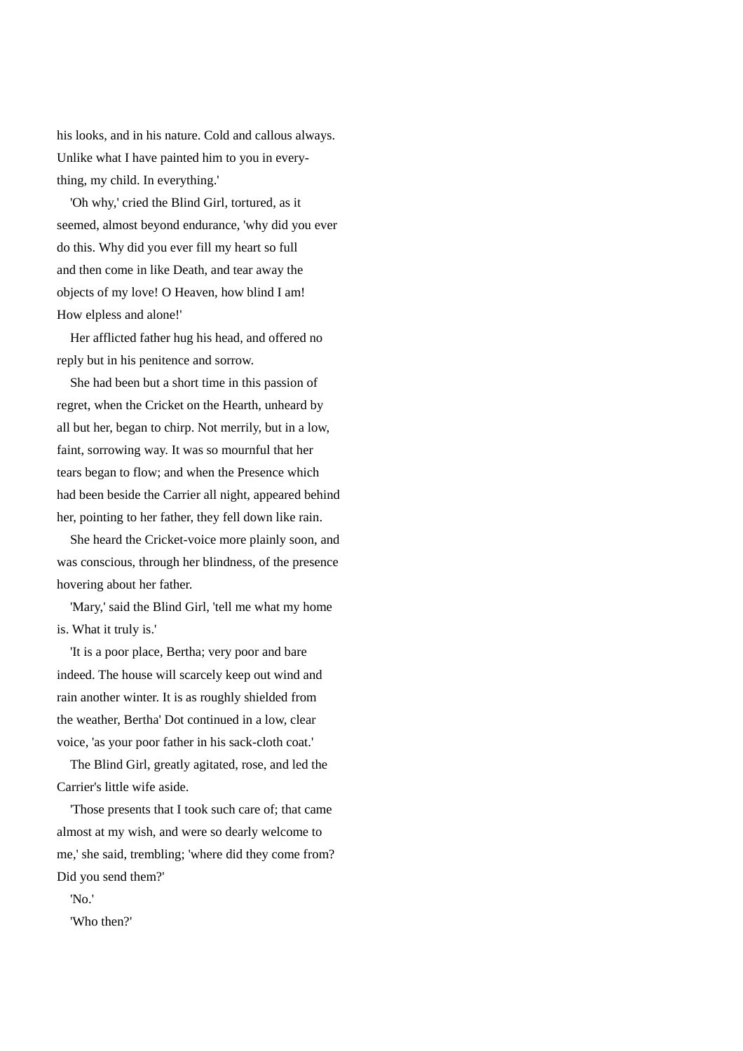his looks, and in his nature. Cold and callous always. Unlike what I have painted him to you in everything, my child. In everything.'

'Oh why,' cried the Blind Girl, tortured, as it seemed, almost beyond endurance, 'why did you ever do this. Why did you ever fill my heart so full and then come in like Death, and tear away the objects of my love! O Heaven, how blind I am! How elpless and alone!'

Her afflicted father hug his head, and offered no reply but in his penitence and sorrow.

She had been but a short time in this passion of regret, when the Cricket on the Hearth, unheard by all but her, began to chirp. Not merrily, but in a low, faint, sorrowing way. It was so mournful that her tears began to flow; and when the Presence which had been beside the Carrier all night, appeared behind her, pointing to her father, they fell down like rain.

She heard the Cricket-voice more plainly soon, and was conscious, through her blindness, of the presence hovering about her father.

'Mary,' said the Blind Girl, 'tell me what my home is. What it truly is.'

'It is a poor place, Bertha; very poor and bare indeed. The house will scarcely keep out wind and rain another winter. It is as roughly shielded from the weather, Bertha' Dot continued in a low, clear voice, 'as your poor father in his sack-cloth coat.'

The Blind Girl, greatly agitated, rose, and led the Carrier's little wife aside.

'Those presents that I took such care of; that came almost at my wish, and were so dearly welcome to me,' she said, trembling; 'where did they come from? Did you send them?'

'No.'

'Who then?'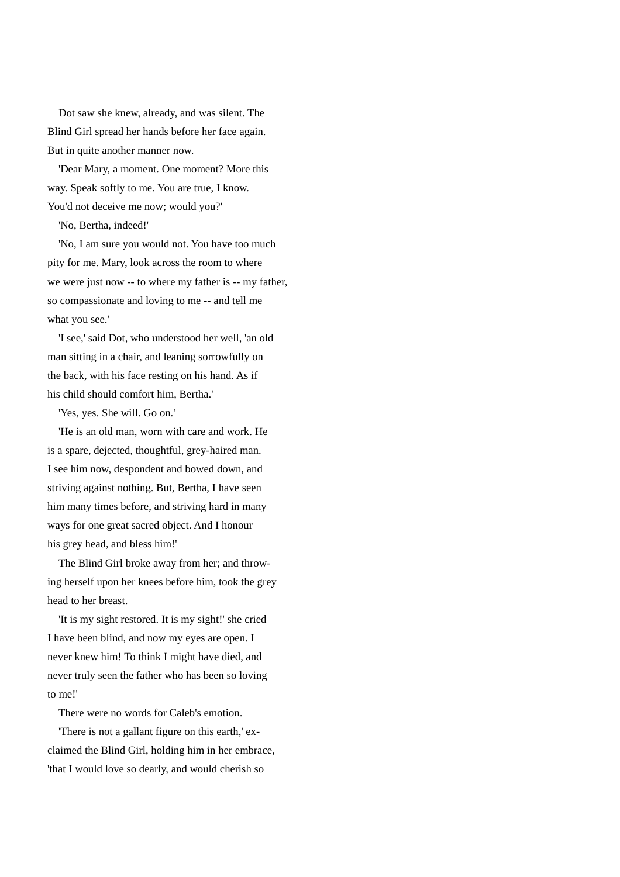Dot saw she knew, already, and was silent. The Blind Girl spread her hands before her face again. But in quite another manner now.

'Dear Mary, a moment. One moment? More this way. Speak softly to me. You are true, I know. You'd not deceive me now; would you?'

'No, Bertha, indeed!'

'No, I am sure you would not. You have too much pity for me. Mary, look across the room to where we were just now -- to where my father is -- my father, so compassionate and loving to me -- and tell me what you see.'

'I see,' said Dot, who understood her well, 'an old man sitting in a chair, and leaning sorrowfully on the back, with his face resting on his hand. As if his child should comfort him, Bertha.'

'Yes, yes. She will. Go on.'

'He is an old man, worn with care and work. He is a spare, dejected, thoughtful, grey-haired man. I see him now, despondent and bowed down, and striving against nothing. But, Bertha, I have seen him many times before, and striving hard in many ways for one great sacred object. And I honour his grey head, and bless him!'

The Blind Girl broke away from her; and throwing herself upon her knees before him, took the grey head to her breast.

'It is my sight restored. It is my sight!' she cried I have been blind, and now my eyes are open. I never knew him! To think I might have died, and never truly seen the father who has been so loving to me!'

There were no words for Caleb's emotion.

'There is not a gallant figure on this earth,' exclaimed the Blind Girl, holding him in her embrace, 'that I would love so dearly, and would cherish so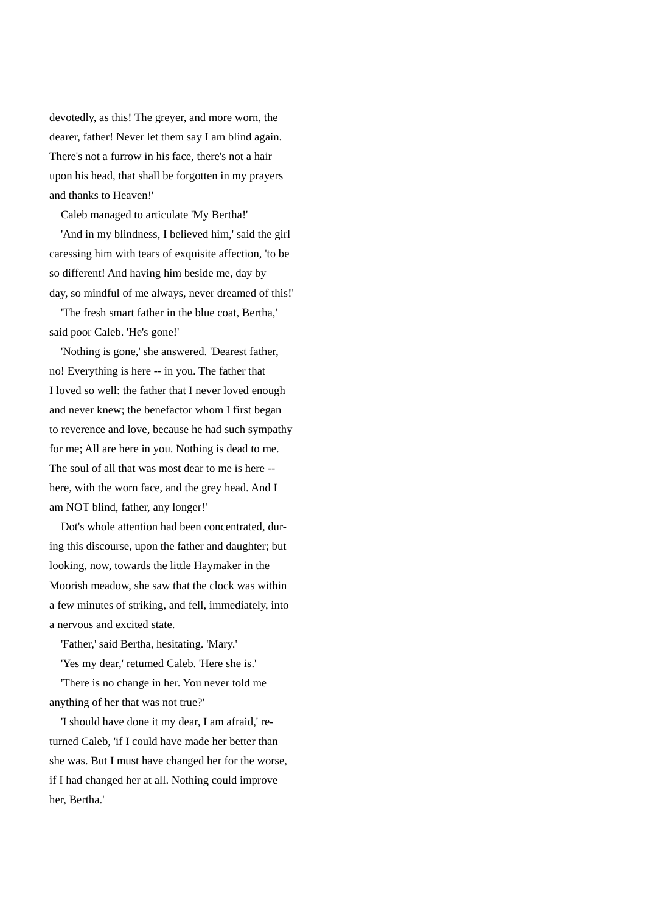devotedly, as this! The greyer, and more worn, the dearer, father! Never let them say I am blind again. There's not a furrow in his face, there's not a hair upon his head, that shall be forgotten in my prayers and thanks to Heaven!'

Caleb managed to articulate 'My Bertha!'

'And in my blindness, I believed him,' said the girl caressing him with tears of exquisite affection, 'to be so different! And having him beside me, day by day, so mindful of me always, never dreamed of this!'

'The fresh smart father in the blue coat, Bertha,' said poor Caleb. 'He's gone!'

'Nothing is gone,' she answered. 'Dearest father, no! Everything is here -- in you. The father that I loved so well: the father that I never loved enough and never knew; the benefactor whom I first began to reverence and love, because he had such sympathy for me; All are here in you. Nothing is dead to me. The soul of all that was most dear to me is here -- here, with the worn face, and the grey head. And I am NOT blind, father, any longer!'

Dot's whole attention had been concentrated, during this discourse, upon the father and daughter; but looking, now, towards the little Haymaker in the Moorish meadow, she saw that the clock was within a few minutes of striking, and fell, immediately, into a nervous and excited state.

'Father,' said Bertha, hesitating. 'Mary.'

'Yes my dear,' returned Caleb. 'Here she is.'

'There is no change in her. You never told me anything of her that was not true?'

'I should have done it my dear, I am afraid,' returned Caleb, 'if I could have made her better than she was. But I must have changed her for the worse, if I had changed her at all. Nothing could improve her, Bertha.'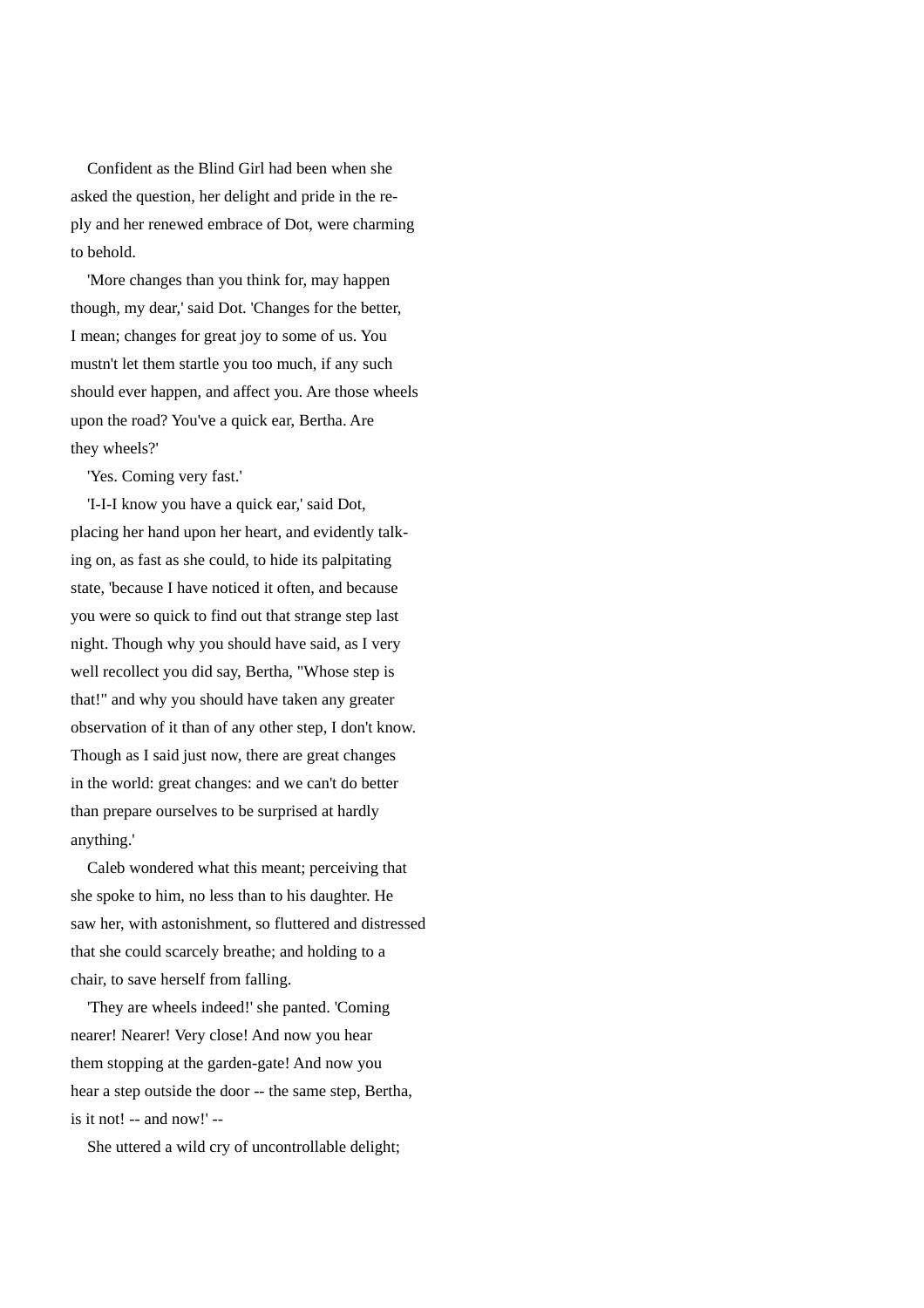Confident as the Blind Girl had been when she asked the question, her delight and pride in the reply and her renewed embrace of Dot, were charming to behold.

'More changes than you think for, may happen though, my dear,' said Dot. 'Changes for the better, I mean; changes for great joy to some of us. You mustn't let them startle you too much, if any such should ever happen, and affect you. Are those wheels upon the road? You've a quick ear, Bertha. Are they wheels?'

'Yes. Coming very fast.'

'I-I-I know you have a quick ear,' said Dot, placing her hand upon her heart, and evidently talking on, as fast as she could, to hide its palpitating state, 'because I have noticed it often, and because you were so quick to find out that strange step last night. Though why you should have said, as I very well recollect you did say, Bertha, "Whose step is that!" and why you should have taken any greater observation of it than of any other step, I don't know. Though as I said just now, there are great changes in the world: great changes: and we can't do better than prepare ourselves to be surprised at hardly anything.'

Caleb wondered what this meant; perceiving that she spoke to him, no less than to his daughter. He saw her, with astonishment, so fluttered and distressed that she could scarcely breathe; and holding to a chair, to save herself from falling.

'They are wheels indeed!' she panted. 'Coming nearer! Nearer! Very close! And now you hear them stopping at the garden-gate! And now you hear a step outside the door -- the same step, Bertha, is it not! -- and now!' --

She uttered a wild cry of uncontrollable delight;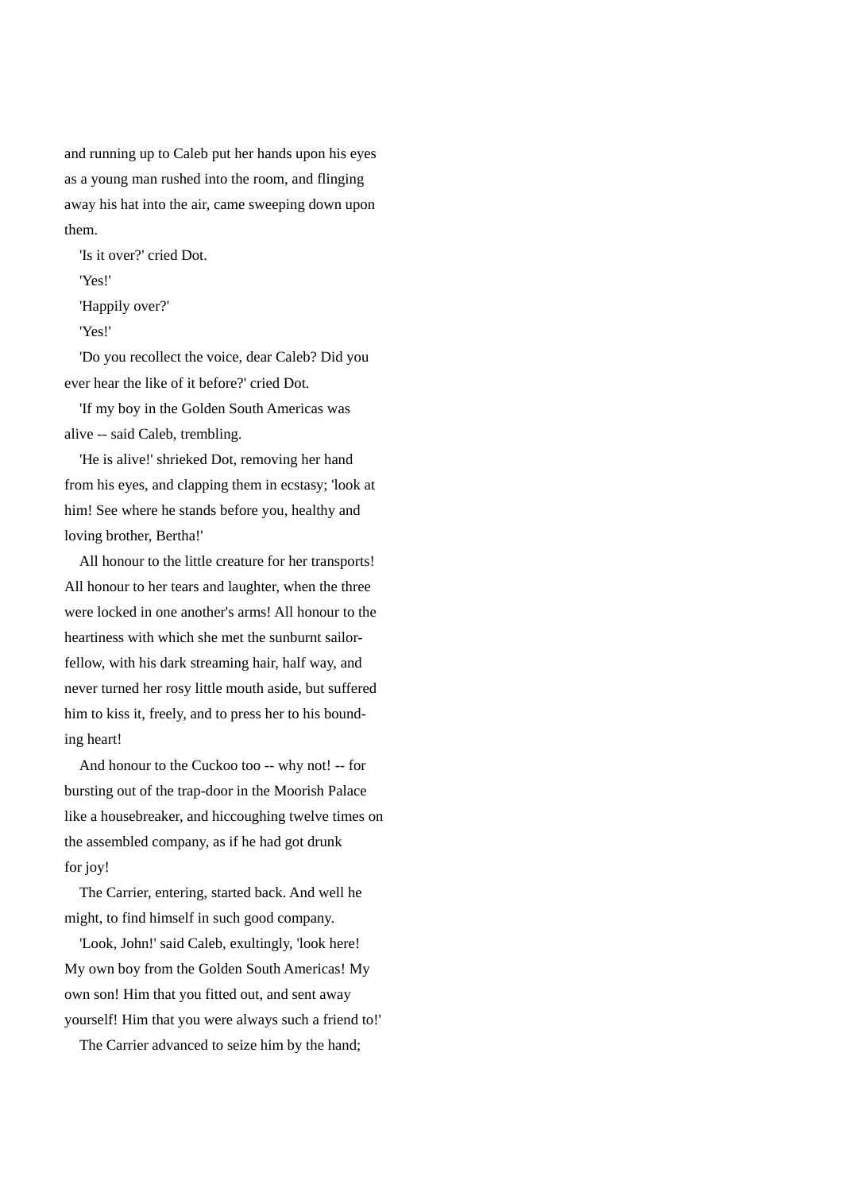and running up to Caleb put her hands upon his eyes as a young man rushed into the room, and flinging away his hat into the air, came sweeping down upon them.

'Is it over?' cried Dot.

'Yes!'

'Happily over?'

'Yes!'

'Do you recollect the voice, dear Caleb? Did you ever hear the like of it before?' cried Dot.

'If my boy in the Golden South Americas was alive -- said Caleb, trembling.

'He is alive!' shrieked Dot, removing her hand from his eyes, and clapping them in ecstasy; 'look at him! See where he stands before you, healthy and loving brother, Bertha!'

All honour to the little creature for her transports! All honour to her tears and laughter, when the three were locked in one another's arms! All honour to the heartiness with which she met the sunburnt sailor-fellow, with his dark streaming hair, half way, and never turned her rosy little mouth aside, but suffered him to kiss it, freely, and to press her to his bounding heart!

And honour to the Cuckoo too -- why not! -- for bursting out of the trap-door in the Moorish Palace like a housebreaker, and hiccoughing twelve times on the assembled company, as if he had got drunk for joy!

The Carrier, entering, started back. And well he might, to find himself in such good company.

'Look, John!' said Caleb, exultingly, 'look here! My own boy from the Golden South Americas! My own son! Him that you fitted out, and sent away yourself! Him that you were always such a friend to!'

The Carrier advanced to seize him by the hand;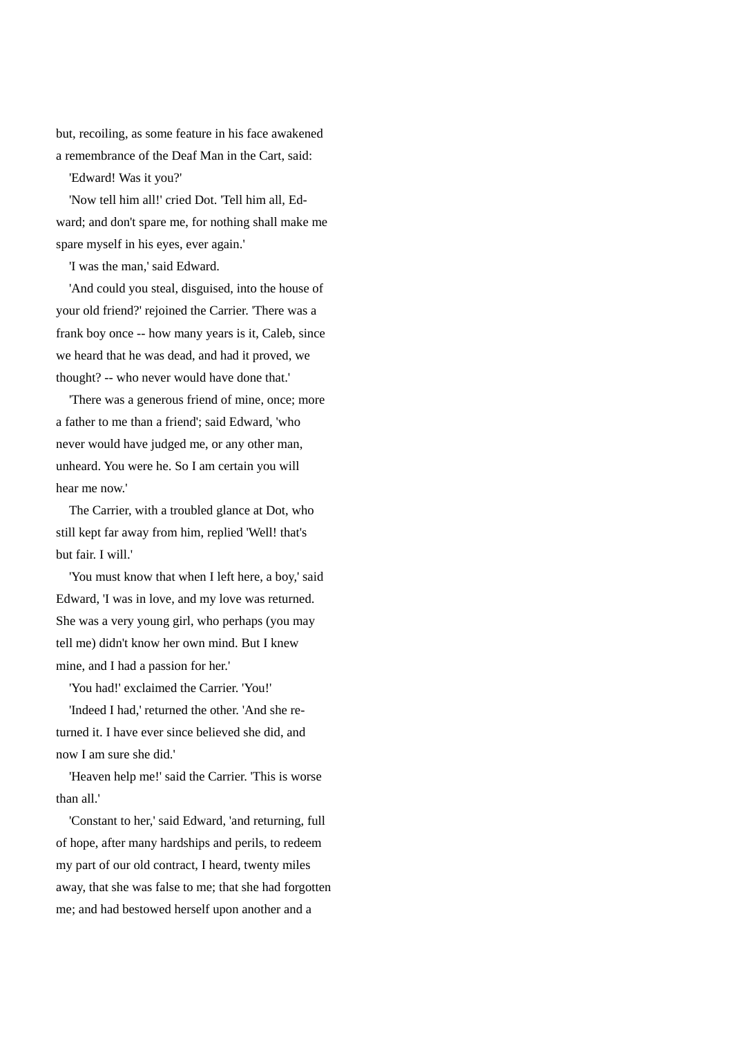but, recoiling, as some feature in his face awakened a remembrance of the Deaf Man in the Cart, said:

'Edward! Was it you?'

'Now tell him all!' cried Dot. 'Tell him all, Edward; and don't spare me, for nothing shall make me spare myself in his eyes, ever again.'

'I was the man,' said Edward.

'And could you steal, disguised, into the house of your old friend?' rejoined the Carrier. 'There was a frank boy once -- how many years is it, Caleb, since we heard that he was dead, and had it proved, we thought? -- who never would have done that.'

'There was a generous friend of mine, once; more a father to me than a friend'; said Edward, 'who never would have judged me, or any other man, unheard. You were he. So I am certain you will hear me now.'

The Carrier, with a troubled glance at Dot, who still kept far away from him, replied 'Well! that's but fair. I will.'

'You must know that when I left here, a boy,' said Edward, 'I was in love, and my love was returned. She was a very young girl, who perhaps (you may tell me) didn't know her own mind. But I knew mine, and I had a passion for her.'

'You had!' exclaimed the Carrier. 'You!'

'Indeed I had,' returned the other. 'And she returned it. I have ever since believed she did, and now I am sure she did.'

'Heaven help me!' said the Carrier. 'This is worse than all.'

'Constant to her,' said Edward, 'and returning, full of hope, after many hardships and perils, to redeem my part of our old contract, I heard, twenty miles away, that she was false to me; that she had forgotten me; and had bestowed herself upon another and a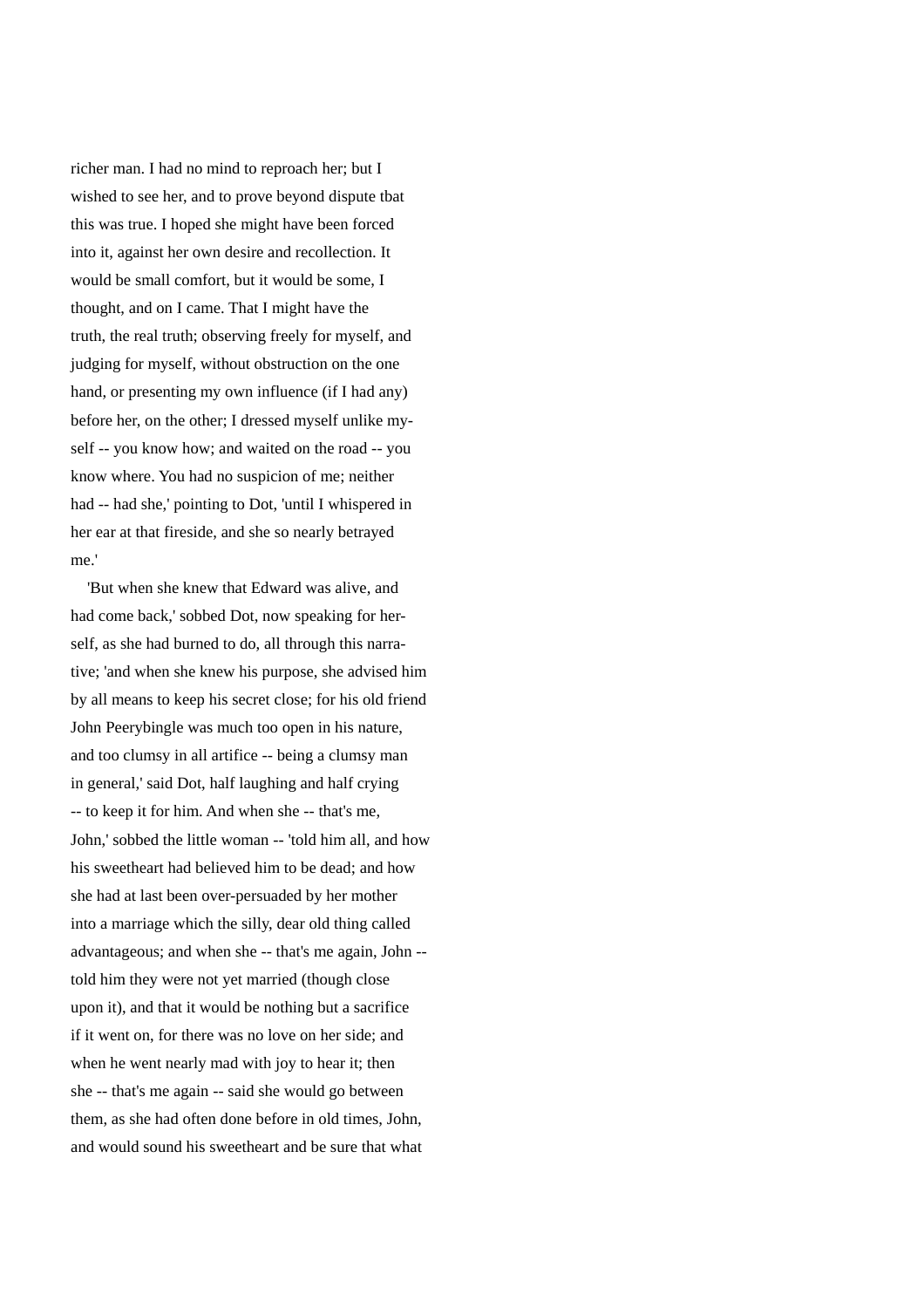richer man. I had no mind to reproach her; but I wished to see her, and to prove beyond dispute tbat this was true. I hoped she might have been forced into it, against her own desire and recollection. It would be small comfort, but it would be some, I thought, and on I came. That I might have the truth, the real truth; observing freely for myself, and judging for myself, without obstruction on the one hand, or presenting my own influence (if I had any) before her, on the other; I dressed myself unlike myself -- you know how; and waited on the road -- you know where. You had no suspicion of me; neither had -- had she,' pointing to Dot, 'until I whispered in her ear at that fireside, and she so nearly betrayed me.'

'But when she knew that Edward was alive, and had come back,' sobbed Dot, now speaking for herself, as she had burned to do, all through this narrative; 'and when she knew his purpose, she advised him by all means to keep his secret close; for his old friend John Peerybingle was much too open in his nature, and too clumsy in all artifice -- being a clumsy man in general,' said Dot, half laughing and half crying -- to keep it for him. And when she -- that's me, John,' sobbed the little woman -- 'told him all, and how his sweetheart had believed him to be dead; and how she had at last been over-persuaded by her mother into a marriage which the silly, dear old thing called advantageous; and when she -- that's me again, John -- told him they were not yet married (though close upon it), and that it would be nothing but a sacrifice if it went on, for there was no love on her side; and when he went nearly mad with joy to hear it; then she -- that's me again -- said she would go between them, as she had often done before in old times, John, and would sound his sweetheart and be sure that what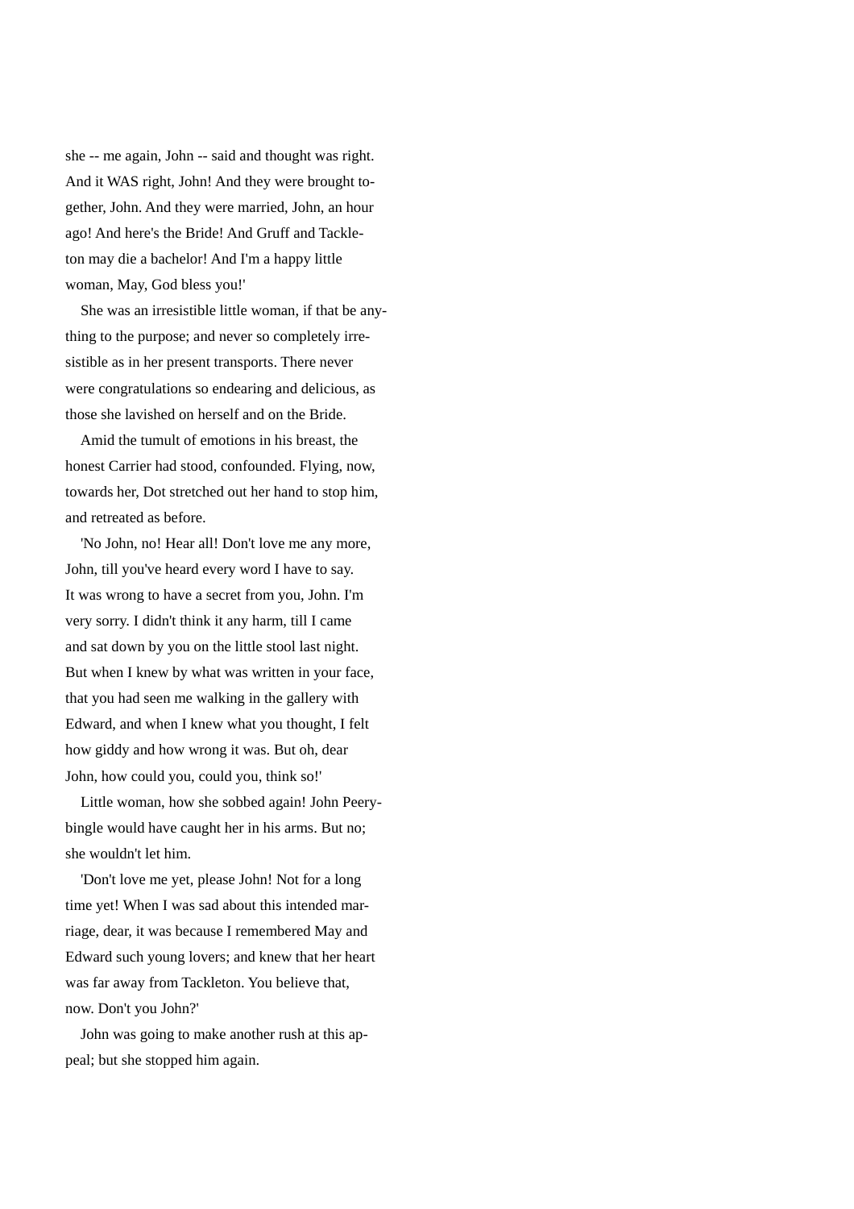she -- me again, John -- said and thought was right. And it WAS right, John! And they were brought together, John. And they were married, John, an hour ago! And here's the Bride! And Gruff and Tackleton may die a bachelor! And I'm a happy little woman, May, God bless you!'

She was an irresistible little woman, if that be anything to the purpose; and never so completely irresistible as in her present transports. There never were congratulations so endearing and delicious, as those she lavished on herself and on the Bride.

Amid the tumult of emotions in his breast, the honest Carrier had stood, confounded. Flying, now, towards her, Dot stretched out her hand to stop him, and retreated as before.

'No John, no! Hear all! Don't love me any more, John, till you've heard every word I have to say. It was wrong to have a secret from you, John. I'm very sorry. I didn't think it any harm, till I came and sat down by you on the little stool last night. But when I knew by what was written in your face, that you had seen me walking in the gallery with Edward, and when I knew what you thought, I felt how giddy and how wrong it was. But oh, dear John, how could you, could you, think so!'

Little woman, how she sobbed again! John Peerybingle would have caught her in his arms. But no; she wouldn't let him.

'Don't love me yet, please John! Not for a long time yet! When I was sad about this intended marriage, dear, it was because I remembered May and Edward such young lovers; and knew that her heart was far away from Tackleton. You believe that, now. Don't you John?'

John was going to make another rush at this appeal; but she stopped him again.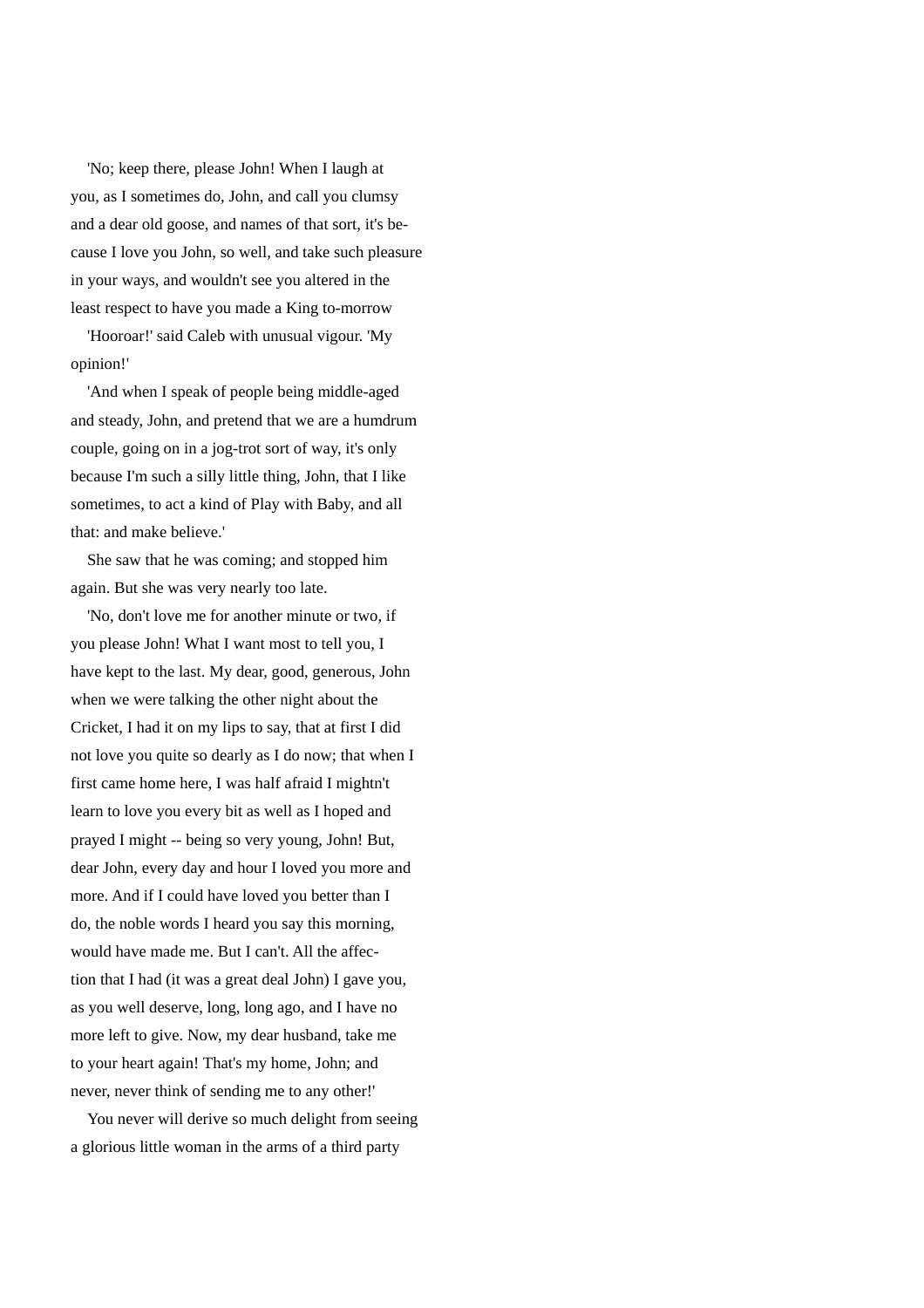'No; keep there, please John! When I laugh at you, as I sometimes do, John, and call you clumsy and a dear old goose, and names of that sort, it's because I love you John, so well, and take such pleasure in your ways, and wouldn't see you altered in the least respect to have you made a King to-morrow

'Hooroar!' said Caleb with unusual vigour. 'My opinion!'

'And when I speak of people being middle-aged and steady, John, and pretend that we are a humdrum couple, going on in a jog-trot sort of way, it's only because I'm such a silly little thing, John, that I like sometimes, to act a kind of Play with Baby, and all that: and make believe.'

She saw that he was coming; and stopped him again. But she was very nearly too late.

'No, don't love me for another minute or two, if you please John! What I want most to tell you, I have kept to the last. My dear, good, generous, John when we were talking the other night about the Cricket, I had it on my lips to say, that at first I did not love you quite so dearly as I do now; that when I first came home here, I was half afraid I mightn't learn to love you every bit as well as I hoped and prayed I might -- being so very young, John! But, dear John, every day and hour I loved you more and more. And if I could have loved you better than I do, the noble words I heard you say this morning, would have made me. But I can't. All the affection that I had (it was a great deal John) I gave you, as you well deserve, long, long ago, and I have no more left to give. Now, my dear husband, take me to your heart again! That's my home, John; and never, never think of sending me to any other!'

You never will derive so much delight from seeing a glorious little woman in the arms of a third party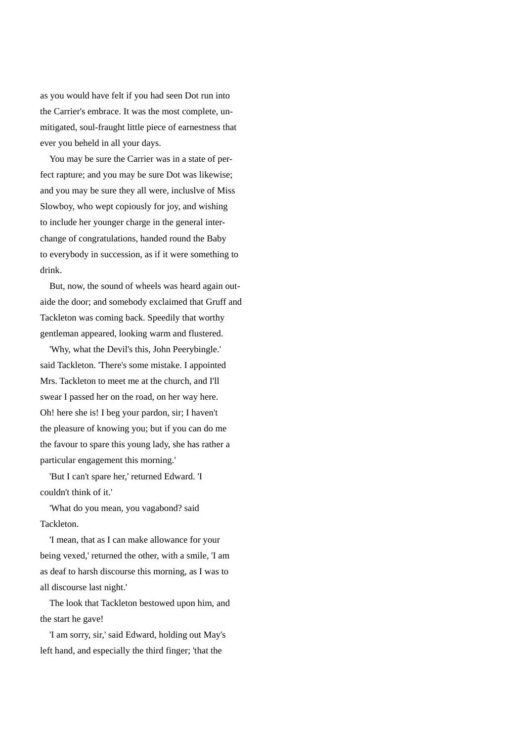as you would have felt if you had seen Dot run into the Carrier's embrace. It was the most complete, unmitigated, soul-fraught little piece of earnestness that ever you beheld in all your days.

You may be sure the Carrier was in a state of perfect rapture; and you may be sure Dot was likewise; and you may be sure they all were, incluslve of Miss Slowboy, who wept copiously for joy, and wishing to include her younger charge in the general interchange of congratulations, handed round the Baby to everybody in succession, as if it were something to drink.

But, now, the sound of wheels was heard again outaide the door; and somebody exclaimed that Gruff and Tackleton was coming back. Speedily that worthy gentleman appeared, looking warm and flustered.

'Why, what the Devil's this, John Peerybingle.' said Tackleton. 'There's some mistake. I appointed Mrs. Tackleton to meet me at the church, and I'll swear I passed her on the road, on her way here. Oh! here she is! I beg your pardon, sir; I haven't the pleasure of knowing you; but if you can do me the favour to spare this young lady, she has rather a particular engagement this morning.'

'But I can't spare her,' returned Edward. 'I couldn't think of it.'

'What do you mean, you vagabond? said Tackleton.

'I mean, that as I can make allowance for your being vexed,' returned the other, with a smile, 'I am as deaf to harsh discourse this morning, as I was to all discourse last night.'

The look that Tackleton bestowed upon him, and the start he gave!

'I am sorry, sir,' said Edward, holding out May's left hand, and especially the third finger; 'that the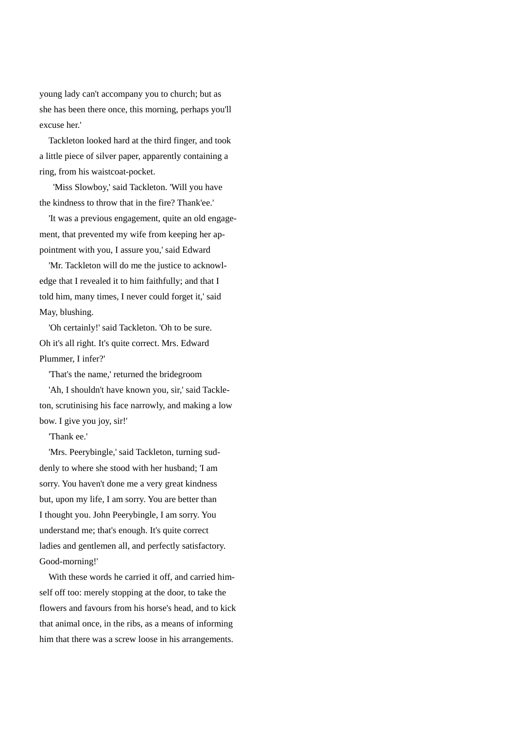young lady can't accompany you to church; but as she has been there once, this morning, perhaps you'll excuse her.'

Tackleton looked hard at the third finger, and took a little piece of silver paper, apparently containing a ring, from his waistcoat-pocket.

'Miss Slowboy,' said Tackleton. 'Will you have the kindness to throw that in the fire? Thank'ee.'

'It was a previous engagement, quite an old engagement, that prevented my wife from keeping her appointment with you, I assure you,' said Edward

'Mr. Tackleton will do me the justice to acknowledge that I revealed it to him faithfully; and that I told him, many times, I never could forget it,' said May, blushing.

'Oh certainly!' said Tackleton. 'Oh to be sure. Oh it's all right. It's quite correct. Mrs. Edward Plummer, I infer?'

'That's the name,' returned the bridegroom

'Ah, I shouldn't have known you, sir,' said Tackleton, scrutinising his face narrowly, and making a low bow. I give you joy, sir!'

'Thank ee.'

'Mrs. Peerybingle,' said Tackleton, turning suddenly to where she stood with her husband; 'I am sorry. You haven't done me a very great kindness but, upon my life, I am sorry. You are better than I thought you. John Peerybingle, I am sorry. You understand me; that's enough. It's quite correct ladies and gentlemen all, and perfectly satisfactory. Good-morning!'

With these words he carried it off, and carried himself off too: merely stopping at the door, to take the flowers and favours from his horse's head, and to kick that animal once, in the ribs, as a means of informing him that there was a screw loose in his arrangements.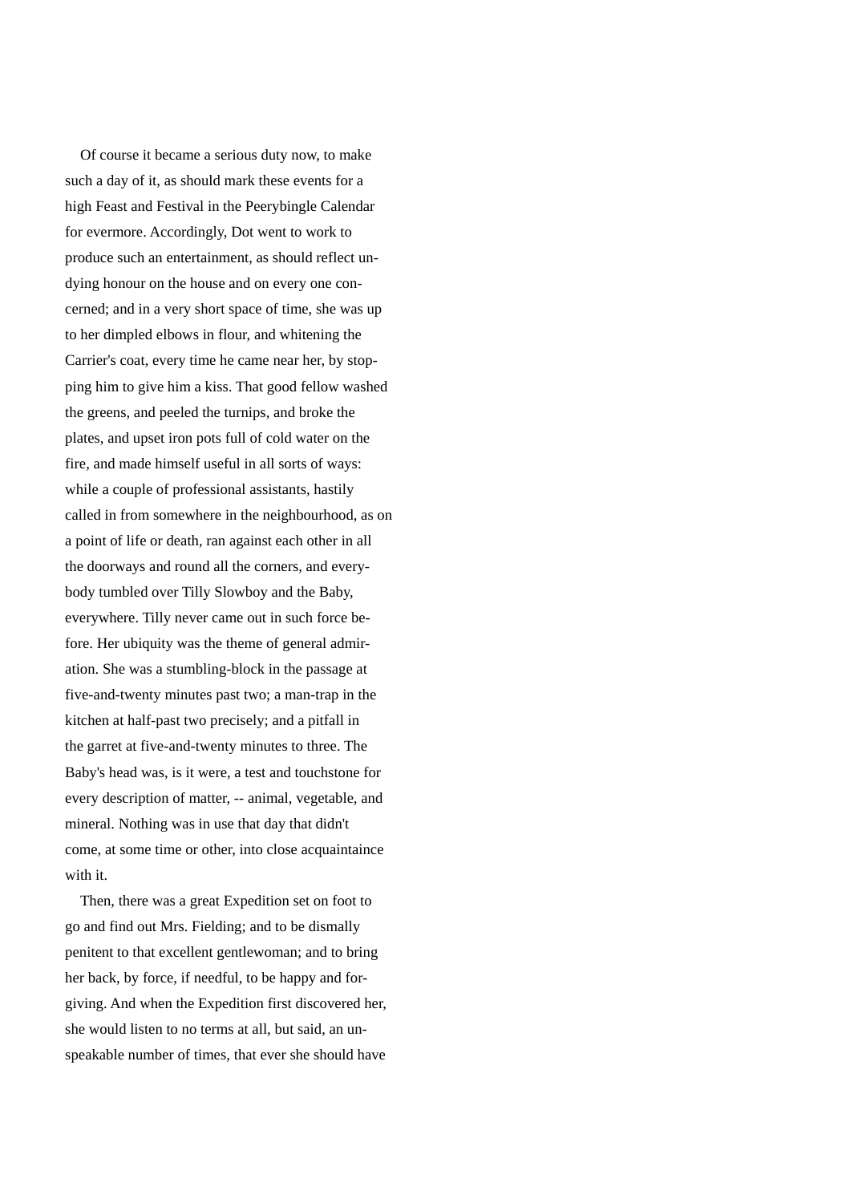Of course it became a serious duty now, to make such a day of it, as should mark these events for a high Feast and Festival in the Peerybingle Calendar for evermore. Accordingly, Dot went to work to produce such an entertainment, as should reflect undying honour on the house and on every one concerned; and in a very short space of time, she was up to her dimpled elbows in flour, and whitening the Carrier's coat, every time he came near her, by stopping him to give him a kiss. That good fellow washed the greens, and peeled the turnips, and broke the plates, and upset iron pots full of cold water on the fire, and made himself useful in all sorts of ways: while a couple of professional assistants, hastily called in from somewhere in the neighbourhood, as on a point of life or death, ran against each other in all the doorways and round all the corners, and everybody tumbled over Tilly Slowboy and the Baby, everywhere. Tilly never came out in such force before. Her ubiquity was the theme of general admiration. She was a stumbling-block in the passage at five-and-twenty minutes past two; a man-trap in the kitchen at half-past two precisely; and a pitfall in the garret at five-and-twenty minutes to three. The Baby's head was, is it were, a test and touchstone for every description of matter, -- animal, vegetable, and mineral. Nothing was in use that day that didn't come, at some time or other, into close acquaintaince with it.

Then, there was a great Expedition set on foot to go and find out Mrs. Fielding; and to be dismally penitent to that excellent gentlewoman; and to bring her back, by force, if needful, to be happy and forgiving. And when the Expedition first discovered her, she would listen to no terms at all, but said, an unspeakable number of times, that ever she should have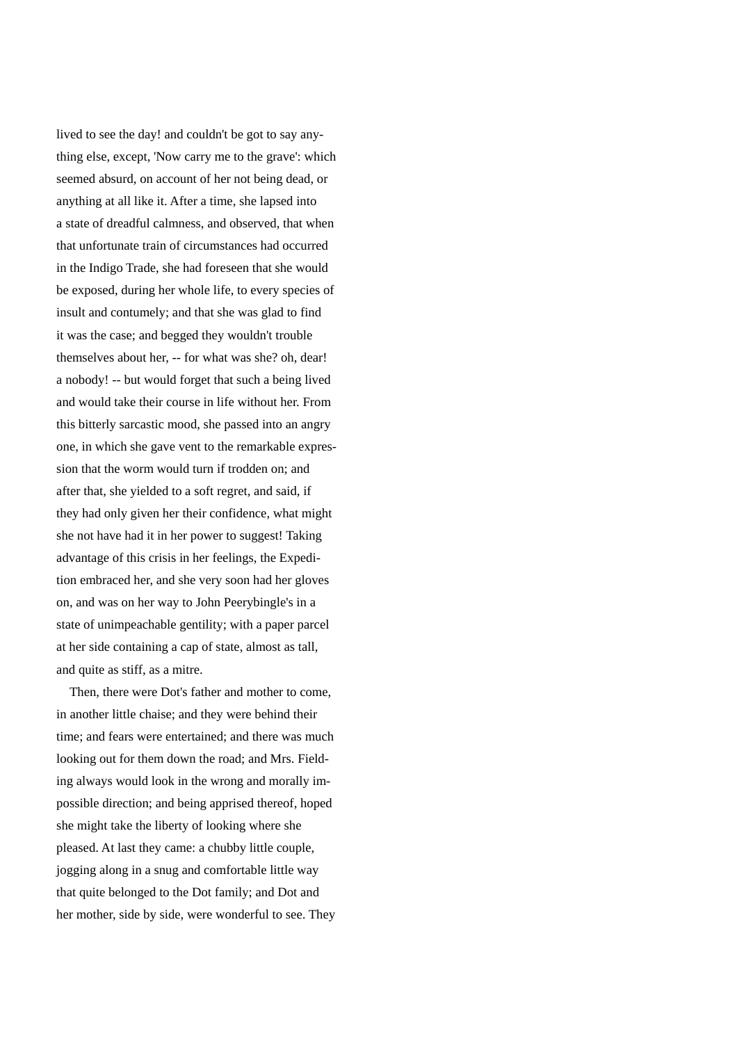lived to see the day! and couldn't be got to say anything else, except, 'Now carry me to the grave': which seemed absurd, on account of her not being dead, or anything at all like it. After a time, she lapsed into a state of dreadful calmness, and observed, that when that unfortunate train of circumstances had occurred in the Indigo Trade, she had foreseen that she would be exposed, during her whole life, to every species of insult and contumely; and that she was glad to find it was the case; and begged they wouldn't trouble themselves about her, -- for what was she? oh, dear! a nobody! -- but would forget that such a being lived and would take their course in life without her. From this bitterly sarcastic mood, she passed into an angry one, in which she gave vent to the remarkable expression that the worm would turn if trodden on; and after that, she yielded to a soft regret, and said, if they had only given her their confidence, what might she not have had it in her power to suggest! Taking advantage of this crisis in her feelings, the Expedition embraced her, and she very soon had her gloves on, and was on her way to John Peerybingle's in a state of unimpeachable gentility; with a paper parcel at her side containing a cap of state, almost as tall, and quite as stiff, as a mitre.

Then, there were Dot's father and mother to come, in another little chaise; and they were behind their time; and fears were entertained; and there was much looking out for them down the road; and Mrs. Fielding always would look in the wrong and morally impossible direction; and being apprised thereof, hoped she might take the liberty of looking where she pleased. At last they came: a chubby little couple, jogging along in a snug and comfortable little way that quite belonged to the Dot family; and Dot and her mother, side by side, were wonderful to see. They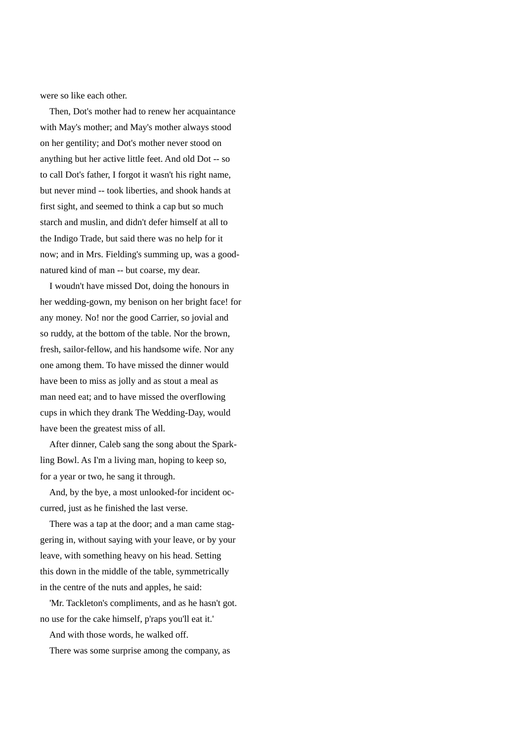were so like each other.

Then, Dot's mother had to renew her acquaintance with May's mother; and May's mother always stood on her gentility; and Dot's mother never stood on anything but her active little feet. And old Dot -- so to call Dot's father, I forgot it wasn't his right name, but never mind -- took liberties, and shook hands at first sight, and seemed to think a cap but so much starch and muslin, and didn't defer himself at all to the Indigo Trade, but said there was no help for it now; and in Mrs. Fielding's summing up, was a good-natured kind of man -- but coarse, my dear.

I woudn't have missed Dot, doing the honours in her wedding-gown, my benison on her bright face! for any money. No! nor the good Carrier, so jovial and so ruddy, at the bottom of the table. Nor the brown, fresh, sailor-fellow, and his handsome wife. Nor any one among them. To have missed the dinner would have been to miss as jolly and as stout a meal as man need eat; and to have missed the overflowing cups in which they drank The Wedding-Day, would have been the greatest miss of all.

After dinner, Caleb sang the song about the Sparkling Bowl. As I'm a living man, hoping to keep so, for a year or two, he sang it through.

And, by the bye, a most unlooked-for incident occurred, just as he finished the last verse.

There was a tap at the door; and a man came staggering in, without saying with your leave, or by your leave, with something heavy on his head. Setting this down in the middle of the table, symmetrically in the centre of the nuts and apples, he said:

'Mr. Tackleton's compliments, and as he hasn't got. no use for the cake himself, p'raps you'll eat it.'

And with those words, he walked off.

There was some surprise among the company, as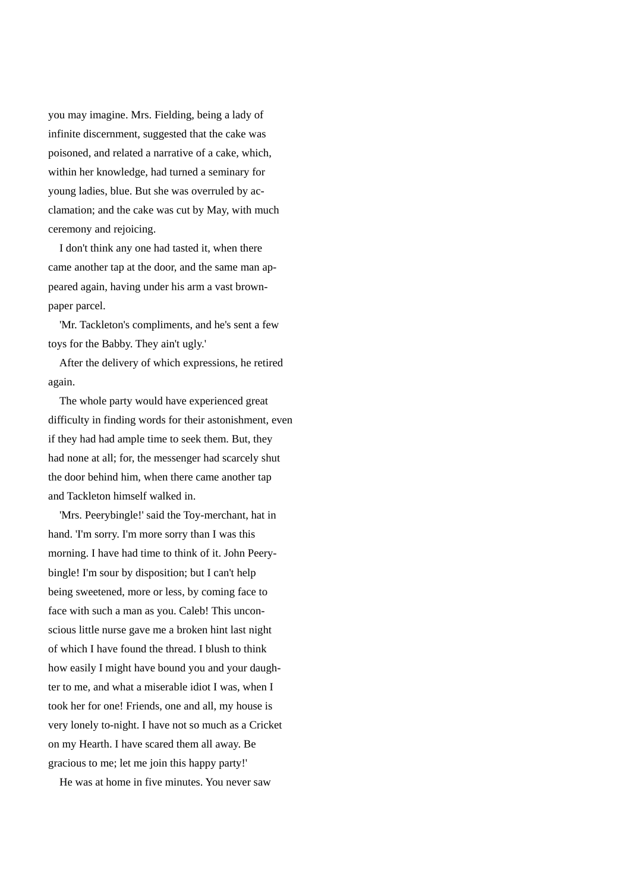you may imagine. Mrs. Fielding, being a lady of infinite discernment, suggested that the cake was poisoned, and related a narrative of a cake, which, within her knowledge, had turned a seminary for young ladies, blue. But she was overruled by acclamation; and the cake was cut by May, with much ceremony and rejoicing.

I don't think any one had tasted it, when there came another tap at the door, and the same man appeared again, having under his arm a vast brown-paper parcel.

'Mr. Tackleton's compliments, and he's sent a few toys for the Babby. They ain't ugly.'

After the delivery of which expressions, he retired again.

The whole party would have experienced great difficulty in finding words for their astonishment, even if they had had ample time to seek them. But, they had none at all; for, the messenger had scarcely shut the door behind him, when there came another tap and Tackleton himself walked in.

'Mrs. Peerybingle!' said the Toy-merchant, hat in hand. 'I'm sorry. I'm more sorry than I was this morning. I have had time to think of it. John Peerybingle! I'm sour by disposition; but I can't help being sweetened, more or less, by coming face to face with such a man as you. Caleb! This unconscious little nurse gave me a broken hint last night of which I have found the thread. I blush to think how easily I might have bound you and your daughter to me, and what a miserable idiot I was, when I took her for one! Friends, one and all, my house is very lonely to-night. I have not so much as a Cricket on my Hearth. I have scared them all away. Be gracious to me; let me join this happy party!'

He was at home in five minutes. You never saw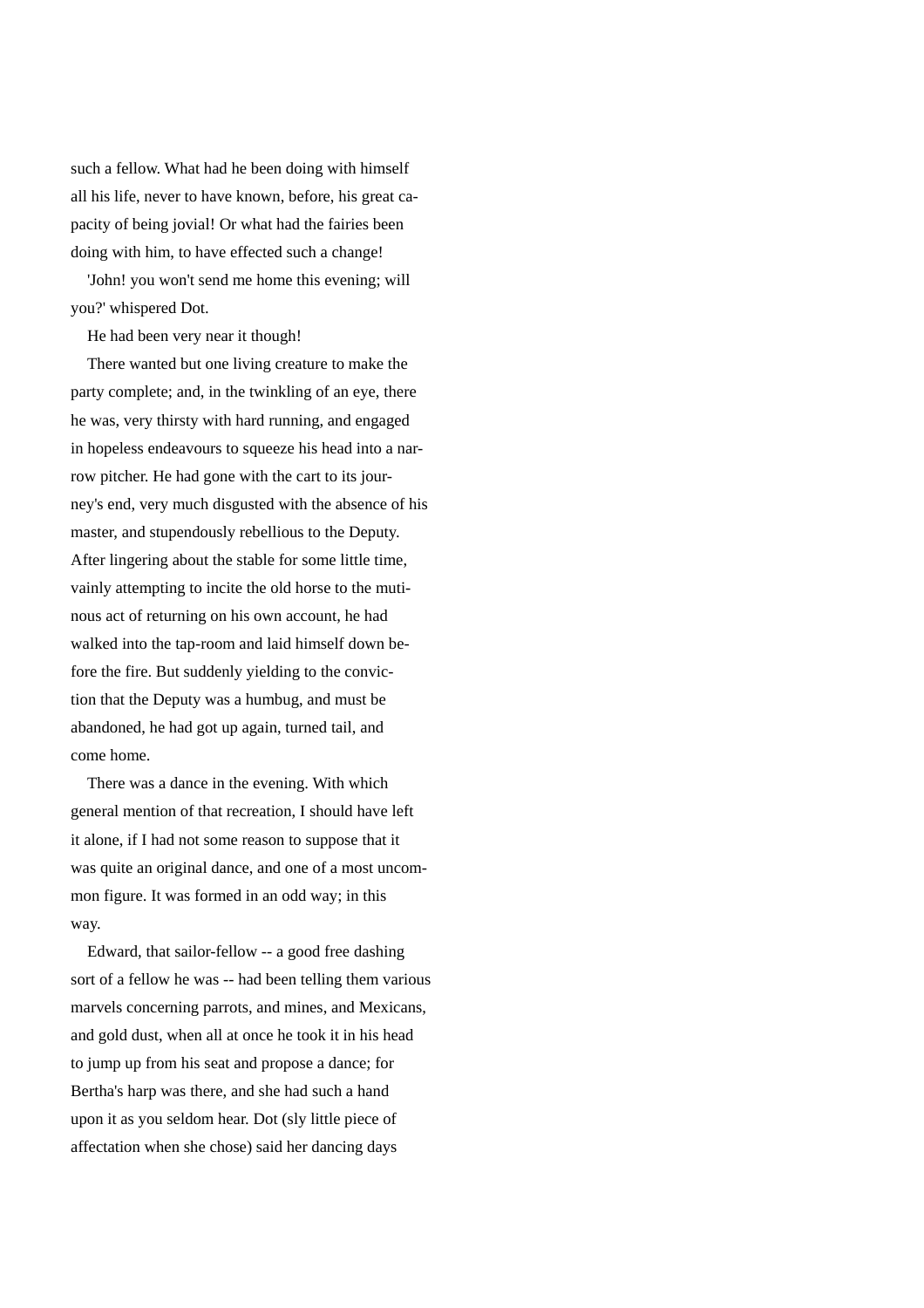such a fellow. What had he been doing with himself all his life, never to have known, before, his great capacity of being jovial! Or what had the fairies been doing with him, to have effected such a change!

'John! you won't send me home this evening; will you?' whispered Dot.

He had been very near it though!

There wanted but one living creature to make the party complete; and, in the twinkling of an eye, there he was, very thirsty with hard running, and engaged in hopeless endeavours to squeeze his head into a narrow pitcher. He had gone with the cart to its journey's end, very much disgusted with the absence of his master, and stupendously rebellious to the Deputy. After lingering about the stable for some little time, vainly attempting to incite the old horse to the mutinous act of returning on his own account, he had walked into the tap-room and laid himself down before the fire. But suddenly yielding to the conviction that the Deputy was a humbug, and must be abandoned, he had got up again, turned tail, and come home.

There was a dance in the evening. With which general mention of that recreation, I should have left it alone, if I had not some reason to suppose that it was quite an original dance, and one of a most uncommon figure. It was formed in an odd way; in this way.

Edward, that sailor-fellow -- a good free dashing sort of a fellow he was -- had been telling them various marvels concerning parrots, and mines, and Mexicans, and gold dust, when all at once he took it in his head to jump up from his seat and propose a dance; for Bertha's harp was there, and she had such a hand upon it as you seldom hear. Dot (sly little piece of affectation when she chose) said her dancing days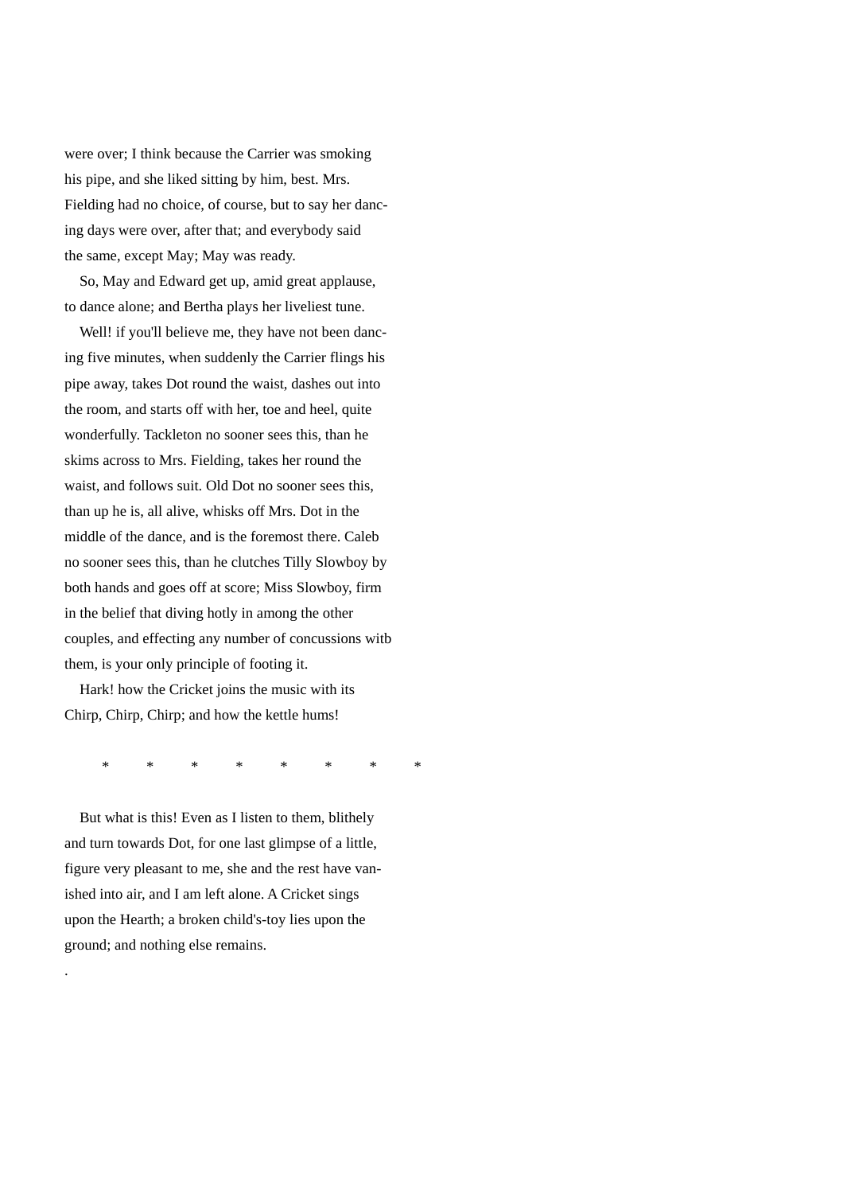were over; I think because the Carrier was smoking his pipe, and she liked sitting by him, best. Mrs. Fielding had no choice, of course, but to say her dancing days were over, after that; and everybody said the same, except May; May was ready.

So, May and Edward get up, amid great applause, to dance alone; and Bertha plays her liveliest tune.

Well! if you'll believe me, they have not been dancing five minutes, when suddenly the Carrier flings his pipe away, takes Dot round the waist, dashes out into the room, and starts off with her, toe and heel, quite wonderfully. Tackleton no sooner sees this, than he skims across to Mrs. Fielding, takes her round the waist, and follows suit. Old Dot no sooner sees this, than up he is, all alive, whisks off Mrs. Dot in the middle of the dance, and is the foremost there. Caleb no sooner sees this, than he clutches Tilly Slowboy by both hands and goes off at score; Miss Slowboy, firm in the belief that diving hotly in among the other couples, and effecting any number of concussions witb them, is your only principle of footing it.

Hark! how the Cricket joins the music with its Chirp, Chirp, Chirp; and how the kettle hums!

\* \* \* \* \* \* \* \*

But what is this! Even as I listen to them, blithely and turn towards Dot, for one last glimpse of a little, figure very pleasant to me, she and the rest have vanished into air, and I am left alone. A Cricket sings upon the Hearth; a broken child's-toy lies upon the ground; and nothing else remains.

.